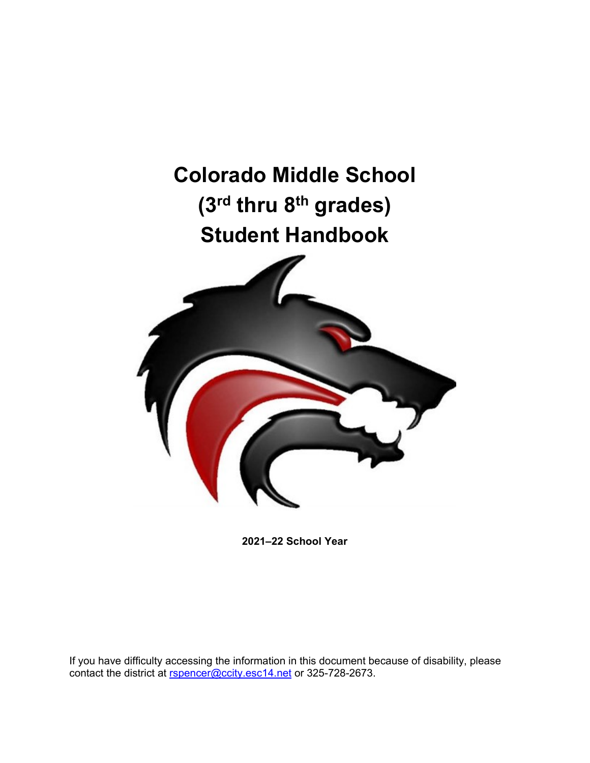# Colorado Middle School
# (3rd thru 8th grades)
# Student Handbook

**2021–22 School Year**

If you have difficulty accessing the information in this document because of disability, please contact the district at rspencer@ccity.esc14.net or 325-728-2673.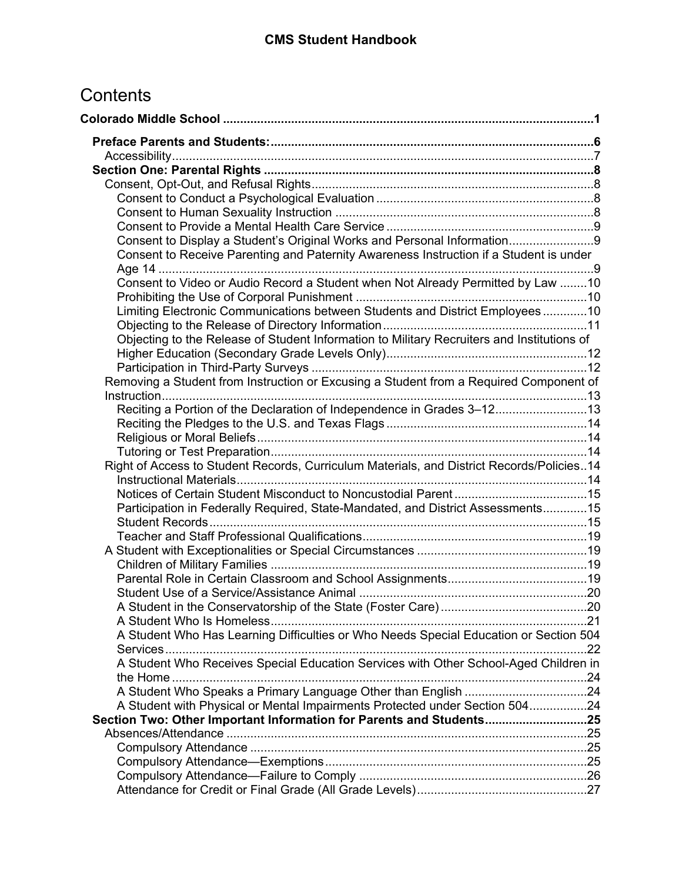# Contents

**Colorado Middle School ... 1**

- **Preface Parents and Students: ... 6**
  - Accessibility ... 7
- **Section One: Parental Rights ... 8**
  - Consent, Opt-Out, and Refusal Rights ... 8
    - Consent to Conduct a Psychological Evaluation ... 8
    - Consent to Human Sexuality Instruction ... 8
    - Consent to Provide a Mental Health Care Service ... 9
    - Consent to Display a Student's Original Works and Personal Information ... 9
    - Consent to Receive Parenting and Paternity Awareness Instruction if a Student is under Age 14 ... 9
    - Consent to Video or Audio Record a Student when Not Already Permitted by Law ... 10
    - Prohibiting the Use of Corporal Punishment ... 10
    - Limiting Electronic Communications between Students and District Employees ... 10
    - Objecting to the Release of Directory Information ... 11
    - Objecting to the Release of Student Information to Military Recruiters and Institutions of Higher Education (Secondary Grade Levels Only) ... 12
    - Participation in Third-Party Surveys ... 12
  - Removing a Student from Instruction or Excusing a Student from a Required Component of Instruction ... 13
    - Reciting a Portion of the Declaration of Independence in Grades 3–12 ... 13
    - Reciting the Pledges to the U.S. and Texas Flags ... 14
    - Religious or Moral Beliefs ... 14
    - Tutoring or Test Preparation ... 14
  - Right of Access to Student Records, Curriculum Materials, and District Records/Policies ... 14
    - Instructional Materials ... 14
    - Notices of Certain Student Misconduct to Noncustodial Parent ... 15
    - Participation in Federally Required, State-Mandated, and District Assessments ... 15
    - Student Records ... 15
    - Teacher and Staff Professional Qualifications ... 19
  - A Student with Exceptionalities or Special Circumstances ... 19
    - Children of Military Families ... 19
    - Parental Role in Certain Classroom and School Assignments ... 19
    - Student Use of a Service/Assistance Animal ... 20
    - A Student in the Conservatorship of the State (Foster Care) ... 20
    - A Student Who Is Homeless ... 21
    - A Student Who Has Learning Difficulties or Who Needs Special Education or Section 504 Services ... 22
    - A Student Who Receives Special Education Services with Other School-Aged Children in the Home ... 24
    - A Student Who Speaks a Primary Language Other than English ... 24
    - A Student with Physical or Mental Impairments Protected under Section 504 ... 24
- **Section Two: Other Important Information for Parents and Students ... 25**
  - Absences/Attendance ... 25
    - Compulsory Attendance ... 25
    - Compulsory Attendance—Exemptions ... 25
    - Compulsory Attendance—Failure to Comply ... 26
    - Attendance for Credit or Final Grade (All Grade Levels) ... 27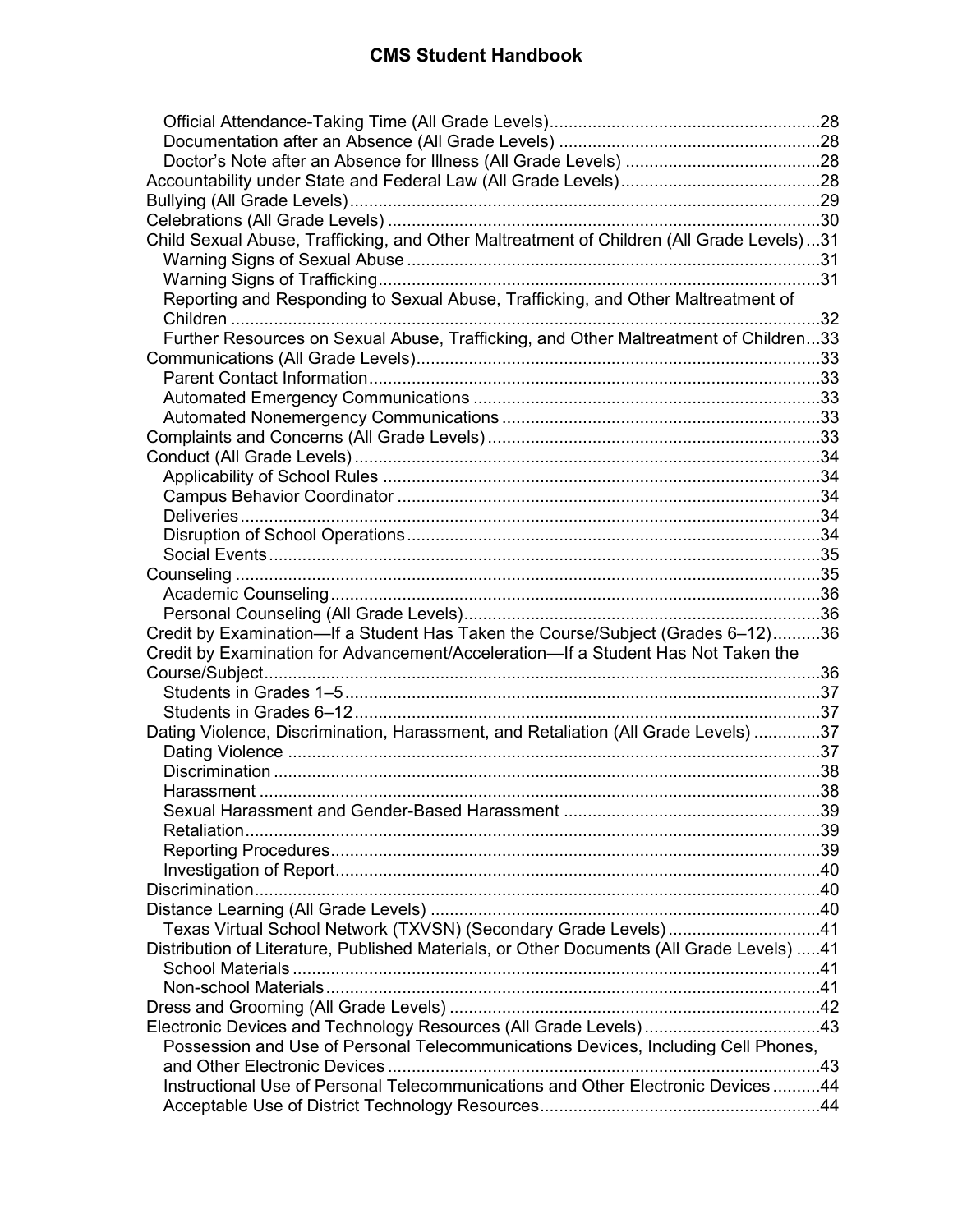Official Attendance-Taking Time (All Grade Levels) ......................................................... 28
Documentation after an Absence (All Grade Levels) ....................................................... 28
Doctor's Note after an Absence for Illness (All Grade Levels) ......................................... 28
Accountability under State and Federal Law (All Grade Levels) .......................................... 28
Bullying (All Grade Levels) ................................................................................................... 29
Celebrations (All Grade Levels) ........................................................................................... 30
Child Sexual Abuse, Trafficking, and Other Maltreatment of Children (All Grade Levels) ... 31
Warning Signs of Sexual Abuse ....................................................................................... 31
Warning Signs of Trafficking ............................................................................................. 31
Reporting and Responding to Sexual Abuse, Trafficking, and Other Maltreatment of Children ............................................................................................................................ 32
Further Resources on Sexual Abuse, Trafficking, and Other Maltreatment of Children ... 33
Communications (All Grade Levels) ..................................................................................... 33
Parent Contact Information ............................................................................................... 33
Automated Emergency Communications .......................................................................... 33
Automated Nonemergency Communications .................................................................... 33
Complaints and Concerns (All Grade Levels) ...................................................................... 33
Conduct (All Grade Levels) .................................................................................................. 34
Applicability of School Rules ............................................................................................ 34
Campus Behavior Coordinator ......................................................................................... 34
Deliveries .......................................................................................................................... 34
Disruption of School Operations ....................................................................................... 34
Social Events .................................................................................................................... 35
Counseling ........................................................................................................................... 35
Academic Counseling ....................................................................................................... 36
Personal Counseling (All Grade Levels) ........................................................................... 36
Credit by Examination—If a Student Has Taken the Course/Subject (Grades 6–12) .......... 36
Credit by Examination for Advancement/Acceleration—If a Student Has Not Taken the Course/Subject ..................................................................................................................... 36
Students in Grades 1–5 .................................................................................................... 37
Students in Grades 6–12 .................................................................................................. 37
Dating Violence, Discrimination, Harassment, and Retaliation (All Grade Levels) .............. 37
Dating Violence ................................................................................................................ 37
Discrimination ................................................................................................................... 38
Harassment ...................................................................................................................... 38
Sexual Harassment and Gender-Based Harassment ...................................................... 39
Retaliation ......................................................................................................................... 39
Reporting Procedures ....................................................................................................... 39
Investigation of Report ...................................................................................................... 40
Discrimination ....................................................................................................................... 40
Distance Learning (All Grade Levels) .................................................................................. 40
Texas Virtual School Network (TXVSN) (Secondary Grade Levels) ................................ 41
Distribution of Literature, Published Materials, or Other Documents (All Grade Levels) ..... 41
School Materials ............................................................................................................... 41
Non-school Materials ........................................................................................................ 41
Dress and Grooming (All Grade Levels) .............................................................................. 42
Electronic Devices and Technology Resources (All Grade Levels) ..................................... 43
Possession and Use of Personal Telecommunications Devices, Including Cell Phones, and Other Electronic Devices ........................................................................................... 43
Instructional Use of Personal Telecommunications and Other Electronic Devices .......... 44
Acceptable Use of District Technology Resources ........................................................... 44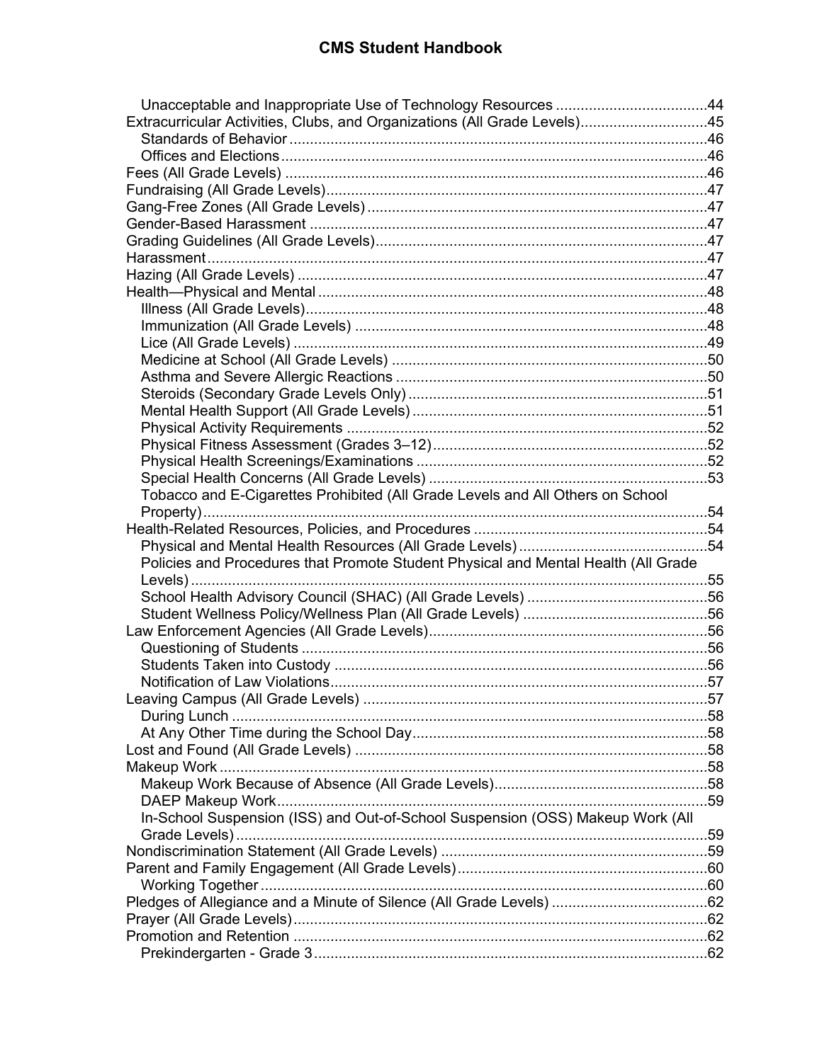- Unacceptable and Inappropriate Use of Technology Resources ....................................44
- Extracurricular Activities, Clubs, and Organizations (All Grade Levels)...............................45
  - Standards of Behavior ....................................................................................................46
  - Offices and Elections.......................................................................................................46
- Fees (All Grade Levels) ......................................................................................................46
- Fundraising (All Grade Levels)............................................................................................47
- Gang-Free Zones (All Grade Levels) ..................................................................................47
- Gender-Based Harassment .................................................................................................47
- Grading Guidelines (All Grade Levels)................................................................................47
- Harassment.........................................................................................................................47
- Hazing (All Grade Levels) ...................................................................................................47
- Health—Physical and Mental ..............................................................................................48
  - Illness (All Grade Levels).................................................................................................48
  - Immunization (All Grade Levels) .....................................................................................48
  - Lice (All Grade Levels) ....................................................................................................49
  - Medicine at School (All Grade Levels) .............................................................................50
  - Asthma and Severe Allergic Reactions ............................................................................50
  - Steroids (Secondary Grade Levels Only) .........................................................................51
  - Mental Health Support (All Grade Levels) ........................................................................51
  - Physical Activity Requirements .......................................................................................52
  - Physical Fitness Assessment (Grades 3–12)...................................................................52
  - Physical Health Screenings/Examinations .......................................................................52
  - Special Health Concerns (All Grade Levels) ....................................................................53
  - Tobacco and E-Cigarettes Prohibited (All Grade Levels and All Others on School Property)..........................................................................................................................54
- Health-Related Resources, Policies, and Procedures .........................................................54
  - Physical and Mental Health Resources (All Grade Levels) .............................................54
  - Policies and Procedures that Promote Student Physical and Mental Health (All Grade Levels).............................................................................................................................55
  - School Health Advisory Council (SHAC) (All Grade Levels) ............................................56
  - Student Wellness Policy/Wellness Plan (All Grade Levels) .............................................56
- Law Enforcement Agencies (All Grade Levels)...................................................................56
  - Questioning of Students ..................................................................................................56
  - Students Taken into Custody ..........................................................................................56
  - Notification of Law Violations...........................................................................................57
- Leaving Campus (All Grade Levels) ...................................................................................57
  - During Lunch ...................................................................................................................58
  - At Any Other Time during the School Day.......................................................................58
- Lost and Found (All Grade Levels) .....................................................................................58
- Makeup Work ......................................................................................................................58
  - Makeup Work Because of Absence (All Grade Levels)...................................................58
  - DAEP Makeup Work........................................................................................................59
  - In-School Suspension (ISS) and Out-of-School Suspension (OSS) Makeup Work (All Grade Levels)..................................................................................................................59
- Nondiscrimination Statement (All Grade Levels) ................................................................59
- Parent and Family Engagement (All Grade Levels).............................................................60
  - Working Together ............................................................................................................60
- Pledges of Allegiance and a Minute of Silence (All Grade Levels) ......................................62
- Prayer (All Grade Levels)....................................................................................................62
- Promotion and Retention ....................................................................................................62
  - Prekindergarten - Grade 3...............................................................................................62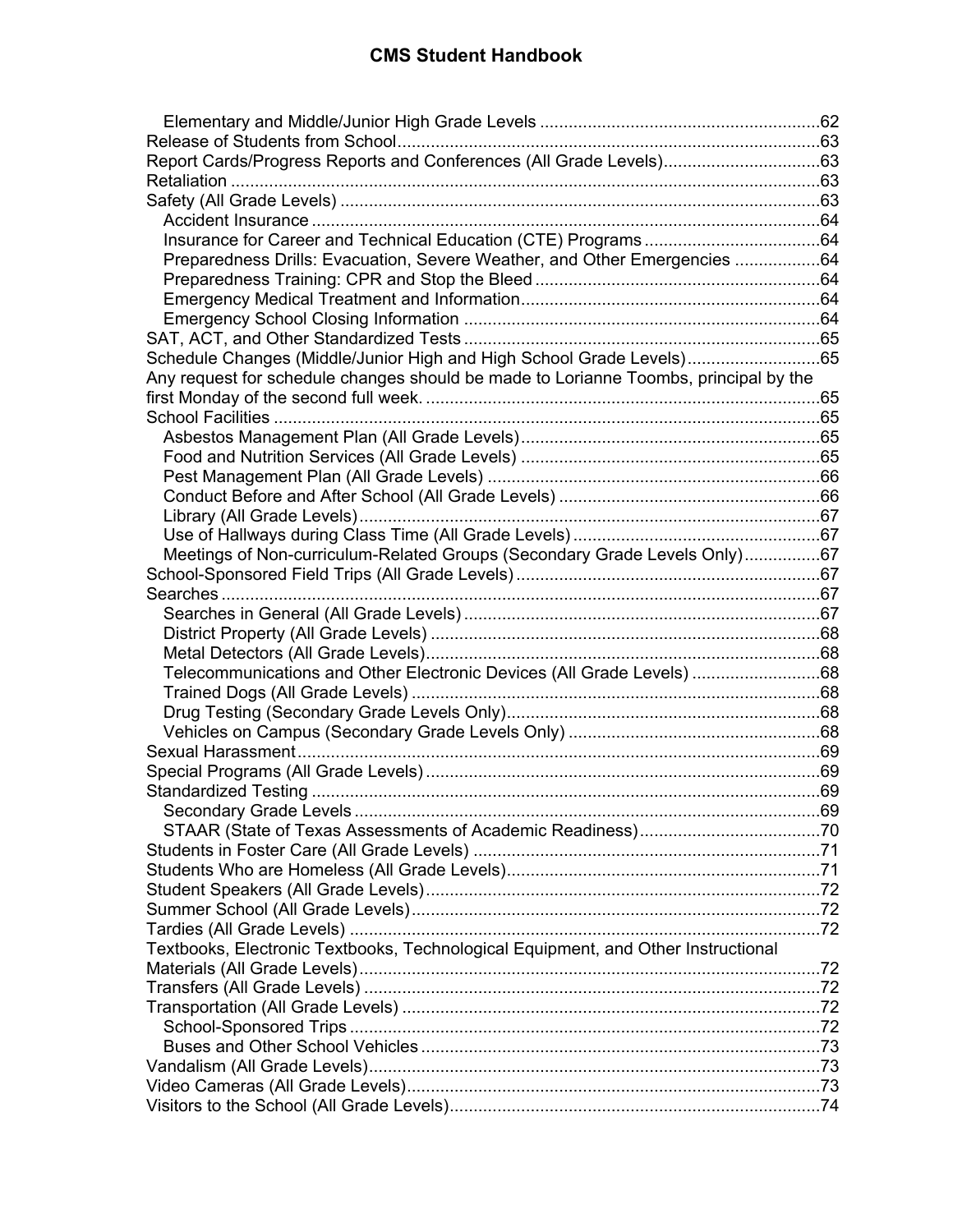Elementary and Middle/Junior High Grade Levels ..........................................................62
Release of Students from School........................................................................................63
Report Cards/Progress Reports and Conferences (All Grade Levels)................................63
Retaliation ............................................................................................................................63
Safety (All Grade Levels) ....................................................................................................63
Accident Insurance ..........................................................................................................64
Insurance for Career and Technical Education (CTE) Programs ....................................64
Preparedness Drills: Evacuation, Severe Weather, and Other Emergencies ..................64
Preparedness Training: CPR and Stop the Bleed ...........................................................64
Emergency Medical Treatment and Information..............................................................64
Emergency School Closing Information ..........................................................................64
SAT, ACT, and Other Standardized Tests ..........................................................................65
Schedule Changes (Middle/Junior High and High School Grade Levels)...........................65
Any request for schedule changes should be made to Lorianne Toombs, principal by the first Monday of the second full week. ..................................................................................65
School Facilities ..................................................................................................................65
Asbestos Management Plan (All Grade Levels)..............................................................65
Food and Nutrition Services (All Grade Levels) ..............................................................65
Pest Management Plan (All Grade Levels) .....................................................................66
Conduct Before and After School (All Grade Levels) ......................................................66
Library (All Grade Levels)................................................................................................67
Use of Hallways during Class Time (All Grade Levels) ...................................................67
Meetings of Non-curriculum-Related Groups (Secondary Grade Levels Only)................67
School-Sponsored Field Trips (All Grade Levels)...............................................................67
Searches .............................................................................................................................67
Searches in General (All Grade Levels) ..........................................................................67
District Property (All Grade Levels) .................................................................................68
Metal Detectors (All Grade Levels)..................................................................................68
Telecommunications and Other Electronic Devices (All Grade Levels) ..........................68
Trained Dogs (All Grade Levels) .....................................................................................68
Drug Testing (Secondary Grade Levels Only)..................................................................68
Vehicles on Campus (Secondary Grade Levels Only) .....................................................68
Sexual Harassment.............................................................................................................69
Special Programs (All Grade Levels)..................................................................................69
Standardized Testing ..........................................................................................................69
Secondary Grade Levels .................................................................................................69
STAAR (State of Texas Assessments of Academic Readiness)......................................70
Students in Foster Care (All Grade Levels) .........................................................................71
Students Who are Homeless (All Grade Levels)..................................................................71
Student Speakers (All Grade Levels)...................................................................................72
Summer School (All Grade Levels).....................................................................................72
Tardies (All Grade Levels) ..................................................................................................72
Textbooks, Electronic Textbooks, Technological Equipment, and Other Instructional Materials (All Grade Levels)................................................................................................72
Transfers (All Grade Levels) ...............................................................................................72
Transportation (All Grade Levels) .......................................................................................72
School-Sponsored Trips ..................................................................................................72
Buses and Other School Vehicles ...................................................................................73
Vandalism (All Grade Levels)..............................................................................................73
Video Cameras (All Grade Levels).......................................................................................73
Visitors to the School (All Grade Levels).............................................................................74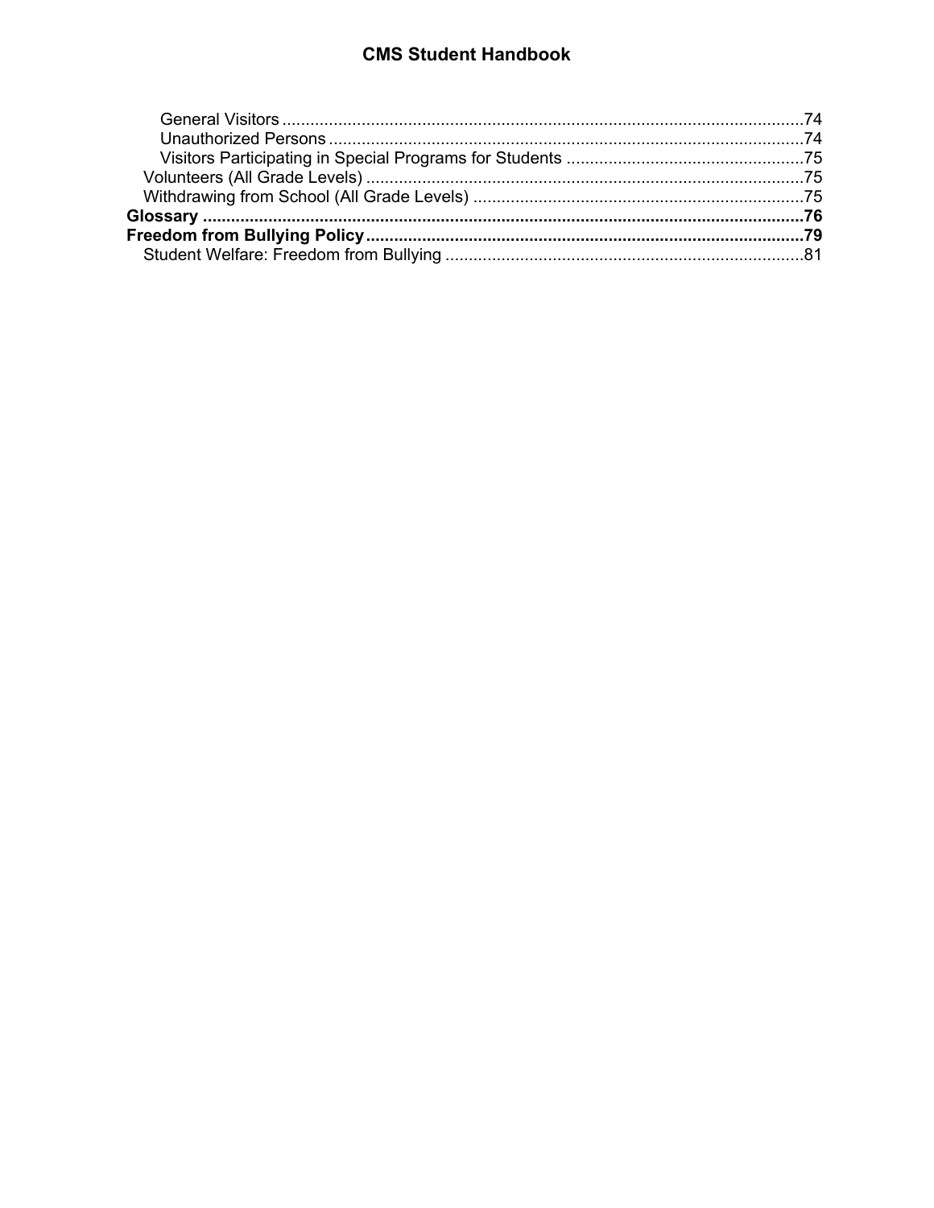General Visitors ....................................................................................................................74
Unauthorized Persons ...........................................................................................................74
Visitors Participating in Special Programs for Students ........................................................75
Volunteers (All Grade Levels) ....................................................................................................75
Withdrawing from School (All Grade Levels) .............................................................................75
**Glossary .......................................................................................................................................76**
**Freedom from Bullying Policy......................................................................................................79**
Student Welfare: Freedom from Bullying ....................................................................................81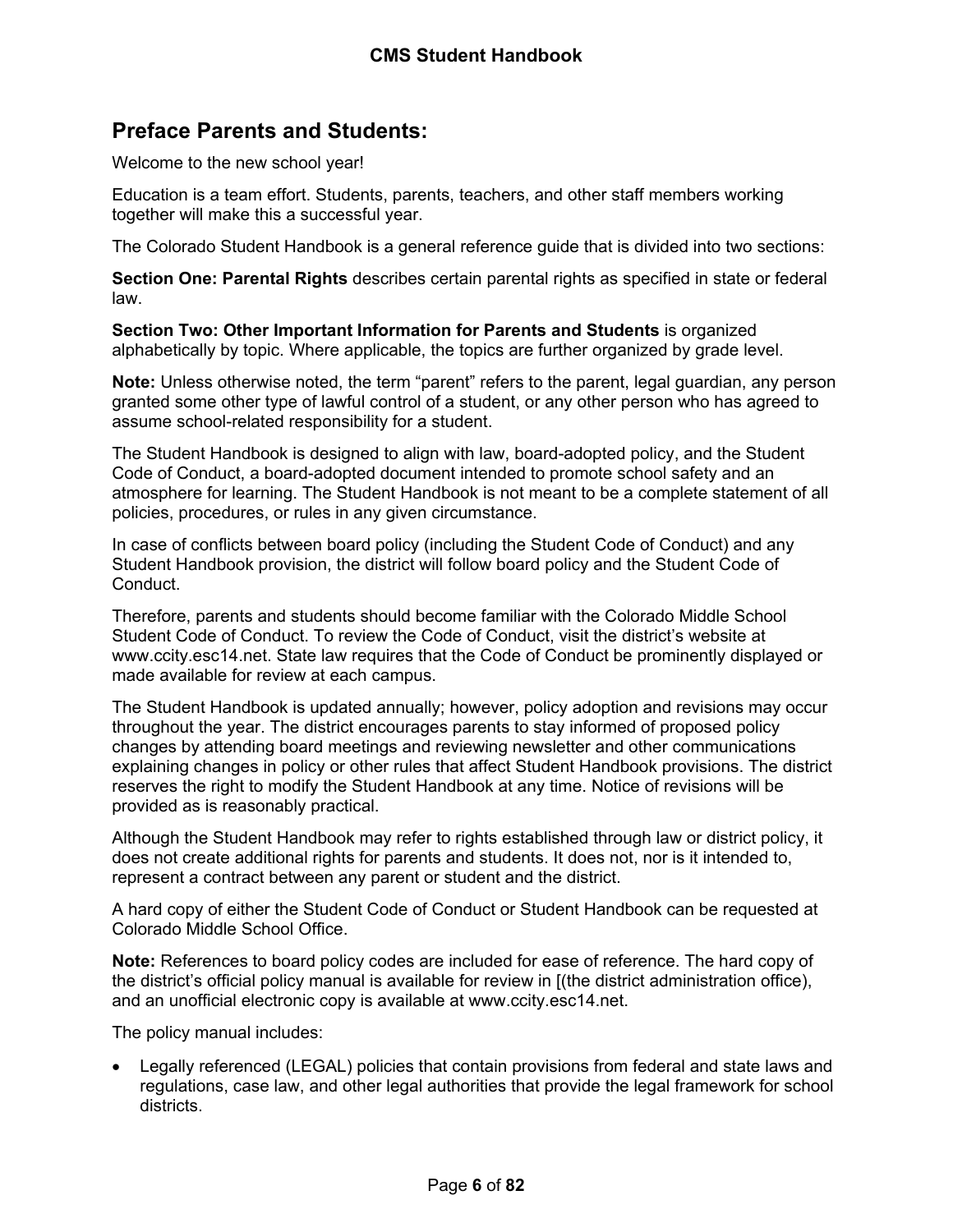## Preface Parents and Students:

Welcome to the new school year!

Education is a team effort. Students, parents, teachers, and other staff members working together will make this a successful year.

The Colorado Student Handbook is a general reference guide that is divided into two sections:

**Section One: Parental Rights** describes certain parental rights as specified in state or federal law.

**Section Two: Other Important Information for Parents and Students** is organized alphabetically by topic. Where applicable, the topics are further organized by grade level.

**Note:** Unless otherwise noted, the term "parent" refers to the parent, legal guardian, any person granted some other type of lawful control of a student, or any other person who has agreed to assume school-related responsibility for a student.

The Student Handbook is designed to align with law, board-adopted policy, and the Student Code of Conduct, a board-adopted document intended to promote school safety and an atmosphere for learning. The Student Handbook is not meant to be a complete statement of all policies, procedures, or rules in any given circumstance.

In case of conflicts between board policy (including the Student Code of Conduct) and any Student Handbook provision, the district will follow board policy and the Student Code of Conduct.

Therefore, parents and students should become familiar with the Colorado Middle School Student Code of Conduct. To review the Code of Conduct, visit the district's website at www.ccity.esc14.net. State law requires that the Code of Conduct be prominently displayed or made available for review at each campus.

The Student Handbook is updated annually; however, policy adoption and revisions may occur throughout the year. The district encourages parents to stay informed of proposed policy changes by attending board meetings and reviewing newsletter and other communications explaining changes in policy or other rules that affect Student Handbook provisions. The district reserves the right to modify the Student Handbook at any time. Notice of revisions will be provided as is reasonably practical.

Although the Student Handbook may refer to rights established through law or district policy, it does not create additional rights for parents and students. It does not, nor is it intended to, represent a contract between any parent or student and the district.

A hard copy of either the Student Code of Conduct or Student Handbook can be requested at Colorado Middle School Office.

**Note:** References to board policy codes are included for ease of reference. The hard copy of the district's official policy manual is available for review in [(the district administration office), and an unofficial electronic copy is available at www.ccity.esc14.net.

The policy manual includes:

- Legally referenced (LEGAL) policies that contain provisions from federal and state laws and regulations, case law, and other legal authorities that provide the legal framework for school districts.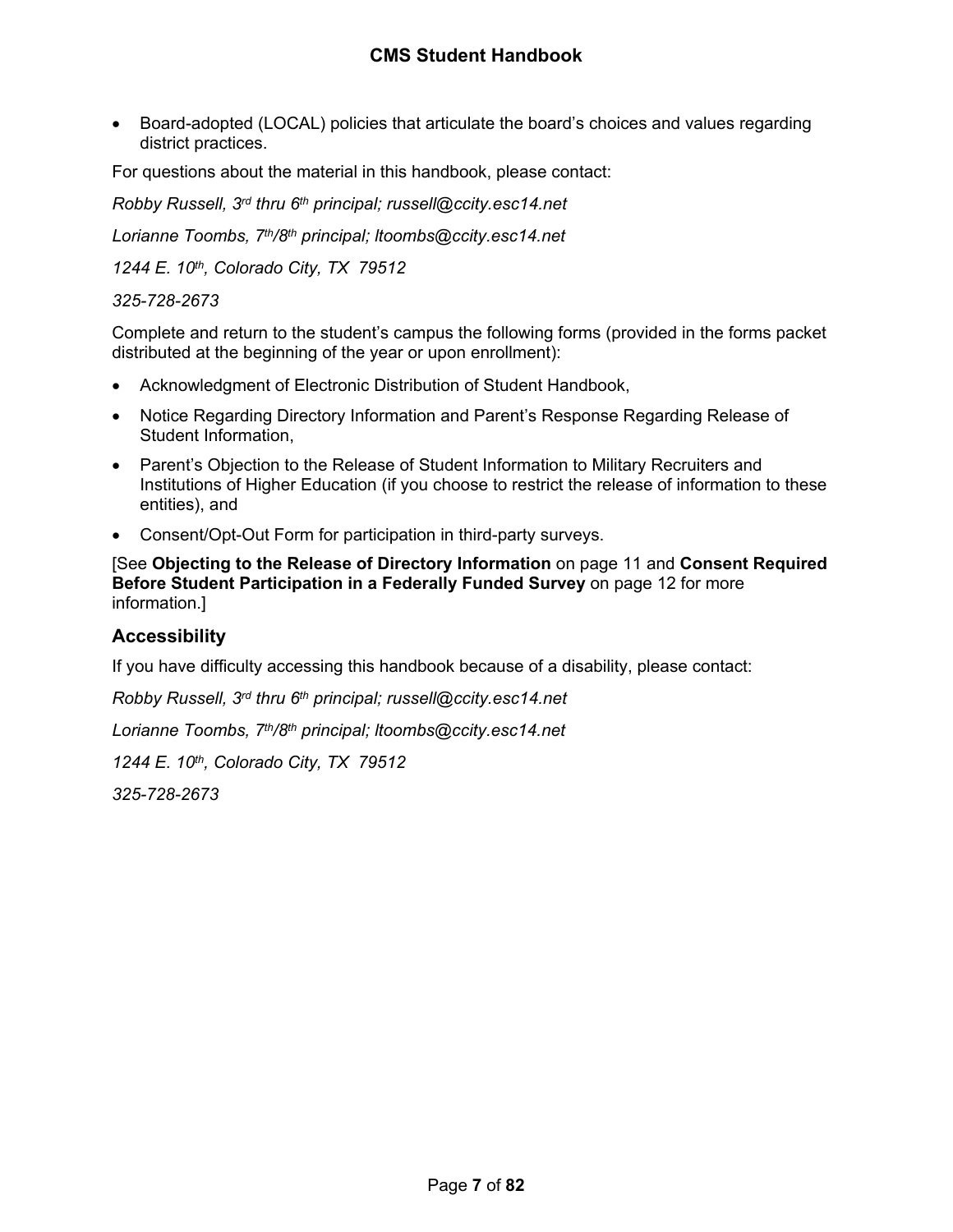- Board-adopted (LOCAL) policies that articulate the board's choices and values regarding district practices.

For questions about the material in this handbook, please contact:

*Robby Russell, 3rd thru 6th principal; russell@ccity.esc14.net*

*Lorianne Toombs, 7th/8th principal; ltoombs@ccity.esc14.net*

*1244 E. 10th, Colorado City, TX 79512*

*325-728-2673*

Complete and return to the student's campus the following forms (provided in the forms packet distributed at the beginning of the year or upon enrollment):

- Acknowledgment of Electronic Distribution of Student Handbook,
- Notice Regarding Directory Information and Parent's Response Regarding Release of Student Information,
- Parent's Objection to the Release of Student Information to Military Recruiters and Institutions of Higher Education (if you choose to restrict the release of information to these entities), and
- Consent/Opt-Out Form for participation in third-party surveys.

[See **Objecting to the Release of Directory Information** on page 11 and **Consent Required Before Student Participation in a Federally Funded Survey** on page 12 for more information.]

## Accessibility

If you have difficulty accessing this handbook because of a disability, please contact:

*Robby Russell, 3rd thru 6th principal; russell@ccity.esc14.net*

*Lorianne Toombs, 7th/8th principal; ltoombs@ccity.esc14.net*

*1244 E. 10th, Colorado City, TX 79512*

*325-728-2673*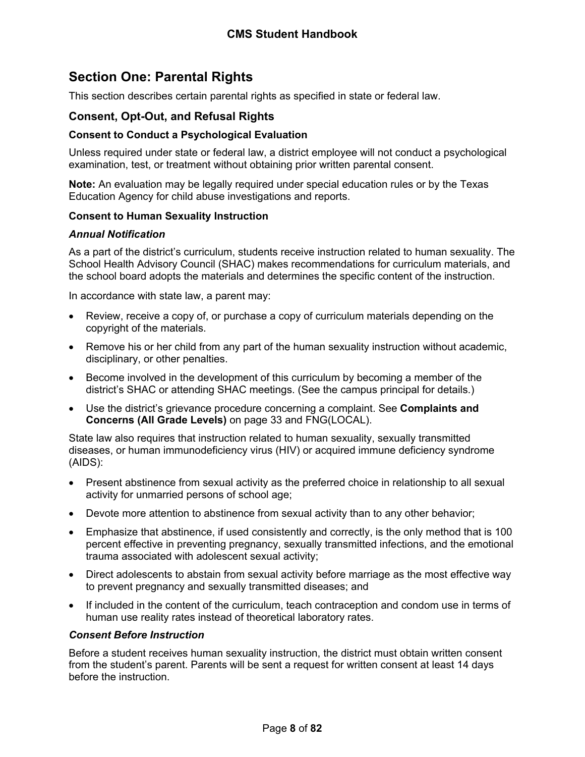## Section One: Parental Rights

This section describes certain parental rights as specified in state or federal law.

### Consent, Opt-Out, and Refusal Rights

#### Consent to Conduct a Psychological Evaluation

Unless required under state or federal law, a district employee will not conduct a psychological examination, test, or treatment without obtaining prior written parental consent.

**Note:** An evaluation may be legally required under special education rules or by the Texas Education Agency for child abuse investigations and reports.

#### Consent to Human Sexuality Instruction

##### *Annual Notification*

As a part of the district's curriculum, students receive instruction related to human sexuality. The School Health Advisory Council (SHAC) makes recommendations for curriculum materials, and the school board adopts the materials and determines the specific content of the instruction.

In accordance with state law, a parent may:

- Review, receive a copy of, or purchase a copy of curriculum materials depending on the copyright of the materials.
- Remove his or her child from any part of the human sexuality instruction without academic, disciplinary, or other penalties.
- Become involved in the development of this curriculum by becoming a member of the district's SHAC or attending SHAC meetings. (See the campus principal for details.)
- Use the district's grievance procedure concerning a complaint. See **Complaints and Concerns (All Grade Levels)** on page 33 and FNG(LOCAL).

State law also requires that instruction related to human sexuality, sexually transmitted diseases, or human immunodeficiency virus (HIV) or acquired immune deficiency syndrome (AIDS):

- Present abstinence from sexual activity as the preferred choice in relationship to all sexual activity for unmarried persons of school age;
- Devote more attention to abstinence from sexual activity than to any other behavior;
- Emphasize that abstinence, if used consistently and correctly, is the only method that is 100 percent effective in preventing pregnancy, sexually transmitted infections, and the emotional trauma associated with adolescent sexual activity;
- Direct adolescents to abstain from sexual activity before marriage as the most effective way to prevent pregnancy and sexually transmitted diseases; and
- If included in the content of the curriculum, teach contraception and condom use in terms of human use reality rates instead of theoretical laboratory rates.

##### *Consent Before Instruction*

Before a student receives human sexuality instruction, the district must obtain written consent from the student's parent. Parents will be sent a request for written consent at least 14 days before the instruction.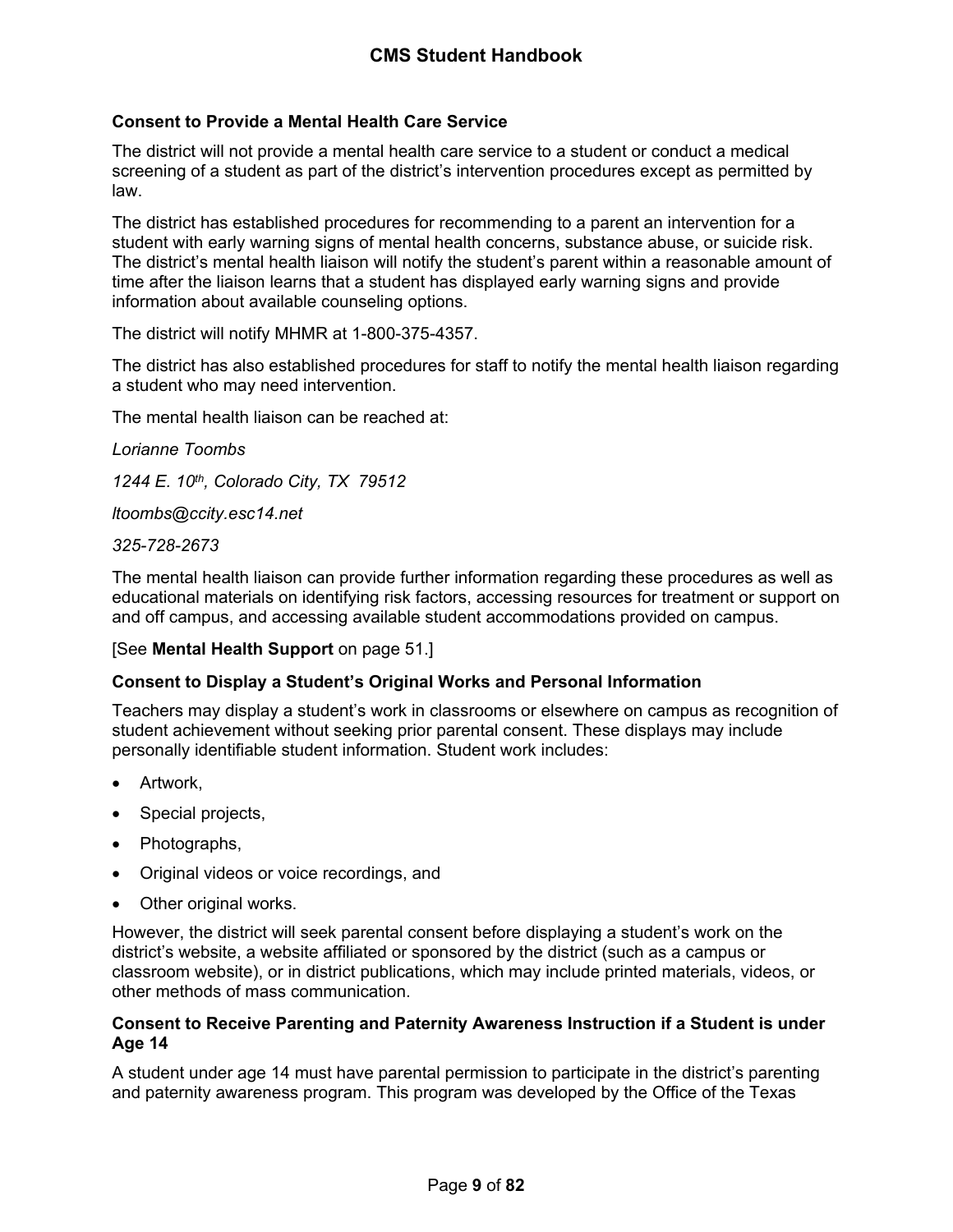### Consent to Provide a Mental Health Care Service

The district will not provide a mental health care service to a student or conduct a medical screening of a student as part of the district's intervention procedures except as permitted by law.

The district has established procedures for recommending to a parent an intervention for a student with early warning signs of mental health concerns, substance abuse, or suicide risk. The district's mental health liaison will notify the student's parent within a reasonable amount of time after the liaison learns that a student has displayed early warning signs and provide information about available counseling options.

The district will notify MHMR at 1-800-375-4357.

The district has also established procedures for staff to notify the mental health liaison regarding a student who may need intervention.

The mental health liaison can be reached at:

*Lorianne Toombs*

*1244 E. 10th, Colorado City, TX 79512*

*ltoombs@ccity.esc14.net*

*325-728-2673*

The mental health liaison can provide further information regarding these procedures as well as educational materials on identifying risk factors, accessing resources for treatment or support on and off campus, and accessing available student accommodations provided on campus.

[See **Mental Health Support** on page 51.]

### Consent to Display a Student's Original Works and Personal Information

Teachers may display a student's work in classrooms or elsewhere on campus as recognition of student achievement without seeking prior parental consent. These displays may include personally identifiable student information. Student work includes:

- Artwork,
- Special projects,
- Photographs,
- Original videos or voice recordings, and
- Other original works.

However, the district will seek parental consent before displaying a student's work on the district's website, a website affiliated or sponsored by the district (such as a campus or classroom website), or in district publications, which may include printed materials, videos, or other methods of mass communication.

### Consent to Receive Parenting and Paternity Awareness Instruction if a Student is under Age 14

A student under age 14 must have parental permission to participate in the district's parenting and paternity awareness program. This program was developed by the Office of the Texas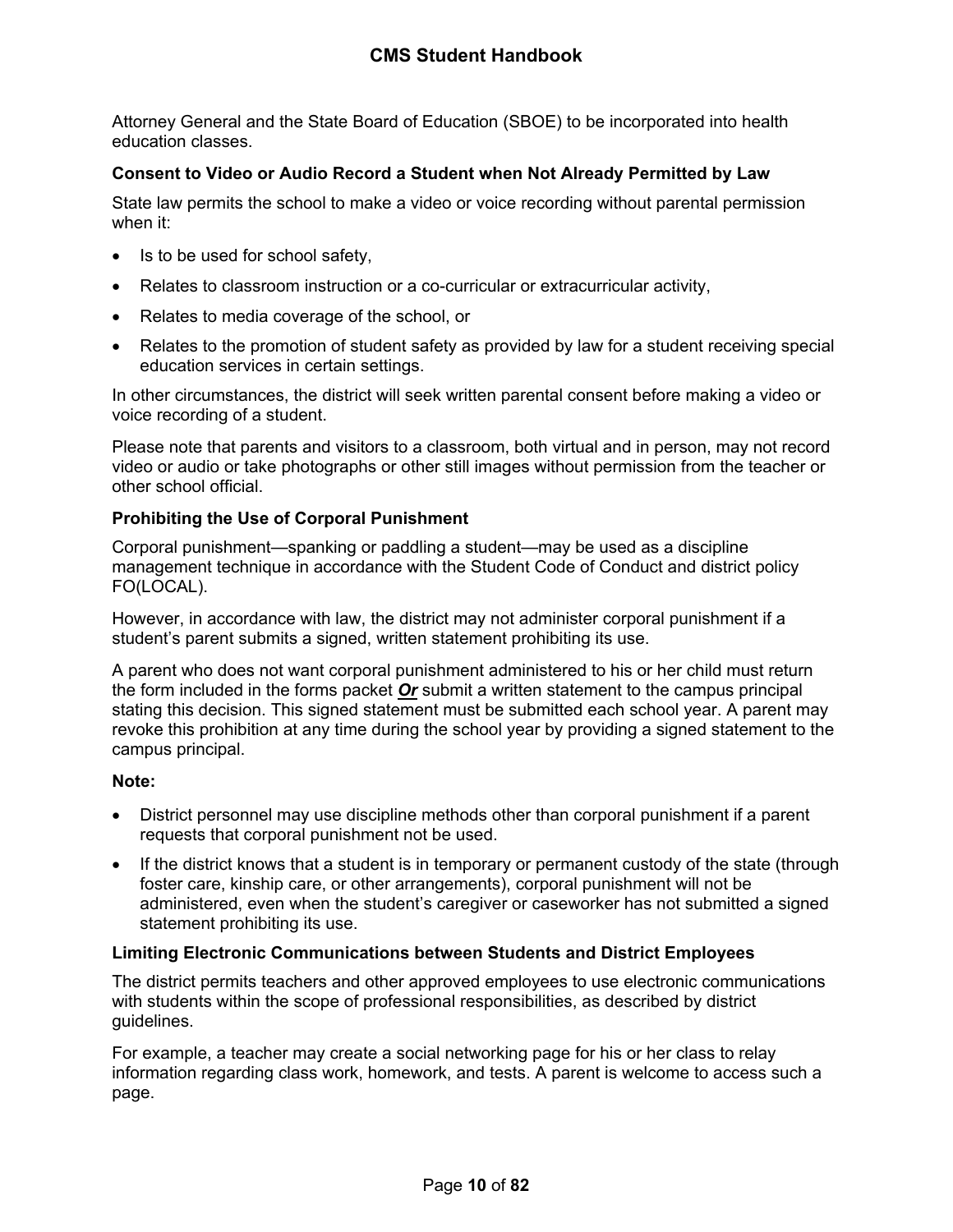Attorney General and the State Board of Education (SBOE) to be incorporated into health education classes.

### Consent to Video or Audio Record a Student when Not Already Permitted by Law

State law permits the school to make a video or voice recording without parental permission when it:

- Is to be used for school safety,
- Relates to classroom instruction or a co-curricular or extracurricular activity,
- Relates to media coverage of the school, or
- Relates to the promotion of student safety as provided by law for a student receiving special education services in certain settings.

In other circumstances, the district will seek written parental consent before making a video or voice recording of a student.

Please note that parents and visitors to a classroom, both virtual and in person, may not record video or audio or take photographs or other still images without permission from the teacher or other school official.

### Prohibiting the Use of Corporal Punishment

Corporal punishment—spanking or paddling a student—may be used as a discipline management technique in accordance with the Student Code of Conduct and district policy FO(LOCAL).

However, in accordance with law, the district may not administer corporal punishment if a student's parent submits a signed, written statement prohibiting its use.

A parent who does not want corporal punishment administered to his or her child must return the form included in the forms packet ***<u>Or</u>*** submit a written statement to the campus principal stating this decision. This signed statement must be submitted each school year. A parent may revoke this prohibition at any time during the school year by providing a signed statement to the campus principal.

**Note:**

- District personnel may use discipline methods other than corporal punishment if a parent requests that corporal punishment not be used.
- If the district knows that a student is in temporary or permanent custody of the state (through foster care, kinship care, or other arrangements), corporal punishment will not be administered, even when the student's caregiver or caseworker has not submitted a signed statement prohibiting its use.

### Limiting Electronic Communications between Students and District Employees

The district permits teachers and other approved employees to use electronic communications with students within the scope of professional responsibilities, as described by district guidelines.

For example, a teacher may create a social networking page for his or her class to relay information regarding class work, homework, and tests. A parent is welcome to access such a page.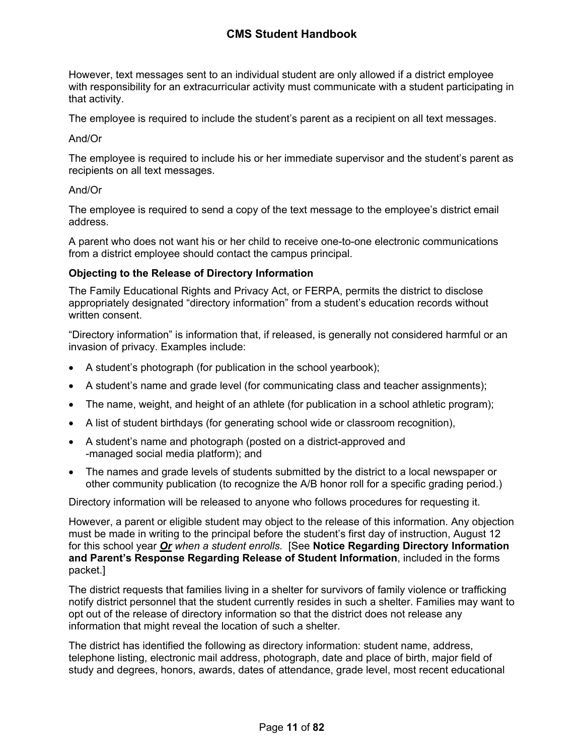However, text messages sent to an individual student are only allowed if a district employee with responsibility for an extracurricular activity must communicate with a student participating in that activity.

The employee is required to include the student's parent as a recipient on all text messages.

And/Or

The employee is required to include his or her immediate supervisor and the student's parent as recipients on all text messages.

And/Or

The employee is required to send a copy of the text message to the employee's district email address.

A parent who does not want his or her child to receive one-to-one electronic communications from a district employee should contact the campus principal.

### Objecting to the Release of Directory Information

The Family Educational Rights and Privacy Act, or FERPA, permits the district to disclose appropriately designated "directory information" from a student's education records without written consent.

"Directory information" is information that, if released, is generally not considered harmful or an invasion of privacy. Examples include:

- A student's photograph (for publication in the school yearbook);
- A student's name and grade level (for communicating class and teacher assignments);
- The name, weight, and height of an athlete (for publication in a school athletic program);
- A list of student birthdays (for generating school wide or classroom recognition),
- A student's name and photograph (posted on a district-approved and -managed social media platform); and
- The names and grade levels of students submitted by the district to a local newspaper or other community publication (to recognize the A/B honor roll for a specific grading period.)

Directory information will be released to anyone who follows procedures for requesting it.

However, a parent or eligible student may object to the release of this information. Any objection must be made in writing to the principal before the student's first day of instruction, August 12 for this school year ***Or*** *when a student enrolls.* [See **Notice Regarding Directory Information and Parent's Response Regarding Release of Student Information**, included in the forms packet.]

The district requests that families living in a shelter for survivors of family violence or trafficking notify district personnel that the student currently resides in such a shelter. Families may want to opt out of the release of directory information so that the district does not release any information that might reveal the location of such a shelter.

The district has identified the following as directory information: student name, address, telephone listing, electronic mail address, photograph, date and place of birth, major field of study and degrees, honors, awards, dates of attendance, grade level, most recent educational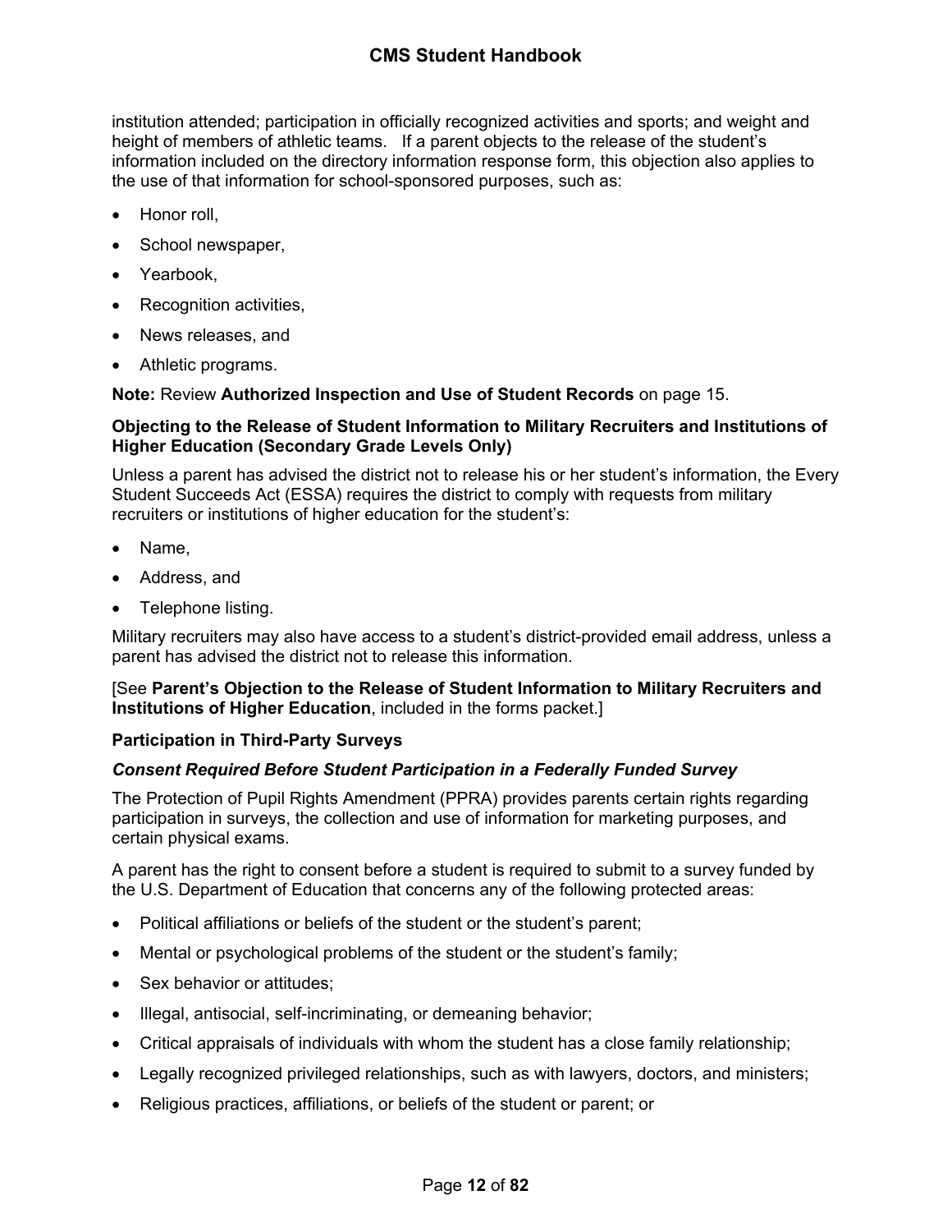institution attended; participation in officially recognized activities and sports; and weight and height of members of athletic teams. If a parent objects to the release of the student's information included on the directory information response form, this objection also applies to the use of that information for school-sponsored purposes, such as:

- Honor roll,
- School newspaper,
- Yearbook,
- Recognition activities,
- News releases, and
- Athletic programs.

**Note:** Review **Authorized Inspection and Use of Student Records** on page 15.

**Objecting to the Release of Student Information to Military Recruiters and Institutions of Higher Education (Secondary Grade Levels Only)**

Unless a parent has advised the district not to release his or her student's information, the Every Student Succeeds Act (ESSA) requires the district to comply with requests from military recruiters or institutions of higher education for the student's:

- Name,
- Address, and
- Telephone listing.

Military recruiters may also have access to a student's district-provided email address, unless a parent has advised the district not to release this information.

[See **Parent's Objection to the Release of Student Information to Military Recruiters and Institutions of Higher Education**, included in the forms packet.]

**Participation in Third-Party Surveys**

***Consent Required Before Student Participation in a Federally Funded Survey***

The Protection of Pupil Rights Amendment (PPRA) provides parents certain rights regarding participation in surveys, the collection and use of information for marketing purposes, and certain physical exams.

A parent has the right to consent before a student is required to submit to a survey funded by the U.S. Department of Education that concerns any of the following protected areas:

- Political affiliations or beliefs of the student or the student's parent;
- Mental or psychological problems of the student or the student's family;
- Sex behavior or attitudes;
- Illegal, antisocial, self-incriminating, or demeaning behavior;
- Critical appraisals of individuals with whom the student has a close family relationship;
- Legally recognized privileged relationships, such as with lawyers, doctors, and ministers;
- Religious practices, affiliations, or beliefs of the student or parent; or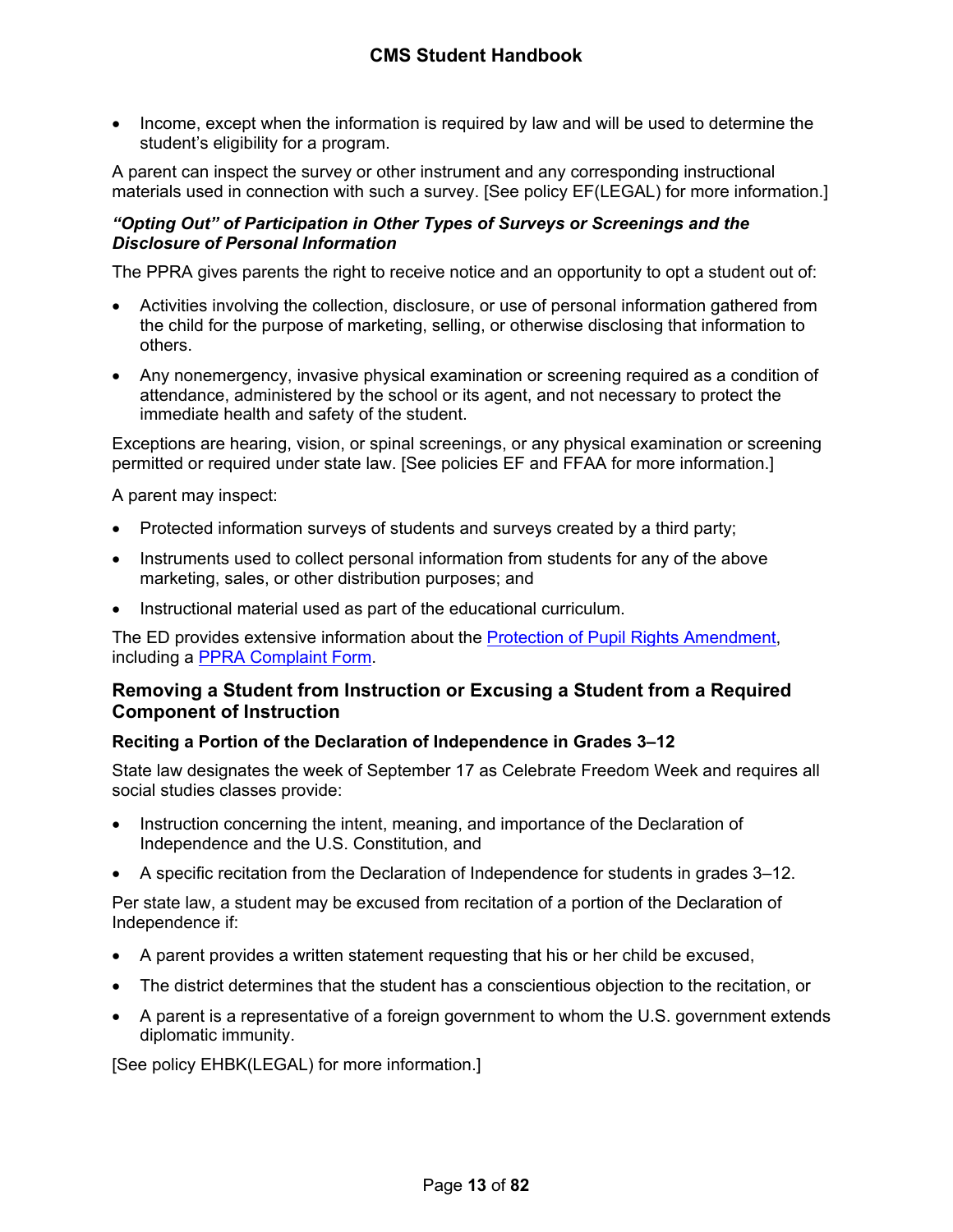- Income, except when the information is required by law and will be used to determine the student's eligibility for a program.

A parent can inspect the survey or other instrument and any corresponding instructional materials used in connection with such a survey. [See policy EF(LEGAL) for more information.]

#### *"Opting Out" of Participation in Other Types of Surveys or Screenings and the Disclosure of Personal Information*

The PPRA gives parents the right to receive notice and an opportunity to opt a student out of:

- Activities involving the collection, disclosure, or use of personal information gathered from the child for the purpose of marketing, selling, or otherwise disclosing that information to others.
- Any nonemergency, invasive physical examination or screening required as a condition of attendance, administered by the school or its agent, and not necessary to protect the immediate health and safety of the student.

Exceptions are hearing, vision, or spinal screenings, or any physical examination or screening permitted or required under state law. [See policies EF and FFAA for more information.]

A parent may inspect:

- Protected information surveys of students and surveys created by a third party;
- Instruments used to collect personal information from students for any of the above marketing, sales, or other distribution purposes; and
- Instructional material used as part of the educational curriculum.

The ED provides extensive information about the Protection of Pupil Rights Amendment, including a PPRA Complaint Form.

## Removing a Student from Instruction or Excusing a Student from a Required Component of Instruction

### Reciting a Portion of the Declaration of Independence in Grades 3–12

State law designates the week of September 17 as Celebrate Freedom Week and requires all social studies classes provide:

- Instruction concerning the intent, meaning, and importance of the Declaration of Independence and the U.S. Constitution, and
- A specific recitation from the Declaration of Independence for students in grades 3–12.

Per state law, a student may be excused from recitation of a portion of the Declaration of Independence if:

- A parent provides a written statement requesting that his or her child be excused,
- The district determines that the student has a conscientious objection to the recitation, or
- A parent is a representative of a foreign government to whom the U.S. government extends diplomatic immunity.

[See policy EHBK(LEGAL) for more information.]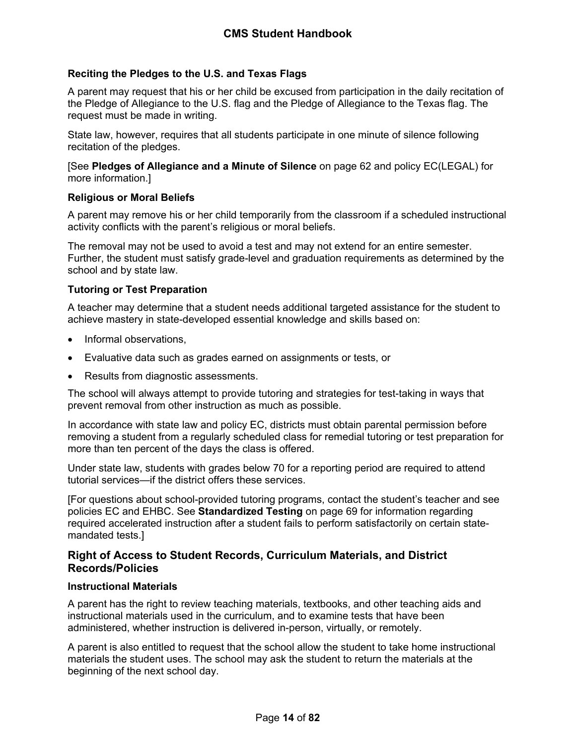### Reciting the Pledges to the U.S. and Texas Flags

A parent may request that his or her child be excused from participation in the daily recitation of the Pledge of Allegiance to the U.S. flag and the Pledge of Allegiance to the Texas flag. The request must be made in writing.

State law, however, requires that all students participate in one minute of silence following recitation of the pledges.

[See **Pledges of Allegiance and a Minute of Silence** on page 62 and policy EC(LEGAL) for more information.]

### Religious or Moral Beliefs

A parent may remove his or her child temporarily from the classroom if a scheduled instructional activity conflicts with the parent's religious or moral beliefs.

The removal may not be used to avoid a test and may not extend for an entire semester. Further, the student must satisfy grade-level and graduation requirements as determined by the school and by state law.

### Tutoring or Test Preparation

A teacher may determine that a student needs additional targeted assistance for the student to achieve mastery in state-developed essential knowledge and skills based on:

- Informal observations,
- Evaluative data such as grades earned on assignments or tests, or
- Results from diagnostic assessments.

The school will always attempt to provide tutoring and strategies for test-taking in ways that prevent removal from other instruction as much as possible.

In accordance with state law and policy EC, districts must obtain parental permission before removing a student from a regularly scheduled class for remedial tutoring or test preparation for more than ten percent of the days the class is offered.

Under state law, students with grades below 70 for a reporting period are required to attend tutorial services—if the district offers these services.

[For questions about school-provided tutoring programs, contact the student's teacher and see policies EC and EHBC. See **Standardized Testing** on page 69 for information regarding required accelerated instruction after a student fails to perform satisfactorily on certain state-mandated tests.]

## Right of Access to Student Records, Curriculum Materials, and District Records/Policies

### Instructional Materials

A parent has the right to review teaching materials, textbooks, and other teaching aids and instructional materials used in the curriculum, and to examine tests that have been administered, whether instruction is delivered in-person, virtually, or remotely.

A parent is also entitled to request that the school allow the student to take home instructional materials the student uses. The school may ask the student to return the materials at the beginning of the next school day.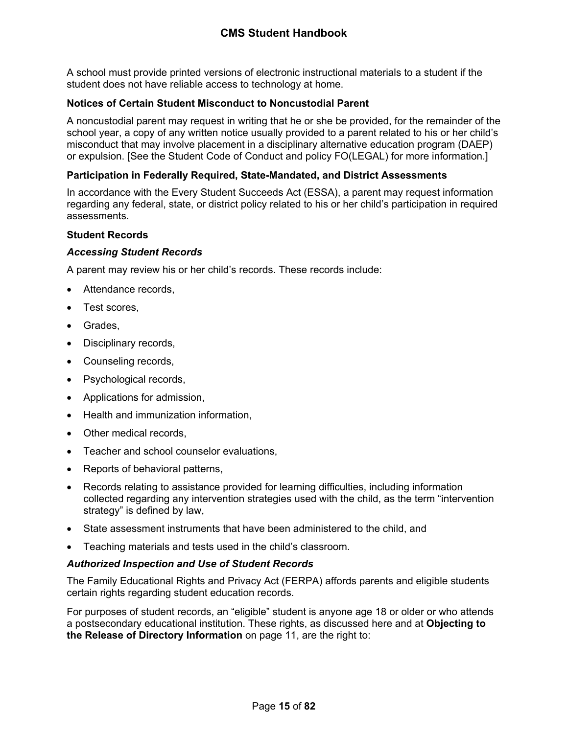A school must provide printed versions of electronic instructional materials to a student if the student does not have reliable access to technology at home.

### Notices of Certain Student Misconduct to Noncustodial Parent

A noncustodial parent may request in writing that he or she be provided, for the remainder of the school year, a copy of any written notice usually provided to a parent related to his or her child's misconduct that may involve placement in a disciplinary alternative education program (DAEP) or expulsion. [See the Student Code of Conduct and policy FO(LEGAL) for more information.]

### Participation in Federally Required, State-Mandated, and District Assessments

In accordance with the Every Student Succeeds Act (ESSA), a parent may request information regarding any federal, state, or district policy related to his or her child's participation in required assessments.

### Student Records

#### *Accessing Student Records*

A parent may review his or her child's records. These records include:

- Attendance records,
- Test scores,
- Grades,
- Disciplinary records,
- Counseling records,
- Psychological records,
- Applications for admission,
- Health and immunization information,
- Other medical records,
- Teacher and school counselor evaluations,
- Reports of behavioral patterns,
- Records relating to assistance provided for learning difficulties, including information collected regarding any intervention strategies used with the child, as the term "intervention strategy" is defined by law,
- State assessment instruments that have been administered to the child, and
- Teaching materials and tests used in the child's classroom.

#### *Authorized Inspection and Use of Student Records*

The Family Educational Rights and Privacy Act (FERPA) affords parents and eligible students certain rights regarding student education records.

For purposes of student records, an "eligible" student is anyone age 18 or older or who attends a postsecondary educational institution. These rights, as discussed here and at **Objecting to the Release of Directory Information** on page 11, are the right to: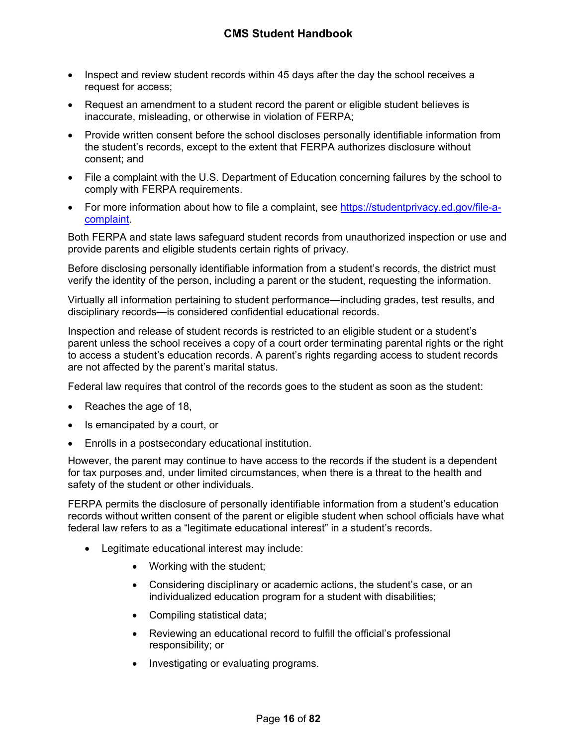- Inspect and review student records within 45 days after the day the school receives a request for access;
- Request an amendment to a student record the parent or eligible student believes is inaccurate, misleading, or otherwise in violation of FERPA;
- Provide written consent before the school discloses personally identifiable information from the student's records, except to the extent that FERPA authorizes disclosure without consent; and
- File a complaint with the U.S. Department of Education concerning failures by the school to comply with FERPA requirements.
- For more information about how to file a complaint, see [https://studentprivacy.ed.gov/file-a-complaint](https://studentprivacy.ed.gov/file-a-complaint).

Both FERPA and state laws safeguard student records from unauthorized inspection or use and provide parents and eligible students certain rights of privacy.

Before disclosing personally identifiable information from a student's records, the district must verify the identity of the person, including a parent or the student, requesting the information.

Virtually all information pertaining to student performance—including grades, test results, and disciplinary records—is considered confidential educational records.

Inspection and release of student records is restricted to an eligible student or a student's parent unless the school receives a copy of a court order terminating parental rights or the right to access a student's education records. A parent's rights regarding access to student records are not affected by the parent's marital status.

Federal law requires that control of the records goes to the student as soon as the student:

- Reaches the age of 18,
- Is emancipated by a court, or
- Enrolls in a postsecondary educational institution.

However, the parent may continue to have access to the records if the student is a dependent for tax purposes and, under limited circumstances, when there is a threat to the health and safety of the student or other individuals.

FERPA permits the disclosure of personally identifiable information from a student's education records without written consent of the parent or eligible student when school officials have what federal law refers to as a "legitimate educational interest" in a student's records.

- Legitimate educational interest may include:
    - Working with the student;
    - Considering disciplinary or academic actions, the student's case, or an individualized education program for a student with disabilities;
    - Compiling statistical data;
    - Reviewing an educational record to fulfill the official's professional responsibility; or
    - Investigating or evaluating programs.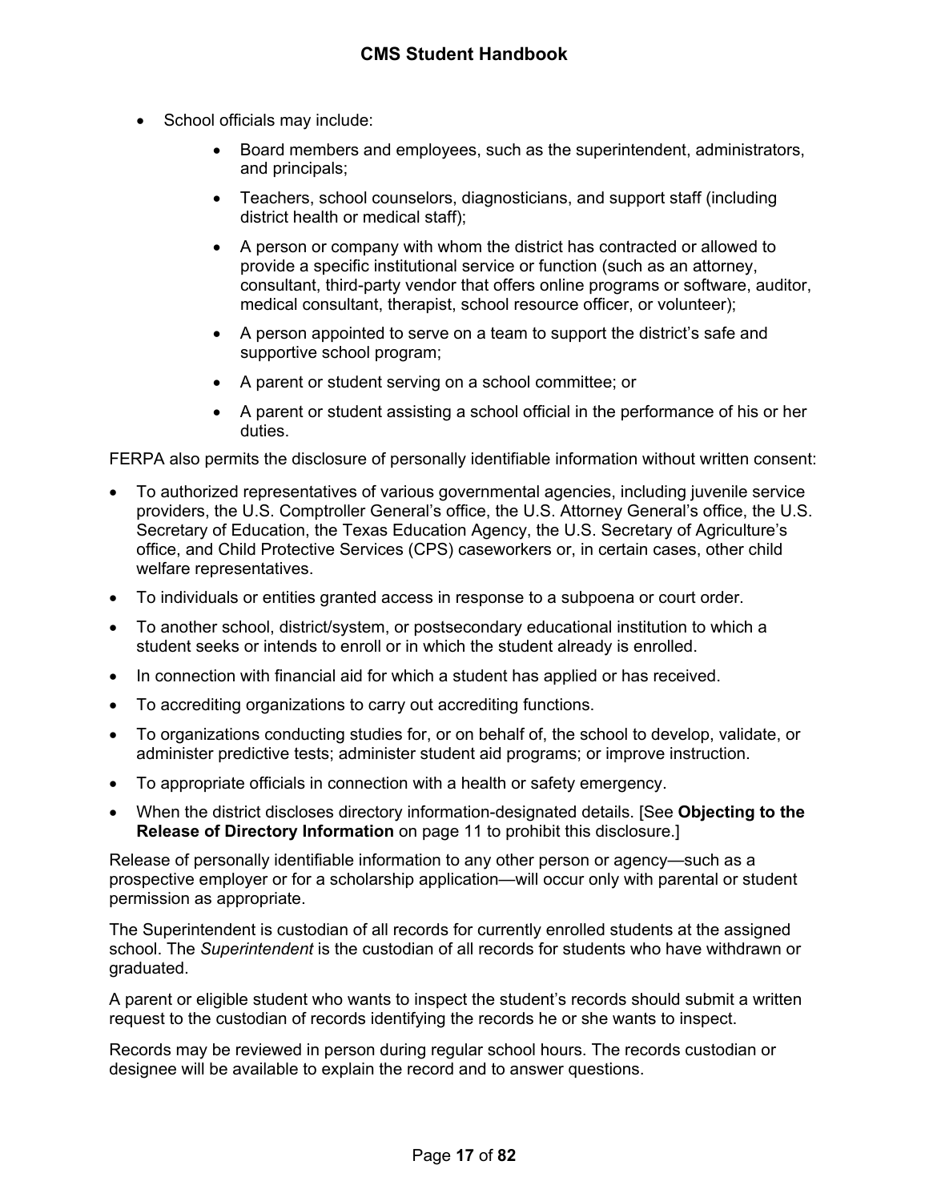- School officials may include:
  - Board members and employees, such as the superintendent, administrators, and principals;
  - Teachers, school counselors, diagnosticians, and support staff (including district health or medical staff);
  - A person or company with whom the district has contracted or allowed to provide a specific institutional service or function (such as an attorney, consultant, third-party vendor that offers online programs or software, auditor, medical consultant, therapist, school resource officer, or volunteer);
  - A person appointed to serve on a team to support the district's safe and supportive school program;
  - A parent or student serving on a school committee; or
  - A parent or student assisting a school official in the performance of his or her duties.

FERPA also permits the disclosure of personally identifiable information without written consent:

- To authorized representatives of various governmental agencies, including juvenile service providers, the U.S. Comptroller General's office, the U.S. Attorney General's office, the U.S. Secretary of Education, the Texas Education Agency, the U.S. Secretary of Agriculture's office, and Child Protective Services (CPS) caseworkers or, in certain cases, other child welfare representatives.
- To individuals or entities granted access in response to a subpoena or court order.
- To another school, district/system, or postsecondary educational institution to which a student seeks or intends to enroll or in which the student already is enrolled.
- In connection with financial aid for which a student has applied or has received.
- To accrediting organizations to carry out accrediting functions.
- To organizations conducting studies for, or on behalf of, the school to develop, validate, or administer predictive tests; administer student aid programs; or improve instruction.
- To appropriate officials in connection with a health or safety emergency.
- When the district discloses directory information-designated details. [See **Objecting to the Release of Directory Information** on page 11 to prohibit this disclosure.]

Release of personally identifiable information to any other person or agency—such as a prospective employer or for a scholarship application—will occur only with parental or student permission as appropriate.

The Superintendent is custodian of all records for currently enrolled students at the assigned school. The *Superintendent* is the custodian of all records for students who have withdrawn or graduated.

A parent or eligible student who wants to inspect the student's records should submit a written request to the custodian of records identifying the records he or she wants to inspect.

Records may be reviewed in person during regular school hours. The records custodian or designee will be available to explain the record and to answer questions.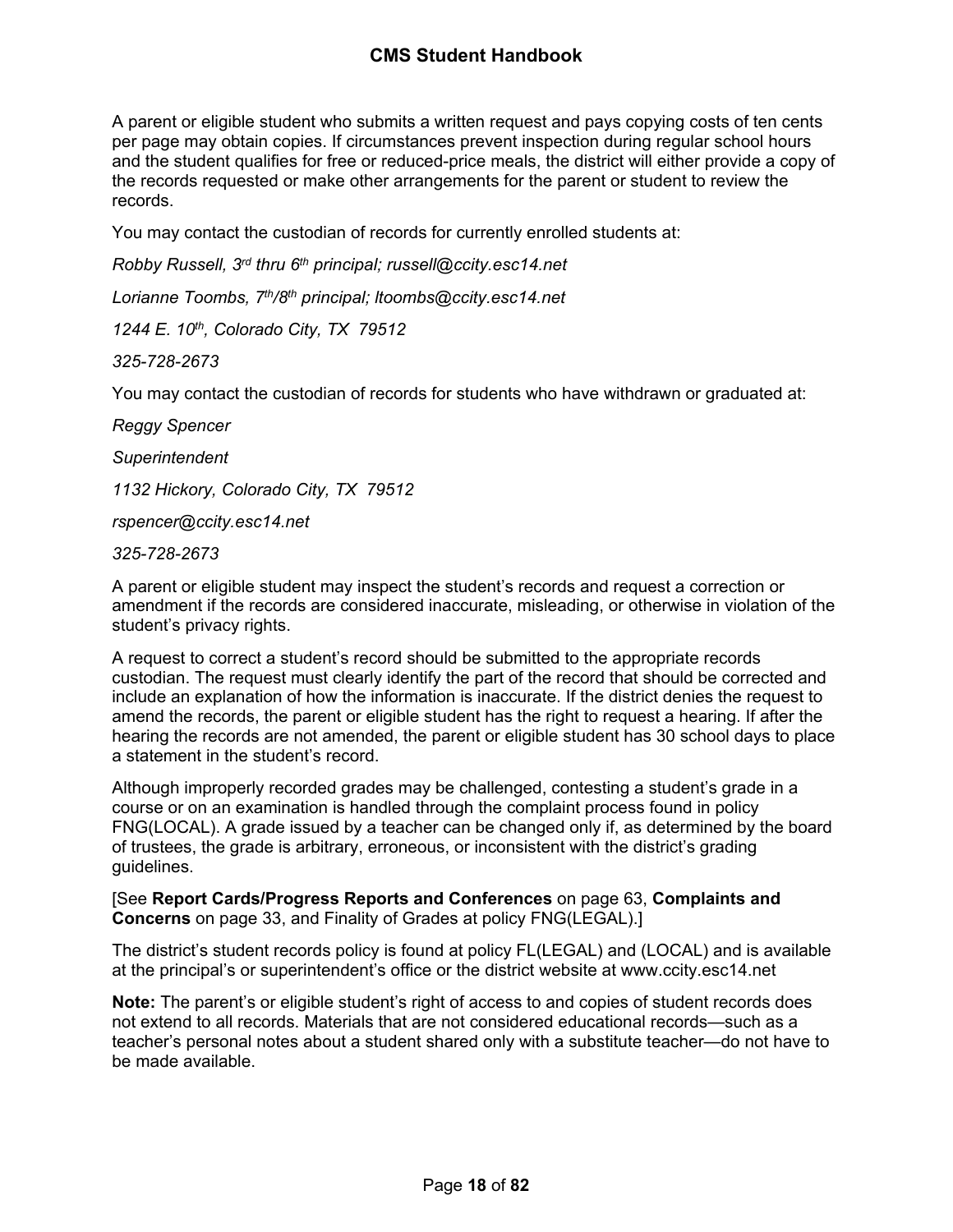A parent or eligible student who submits a written request and pays copying costs of ten cents per page may obtain copies. If circumstances prevent inspection during regular school hours and the student qualifies for free or reduced-price meals, the district will either provide a copy of the records requested or make other arrangements for the parent or student to review the records.

You may contact the custodian of records for currently enrolled students at:

*Robby Russell, 3rd thru 6th principal; russell@ccity.esc14.net*

*Lorianne Toombs, 7th/8th principal; ltoombs@ccity.esc14.net*

*1244 E. 10th, Colorado City, TX 79512*

*325-728-2673*

You may contact the custodian of records for students who have withdrawn or graduated at:

*Reggy Spencer*

*Superintendent*

*1132 Hickory, Colorado City, TX 79512*

*rspencer@ccity.esc14.net*

*325-728-2673*

A parent or eligible student may inspect the student's records and request a correction or amendment if the records are considered inaccurate, misleading, or otherwise in violation of the student's privacy rights.

A request to correct a student's record should be submitted to the appropriate records custodian. The request must clearly identify the part of the record that should be corrected and include an explanation of how the information is inaccurate. If the district denies the request to amend the records, the parent or eligible student has the right to request a hearing. If after the hearing the records are not amended, the parent or eligible student has 30 school days to place a statement in the student's record.

Although improperly recorded grades may be challenged, contesting a student's grade in a course or on an examination is handled through the complaint process found in policy FNG(LOCAL). A grade issued by a teacher can be changed only if, as determined by the board of trustees, the grade is arbitrary, erroneous, or inconsistent with the district's grading guidelines.

[See **Report Cards/Progress Reports and Conferences** on page 63, **Complaints and Concerns** on page 33, and Finality of Grades at policy FNG(LEGAL).]

The district's student records policy is found at policy FL(LEGAL) and (LOCAL) and is available at the principal's or superintendent's office or the district website at www.ccity.esc14.net

**Note:** The parent's or eligible student's right of access to and copies of student records does not extend to all records. Materials that are not considered educational records—such as a teacher's personal notes about a student shared only with a substitute teacher—do not have to be made available.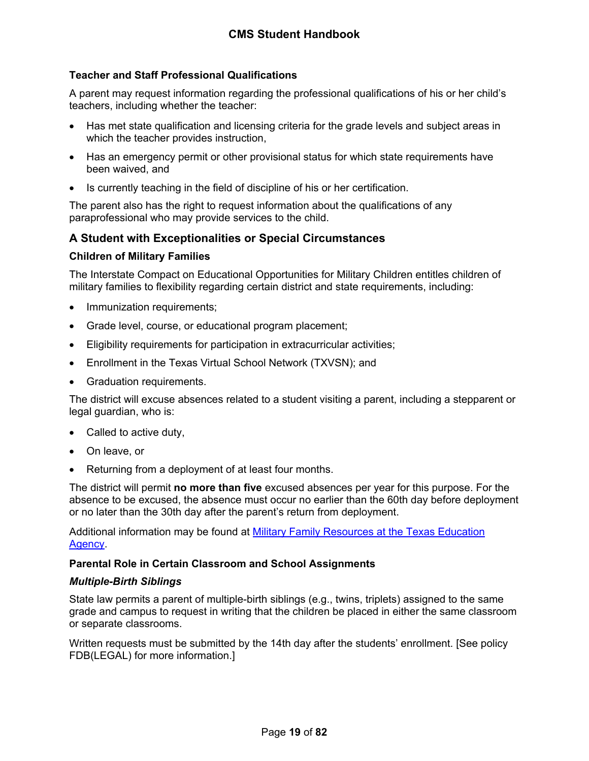### Teacher and Staff Professional Qualifications

A parent may request information regarding the professional qualifications of his or her child's teachers, including whether the teacher:

- Has met state qualification and licensing criteria for the grade levels and subject areas in which the teacher provides instruction,
- Has an emergency permit or other provisional status for which state requirements have been waived, and
- Is currently teaching in the field of discipline of his or her certification.

The parent also has the right to request information about the qualifications of any paraprofessional who may provide services to the child.

## A Student with Exceptionalities or Special Circumstances

### Children of Military Families

The Interstate Compact on Educational Opportunities for Military Children entitles children of military families to flexibility regarding certain district and state requirements, including:

- Immunization requirements;
- Grade level, course, or educational program placement;
- Eligibility requirements for participation in extracurricular activities;
- Enrollment in the Texas Virtual School Network (TXVSN); and
- Graduation requirements.

The district will excuse absences related to a student visiting a parent, including a stepparent or legal guardian, who is:

- Called to active duty,
- On leave, or
- Returning from a deployment of at least four months.

The district will permit **no more than five** excused absences per year for this purpose. For the absence to be excused, the absence must occur no earlier than the 60th day before deployment or no later than the 30th day after the parent's return from deployment.

Additional information may be found at [Military Family Resources at the Texas Education Agency](#).

### Parental Role in Certain Classroom and School Assignments

#### *Multiple-Birth Siblings*

State law permits a parent of multiple-birth siblings (e.g., twins, triplets) assigned to the same grade and campus to request in writing that the children be placed in either the same classroom or separate classrooms.

Written requests must be submitted by the 14th day after the students' enrollment. [See policy FDB(LEGAL) for more information.]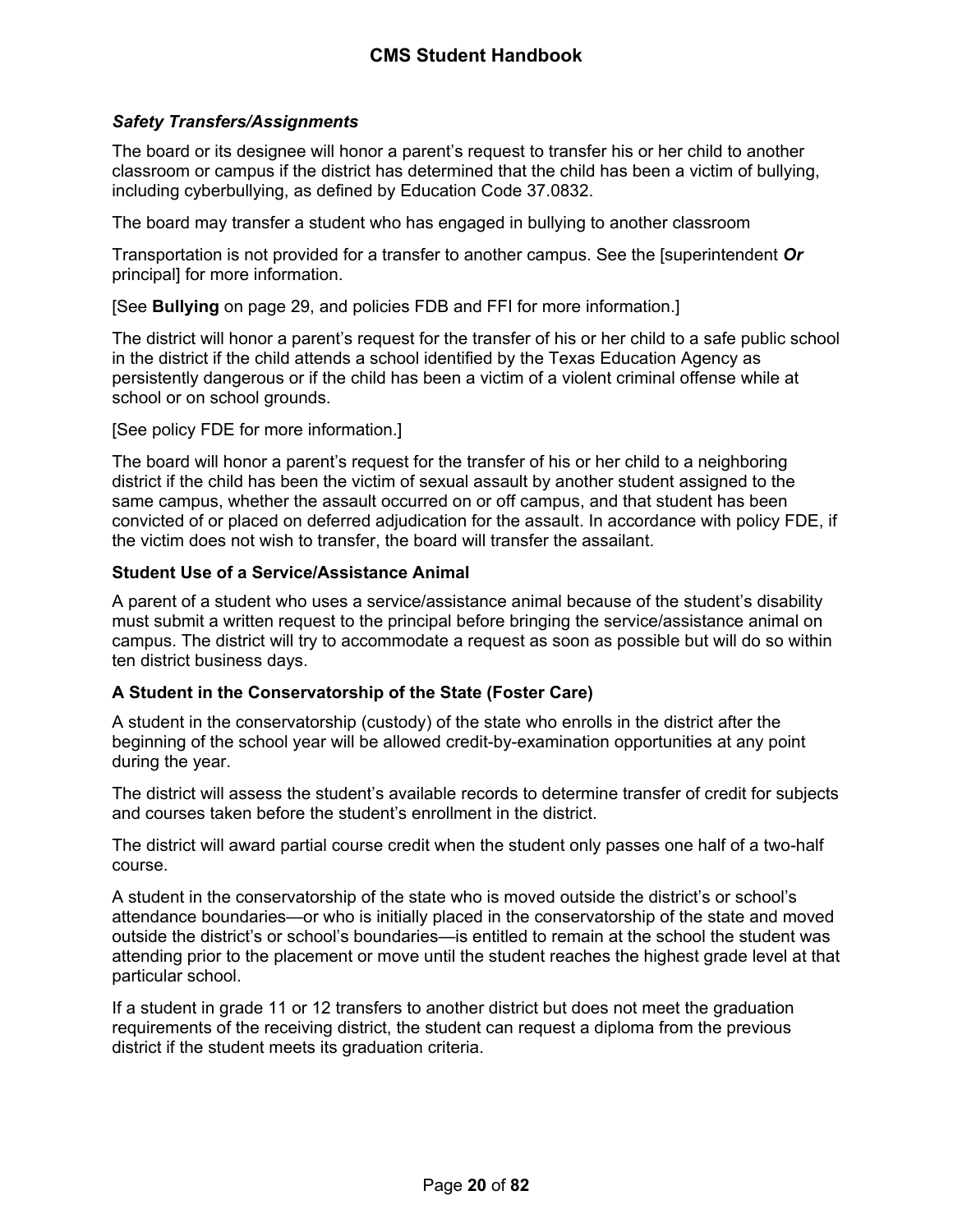### *Safety Transfers/Assignments*

The board or its designee will honor a parent's request to transfer his or her child to another classroom or campus if the district has determined that the child has been a victim of bullying, including cyberbullying, as defined by Education Code 37.0832.

The board may transfer a student who has engaged in bullying to another classroom

Transportation is not provided for a transfer to another campus. See the [superintendent ***Or*** principal] for more information.

[See **Bullying** on page 29, and policies FDB and FFI for more information.]

The district will honor a parent's request for the transfer of his or her child to a safe public school in the district if the child attends a school identified by the Texas Education Agency as persistently dangerous or if the child has been a victim of a violent criminal offense while at school or on school grounds.

[See policy FDE for more information.]

The board will honor a parent's request for the transfer of his or her child to a neighboring district if the child has been the victim of sexual assault by another student assigned to the same campus, whether the assault occurred on or off campus, and that student has been convicted of or placed on deferred adjudication for the assault. In accordance with policy FDE, if the victim does not wish to transfer, the board will transfer the assailant.

### Student Use of a Service/Assistance Animal

A parent of a student who uses a service/assistance animal because of the student's disability must submit a written request to the principal before bringing the service/assistance animal on campus. The district will try to accommodate a request as soon as possible but will do so within ten district business days.

### A Student in the Conservatorship of the State (Foster Care)

A student in the conservatorship (custody) of the state who enrolls in the district after the beginning of the school year will be allowed credit-by-examination opportunities at any point during the year.

The district will assess the student's available records to determine transfer of credit for subjects and courses taken before the student's enrollment in the district.

The district will award partial course credit when the student only passes one half of a two-half course.

A student in the conservatorship of the state who is moved outside the district's or school's attendance boundaries—or who is initially placed in the conservatorship of the state and moved outside the district's or school's boundaries—is entitled to remain at the school the student was attending prior to the placement or move until the student reaches the highest grade level at that particular school.

If a student in grade 11 or 12 transfers to another district but does not meet the graduation requirements of the receiving district, the student can request a diploma from the previous district if the student meets its graduation criteria.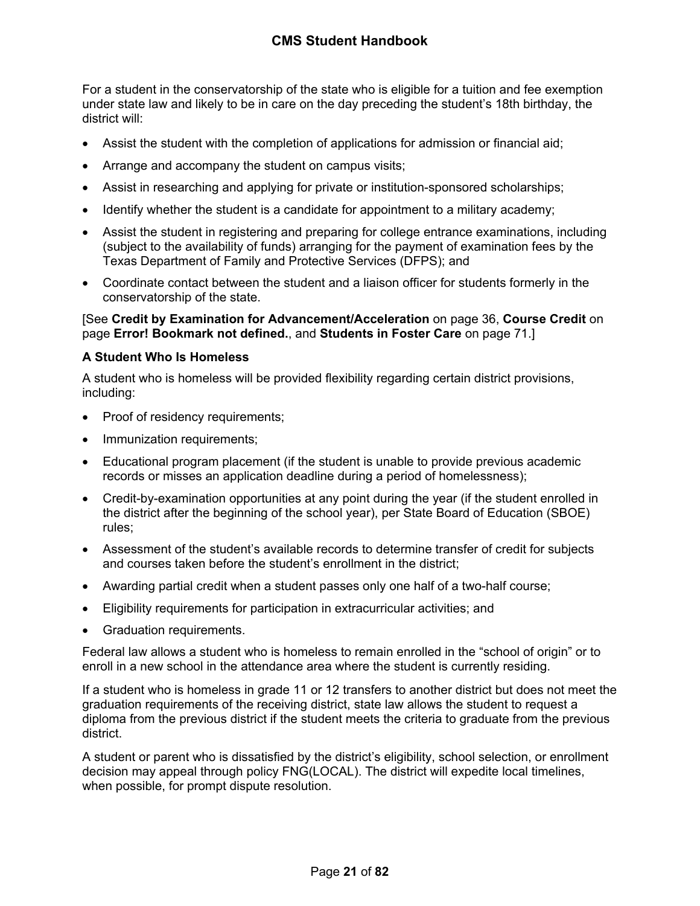For a student in the conservatorship of the state who is eligible for a tuition and fee exemption under state law and likely to be in care on the day preceding the student's 18th birthday, the district will:

- Assist the student with the completion of applications for admission or financial aid;
- Arrange and accompany the student on campus visits;
- Assist in researching and applying for private or institution-sponsored scholarships;
- Identify whether the student is a candidate for appointment to a military academy;
- Assist the student in registering and preparing for college entrance examinations, including (subject to the availability of funds) arranging for the payment of examination fees by the Texas Department of Family and Protective Services (DFPS); and
- Coordinate contact between the student and a liaison officer for students formerly in the conservatorship of the state.

[See **Credit by Examination for Advancement/Acceleration** on page 36, **Course Credit** on page **Error! Bookmark not defined.**, and **Students in Foster Care** on page 71.]

### A Student Who Is Homeless

A student who is homeless will be provided flexibility regarding certain district provisions, including:

- Proof of residency requirements;
- Immunization requirements;
- Educational program placement (if the student is unable to provide previous academic records or misses an application deadline during a period of homelessness);
- Credit-by-examination opportunities at any point during the year (if the student enrolled in the district after the beginning of the school year), per State Board of Education (SBOE) rules;
- Assessment of the student's available records to determine transfer of credit for subjects and courses taken before the student's enrollment in the district;
- Awarding partial credit when a student passes only one half of a two-half course;
- Eligibility requirements for participation in extracurricular activities; and
- Graduation requirements.

Federal law allows a student who is homeless to remain enrolled in the "school of origin" or to enroll in a new school in the attendance area where the student is currently residing.

If a student who is homeless in grade 11 or 12 transfers to another district but does not meet the graduation requirements of the receiving district, state law allows the student to request a diploma from the previous district if the student meets the criteria to graduate from the previous district.

A student or parent who is dissatisfied by the district's eligibility, school selection, or enrollment decision may appeal through policy FNG(LOCAL). The district will expedite local timelines, when possible, for prompt dispute resolution.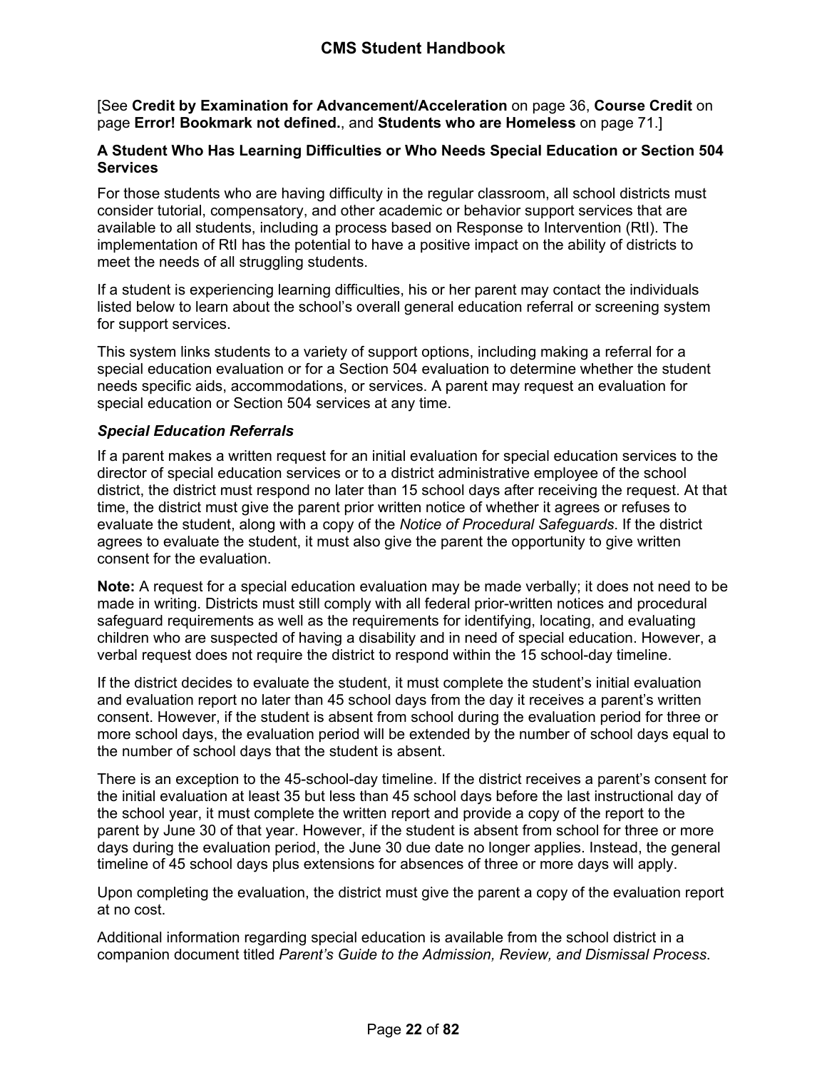[See **Credit by Examination for Advancement/Acceleration** on page 36, **Course Credit** on page **Error! Bookmark not defined.**, and **Students who are Homeless** on page 71.]

### A Student Who Has Learning Difficulties or Who Needs Special Education or Section 504 Services

For those students who are having difficulty in the regular classroom, all school districts must consider tutorial, compensatory, and other academic or behavior support services that are available to all students, including a process based on Response to Intervention (RtI). The implementation of RtI has the potential to have a positive impact on the ability of districts to meet the needs of all struggling students.

If a student is experiencing learning difficulties, his or her parent may contact the individuals listed below to learn about the school's overall general education referral or screening system for support services.

This system links students to a variety of support options, including making a referral for a special education evaluation or for a Section 504 evaluation to determine whether the student needs specific aids, accommodations, or services. A parent may request an evaluation for special education or Section 504 services at any time.

#### *Special Education Referrals*

If a parent makes a written request for an initial evaluation for special education services to the director of special education services or to a district administrative employee of the school district, the district must respond no later than 15 school days after receiving the request. At that time, the district must give the parent prior written notice of whether it agrees or refuses to evaluate the student, along with a copy of the *Notice of Procedural Safeguards*. If the district agrees to evaluate the student, it must also give the parent the opportunity to give written consent for the evaluation.

**Note:** A request for a special education evaluation may be made verbally; it does not need to be made in writing. Districts must still comply with all federal prior-written notices and procedural safeguard requirements as well as the requirements for identifying, locating, and evaluating children who are suspected of having a disability and in need of special education. However, a verbal request does not require the district to respond within the 15 school-day timeline.

If the district decides to evaluate the student, it must complete the student's initial evaluation and evaluation report no later than 45 school days from the day it receives a parent's written consent. However, if the student is absent from school during the evaluation period for three or more school days, the evaluation period will be extended by the number of school days equal to the number of school days that the student is absent.

There is an exception to the 45-school-day timeline. If the district receives a parent's consent for the initial evaluation at least 35 but less than 45 school days before the last instructional day of the school year, it must complete the written report and provide a copy of the report to the parent by June 30 of that year. However, if the student is absent from school for three or more days during the evaluation period, the June 30 due date no longer applies. Instead, the general timeline of 45 school days plus extensions for absences of three or more days will apply.

Upon completing the evaluation, the district must give the parent a copy of the evaluation report at no cost.

Additional information regarding special education is available from the school district in a companion document titled *Parent's Guide to the Admission, Review, and Dismissal Process*.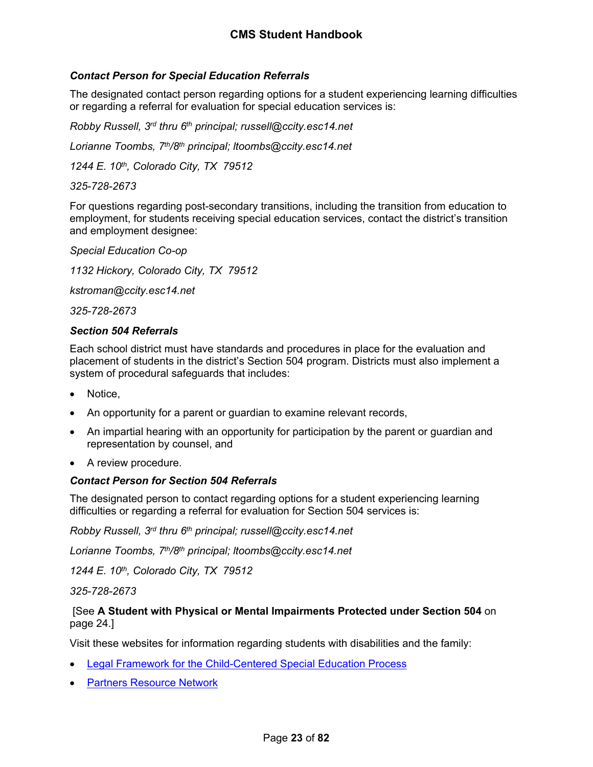### *Contact Person for Special Education Referrals*

The designated contact person regarding options for a student experiencing learning difficulties or regarding a referral for evaluation for special education services is:

*Robby Russell, 3rd thru 6th principal; russell@ccity.esc14.net*

*Lorianne Toombs, 7th/8th principal; ltoombs@ccity.esc14.net*

*1244 E. 10th, Colorado City, TX 79512*

*325-728-2673*

For questions regarding post-secondary transitions, including the transition from education to employment, for students receiving special education services, contact the district's transition and employment designee:

*Special Education Co-op*

*1132 Hickory, Colorado City, TX 79512*

*kstroman@ccity.esc14.net*

*325-728-2673*

### *Section 504 Referrals*

Each school district must have standards and procedures in place for the evaluation and placement of students in the district's Section 504 program. Districts must also implement a system of procedural safeguards that includes:

- Notice,
- An opportunity for a parent or guardian to examine relevant records,
- An impartial hearing with an opportunity for participation by the parent or guardian and representation by counsel, and
- A review procedure.

### *Contact Person for Section 504 Referrals*

The designated person to contact regarding options for a student experiencing learning difficulties or regarding a referral for evaluation for Section 504 services is:

*Robby Russell, 3rd thru 6th principal; russell@ccity.esc14.net*

*Lorianne Toombs, 7th/8th principal; ltoombs@ccity.esc14.net*

*1244 E. 10th, Colorado City, TX 79512*

*325-728-2673*

[See **A Student with Physical or Mental Impairments Protected under Section 504** on page 24.]

Visit these websites for information regarding students with disabilities and the family:

- Legal Framework for the Child-Centered Special Education Process
- Partners Resource Network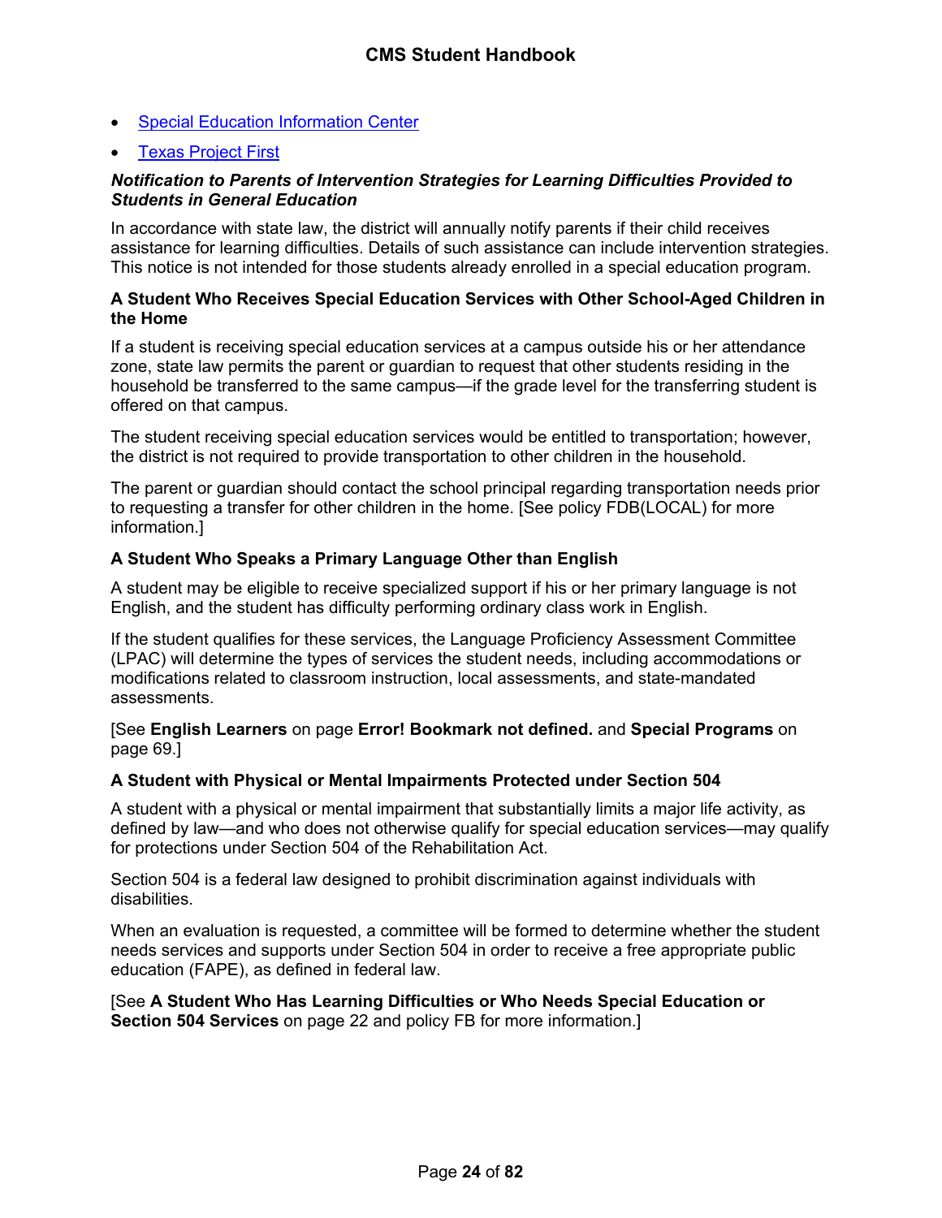- Special Education Information Center
- Texas Project First

#### *Notification to Parents of Intervention Strategies for Learning Difficulties Provided to Students in General Education*

In accordance with state law, the district will annually notify parents if their child receives assistance for learning difficulties. Details of such assistance can include intervention strategies. This notice is not intended for those students already enrolled in a special education program.

### A Student Who Receives Special Education Services with Other School-Aged Children in the Home

If a student is receiving special education services at a campus outside his or her attendance zone, state law permits the parent or guardian to request that other students residing in the household be transferred to the same campus—if the grade level for the transferring student is offered on that campus.

The student receiving special education services would be entitled to transportation; however, the district is not required to provide transportation to other children in the household.

The parent or guardian should contact the school principal regarding transportation needs prior to requesting a transfer for other children in the home. [See policy FDB(LOCAL) for more information.]

### A Student Who Speaks a Primary Language Other than English

A student may be eligible to receive specialized support if his or her primary language is not English, and the student has difficulty performing ordinary class work in English.

If the student qualifies for these services, the Language Proficiency Assessment Committee (LPAC) will determine the types of services the student needs, including accommodations or modifications related to classroom instruction, local assessments, and state-mandated assessments.

[See **English Learners** on page **Error! Bookmark not defined.** and **Special Programs** on page 69.]

### A Student with Physical or Mental Impairments Protected under Section 504

A student with a physical or mental impairment that substantially limits a major life activity, as defined by law—and who does not otherwise qualify for special education services—may qualify for protections under Section 504 of the Rehabilitation Act.

Section 504 is a federal law designed to prohibit discrimination against individuals with disabilities.

When an evaluation is requested, a committee will be formed to determine whether the student needs services and supports under Section 504 in order to receive a free appropriate public education (FAPE), as defined in federal law.

[See **A Student Who Has Learning Difficulties or Who Needs Special Education or Section 504 Services** on page 22 and policy FB for more information.]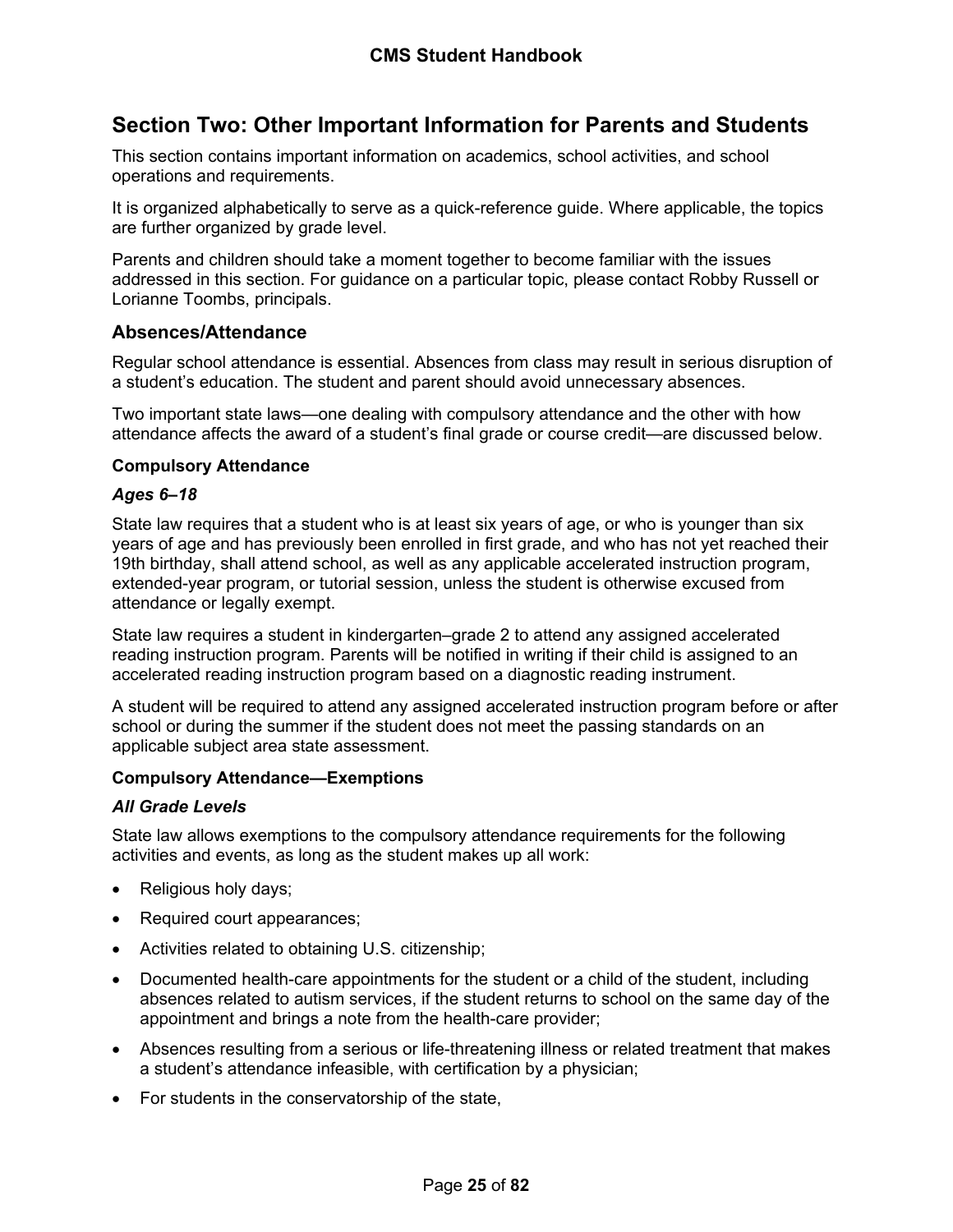## Section Two: Other Important Information for Parents and Students

This section contains important information on academics, school activities, and school operations and requirements.

It is organized alphabetically to serve as a quick-reference guide. Where applicable, the topics are further organized by grade level.

Parents and children should take a moment together to become familiar with the issues addressed in this section. For guidance on a particular topic, please contact Robby Russell or Lorianne Toombs, principals.

### Absences/Attendance

Regular school attendance is essential. Absences from class may result in serious disruption of a student's education. The student and parent should avoid unnecessary absences.

Two important state laws—one dealing with compulsory attendance and the other with how attendance affects the award of a student's final grade or course credit—are discussed below.

#### Compulsory Attendance

***Ages 6–18***

State law requires that a student who is at least six years of age, or who is younger than six years of age and has previously been enrolled in first grade, and who has not yet reached their 19th birthday, shall attend school, as well as any applicable accelerated instruction program, extended-year program, or tutorial session, unless the student is otherwise excused from attendance or legally exempt.

State law requires a student in kindergarten–grade 2 to attend any assigned accelerated reading instruction program. Parents will be notified in writing if their child is assigned to an accelerated reading instruction program based on a diagnostic reading instrument.

A student will be required to attend any assigned accelerated instruction program before or after school or during the summer if the student does not meet the passing standards on an applicable subject area state assessment.

#### Compulsory Attendance—Exemptions

***All Grade Levels***

State law allows exemptions to the compulsory attendance requirements for the following activities and events, as long as the student makes up all work:

- Religious holy days;
- Required court appearances;
- Activities related to obtaining U.S. citizenship;
- Documented health-care appointments for the student or a child of the student, including absences related to autism services, if the student returns to school on the same day of the appointment and brings a note from the health-care provider;
- Absences resulting from a serious or life-threatening illness or related treatment that makes a student's attendance infeasible, with certification by a physician;
- For students in the conservatorship of the state,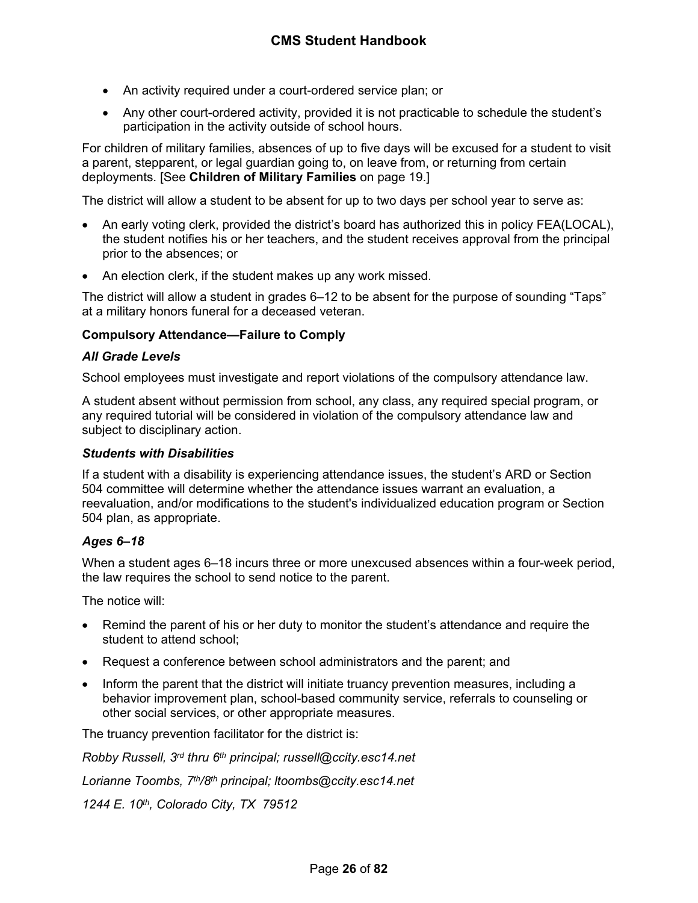- An activity required under a court-ordered service plan; or
- Any other court-ordered activity, provided it is not practicable to schedule the student's participation in the activity outside of school hours.

For children of military families, absences of up to five days will be excused for a student to visit a parent, stepparent, or legal guardian going to, on leave from, or returning from certain deployments. [See **Children of Military Families** on page 19.]

The district will allow a student to be absent for up to two days per school year to serve as:

- An early voting clerk, provided the district's board has authorized this in policy FEA(LOCAL), the student notifies his or her teachers, and the student receives approval from the principal prior to the absences; or
- An election clerk, if the student makes up any work missed.

The district will allow a student in grades 6–12 to be absent for the purpose of sounding "Taps" at a military honors funeral for a deceased veteran.

**Compulsory Attendance—Failure to Comply**

***All Grade Levels***

School employees must investigate and report violations of the compulsory attendance law.

A student absent without permission from school, any class, any required special program, or any required tutorial will be considered in violation of the compulsory attendance law and subject to disciplinary action.

***Students with Disabilities***

If a student with a disability is experiencing attendance issues, the student's ARD or Section 504 committee will determine whether the attendance issues warrant an evaluation, a reevaluation, and/or modifications to the student's individualized education program or Section 504 plan, as appropriate.

***Ages 6–18***

When a student ages 6–18 incurs three or more unexcused absences within a four-week period, the law requires the school to send notice to the parent.

The notice will:

- Remind the parent of his or her duty to monitor the student's attendance and require the student to attend school;
- Request a conference between school administrators and the parent; and
- Inform the parent that the district will initiate truancy prevention measures, including a behavior improvement plan, school-based community service, referrals to counseling or other social services, or other appropriate measures.

The truancy prevention facilitator for the district is:

*Robby Russell, 3rd thru 6th principal; russell@ccity.esc14.net*

*Lorianne Toombs, 7th/8th principal; ltoombs@ccity.esc14.net*

*1244 E. 10th, Colorado City, TX 79512*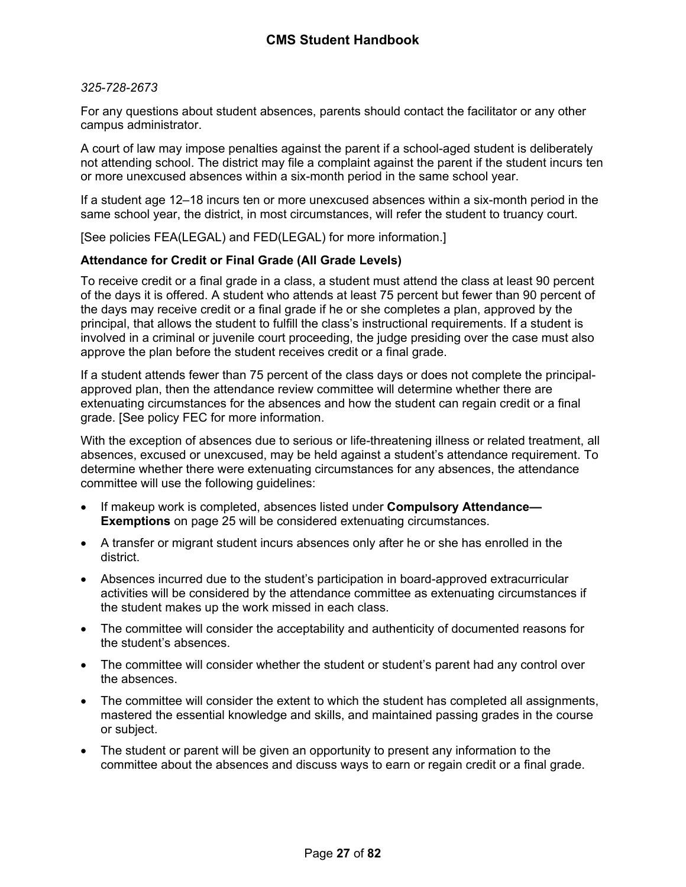*325-728-2673*

For any questions about student absences, parents should contact the facilitator or any other campus administrator.

A court of law may impose penalties against the parent if a school-aged student is deliberately not attending school. The district may file a complaint against the parent if the student incurs ten or more unexcused absences within a six-month period in the same school year.

If a student age 12–18 incurs ten or more unexcused absences within a six-month period in the same school year, the district, in most circumstances, will refer the student to truancy court.

[See policies FEA(LEGAL) and FED(LEGAL) for more information.]

**Attendance for Credit or Final Grade (All Grade Levels)**

To receive credit or a final grade in a class, a student must attend the class at least 90 percent of the days it is offered. A student who attends at least 75 percent but fewer than 90 percent of the days may receive credit or a final grade if he or she completes a plan, approved by the principal, that allows the student to fulfill the class's instructional requirements. If a student is involved in a criminal or juvenile court proceeding, the judge presiding over the case must also approve the plan before the student receives credit or a final grade.

If a student attends fewer than 75 percent of the class days or does not complete the principal-approved plan, then the attendance review committee will determine whether there are extenuating circumstances for the absences and how the student can regain credit or a final grade. [See policy FEC for more information.

With the exception of absences due to serious or life-threatening illness or related treatment, all absences, excused or unexcused, may be held against a student's attendance requirement. To determine whether there were extenuating circumstances for any absences, the attendance committee will use the following guidelines:

- If makeup work is completed, absences listed under **Compulsory Attendance—Exemptions** on page 25 will be considered extenuating circumstances.
- A transfer or migrant student incurs absences only after he or she has enrolled in the district.
- Absences incurred due to the student's participation in board-approved extracurricular activities will be considered by the attendance committee as extenuating circumstances if the student makes up the work missed in each class.
- The committee will consider the acceptability and authenticity of documented reasons for the student's absences.
- The committee will consider whether the student or student's parent had any control over the absences.
- The committee will consider the extent to which the student has completed all assignments, mastered the essential knowledge and skills, and maintained passing grades in the course or subject.
- The student or parent will be given an opportunity to present any information to the committee about the absences and discuss ways to earn or regain credit or a final grade.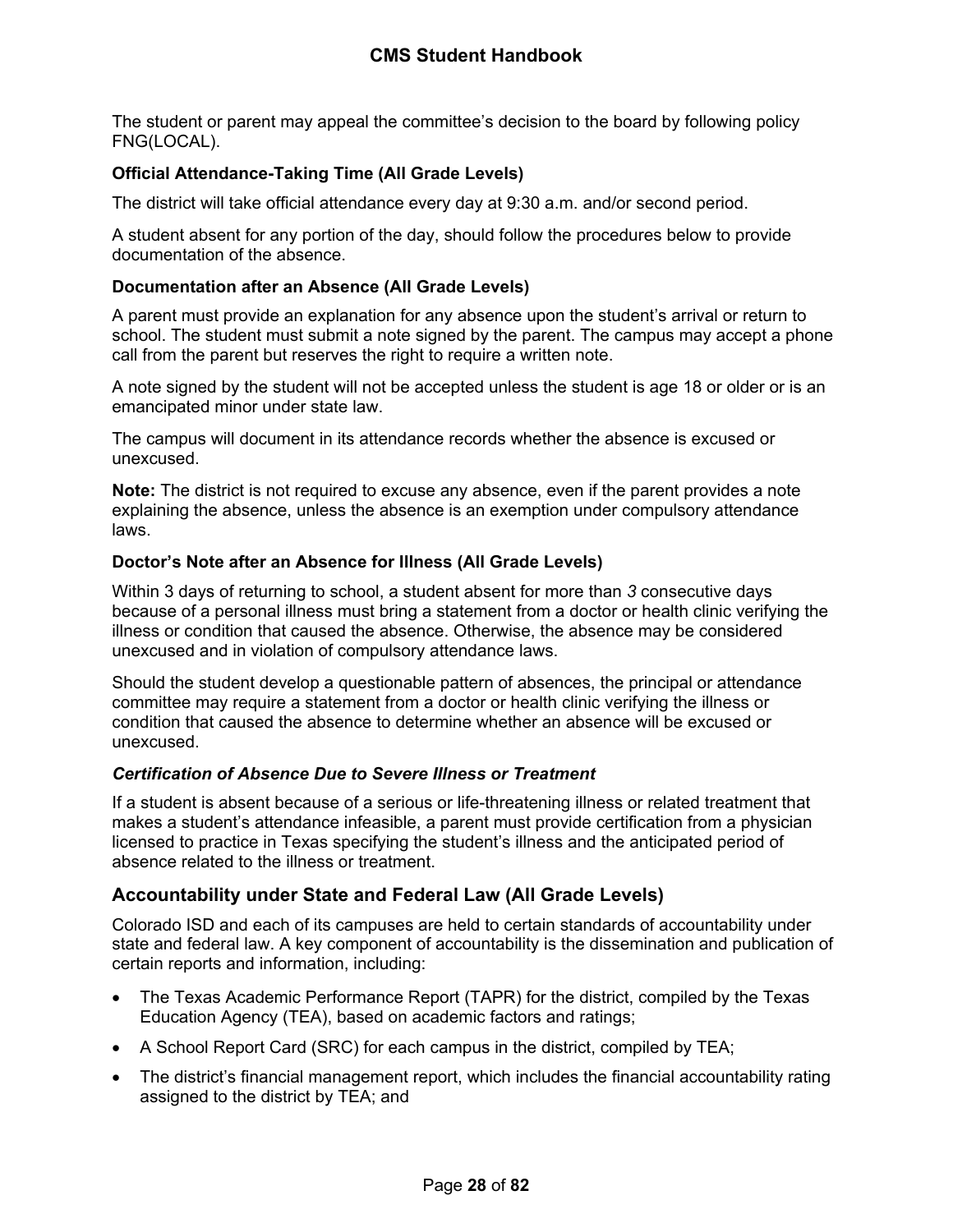The student or parent may appeal the committee's decision to the board by following policy FNG(LOCAL).

### Official Attendance-Taking Time (All Grade Levels)

The district will take official attendance every day at 9:30 a.m. and/or second period.

A student absent for any portion of the day, should follow the procedures below to provide documentation of the absence.

### Documentation after an Absence (All Grade Levels)

A parent must provide an explanation for any absence upon the student's arrival or return to school. The student must submit a note signed by the parent. The campus may accept a phone call from the parent but reserves the right to require a written note.

A note signed by the student will not be accepted unless the student is age 18 or older or is an emancipated minor under state law.

The campus will document in its attendance records whether the absence is excused or unexcused.

**Note:** The district is not required to excuse any absence, even if the parent provides a note explaining the absence, unless the absence is an exemption under compulsory attendance laws.

### Doctor's Note after an Absence for Illness (All Grade Levels)

Within 3 days of returning to school, a student absent for more than *3* consecutive days because of a personal illness must bring a statement from a doctor or health clinic verifying the illness or condition that caused the absence. Otherwise, the absence may be considered unexcused and in violation of compulsory attendance laws.

Should the student develop a questionable pattern of absences, the principal or attendance committee may require a statement from a doctor or health clinic verifying the illness or condition that caused the absence to determine whether an absence will be excused or unexcused.

#### *Certification of Absence Due to Severe Illness or Treatment*

If a student is absent because of a serious or life-threatening illness or related treatment that makes a student's attendance infeasible, a parent must provide certification from a physician licensed to practice in Texas specifying the student's illness and the anticipated period of absence related to the illness or treatment.

## Accountability under State and Federal Law (All Grade Levels)

Colorado ISD and each of its campuses are held to certain standards of accountability under state and federal law. A key component of accountability is the dissemination and publication of certain reports and information, including:

- The Texas Academic Performance Report (TAPR) for the district, compiled by the Texas Education Agency (TEA), based on academic factors and ratings;
- A School Report Card (SRC) for each campus in the district, compiled by TEA;
- The district's financial management report, which includes the financial accountability rating assigned to the district by TEA; and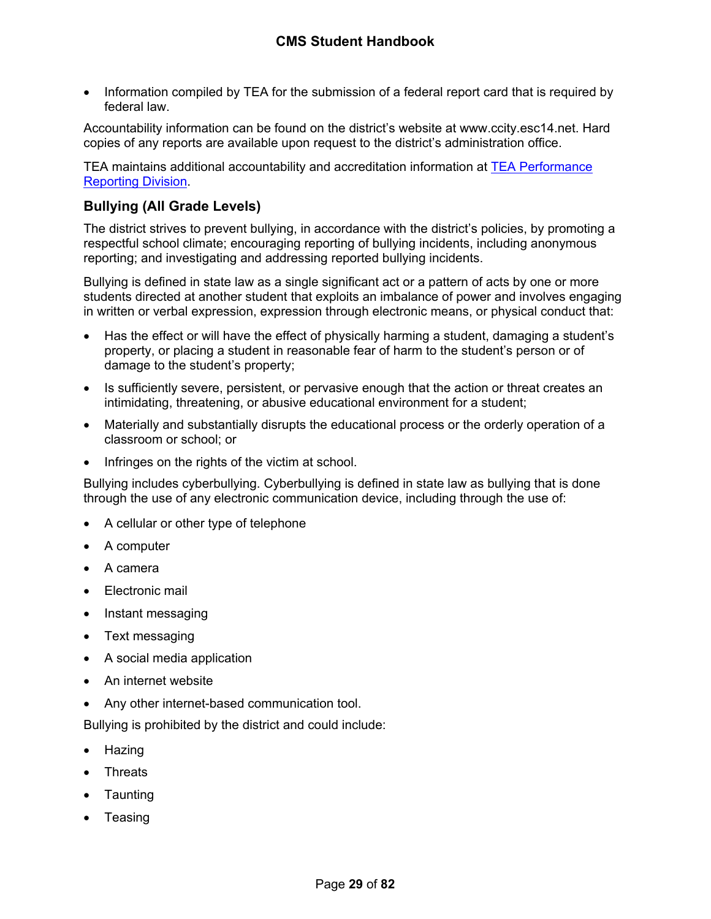- Information compiled by TEA for the submission of a federal report card that is required by federal law.

Accountability information can be found on the district's website at www.ccity.esc14.net. Hard copies of any reports are available upon request to the district's administration office.

TEA maintains additional accountability and accreditation information at [TEA Performance Reporting Division](#).

## Bullying (All Grade Levels)

The district strives to prevent bullying, in accordance with the district's policies, by promoting a respectful school climate; encouraging reporting of bullying incidents, including anonymous reporting; and investigating and addressing reported bullying incidents.

Bullying is defined in state law as a single significant act or a pattern of acts by one or more students directed at another student that exploits an imbalance of power and involves engaging in written or verbal expression, expression through electronic means, or physical conduct that:

- Has the effect or will have the effect of physically harming a student, damaging a student's property, or placing a student in reasonable fear of harm to the student's person or of damage to the student's property;
- Is sufficiently severe, persistent, or pervasive enough that the action or threat creates an intimidating, threatening, or abusive educational environment for a student;
- Materially and substantially disrupts the educational process or the orderly operation of a classroom or school; or
- Infringes on the rights of the victim at school.

Bullying includes cyberbullying. Cyberbullying is defined in state law as bullying that is done through the use of any electronic communication device, including through the use of:

- A cellular or other type of telephone
- A computer
- A camera
- Electronic mail
- Instant messaging
- Text messaging
- A social media application
- An internet website
- Any other internet-based communication tool.

Bullying is prohibited by the district and could include:

- Hazing
- Threats
- Taunting
- Teasing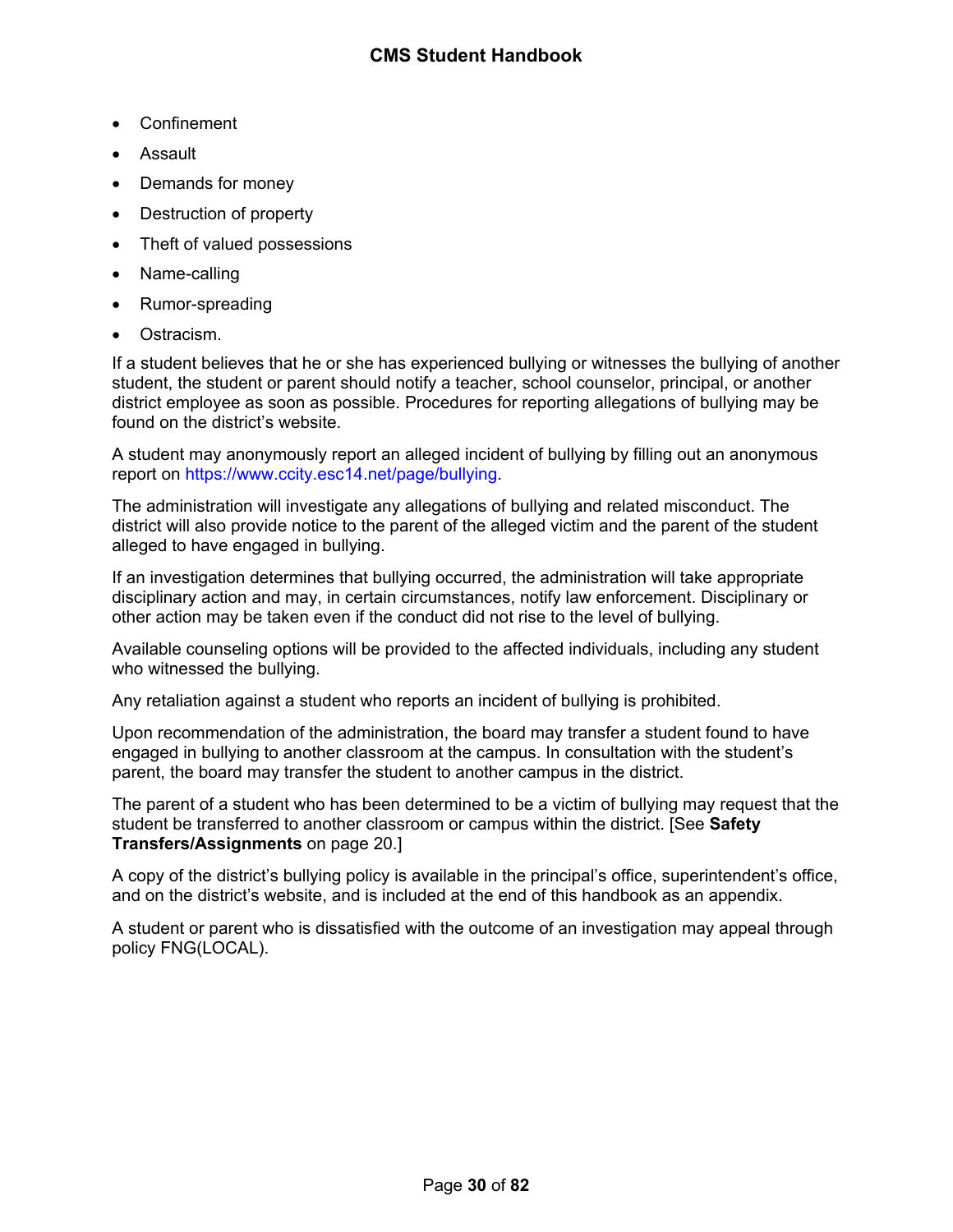- Confinement
- Assault
- Demands for money
- Destruction of property
- Theft of valued possessions
- Name-calling
- Rumor-spreading
- Ostracism.

If a student believes that he or she has experienced bullying or witnesses the bullying of another student, the student or parent should notify a teacher, school counselor, principal, or another district employee as soon as possible. Procedures for reporting allegations of bullying may be found on the district's website.

A student may anonymously report an alleged incident of bullying by filling out an anonymous report on https://www.ccity.esc14.net/page/bullying.

The administration will investigate any allegations of bullying and related misconduct. The district will also provide notice to the parent of the alleged victim and the parent of the student alleged to have engaged in bullying.

If an investigation determines that bullying occurred, the administration will take appropriate disciplinary action and may, in certain circumstances, notify law enforcement. Disciplinary or other action may be taken even if the conduct did not rise to the level of bullying.

Available counseling options will be provided to the affected individuals, including any student who witnessed the bullying.

Any retaliation against a student who reports an incident of bullying is prohibited.

Upon recommendation of the administration, the board may transfer a student found to have engaged in bullying to another classroom at the campus. In consultation with the student's parent, the board may transfer the student to another campus in the district.

The parent of a student who has been determined to be a victim of bullying may request that the student be transferred to another classroom or campus within the district. [See **Safety Transfers/Assignments** on page 20.]

A copy of the district's bullying policy is available in the principal's office, superintendent's office, and on the district's website, and is included at the end of this handbook as an appendix.

A student or parent who is dissatisfied with the outcome of an investigation may appeal through policy FNG(LOCAL).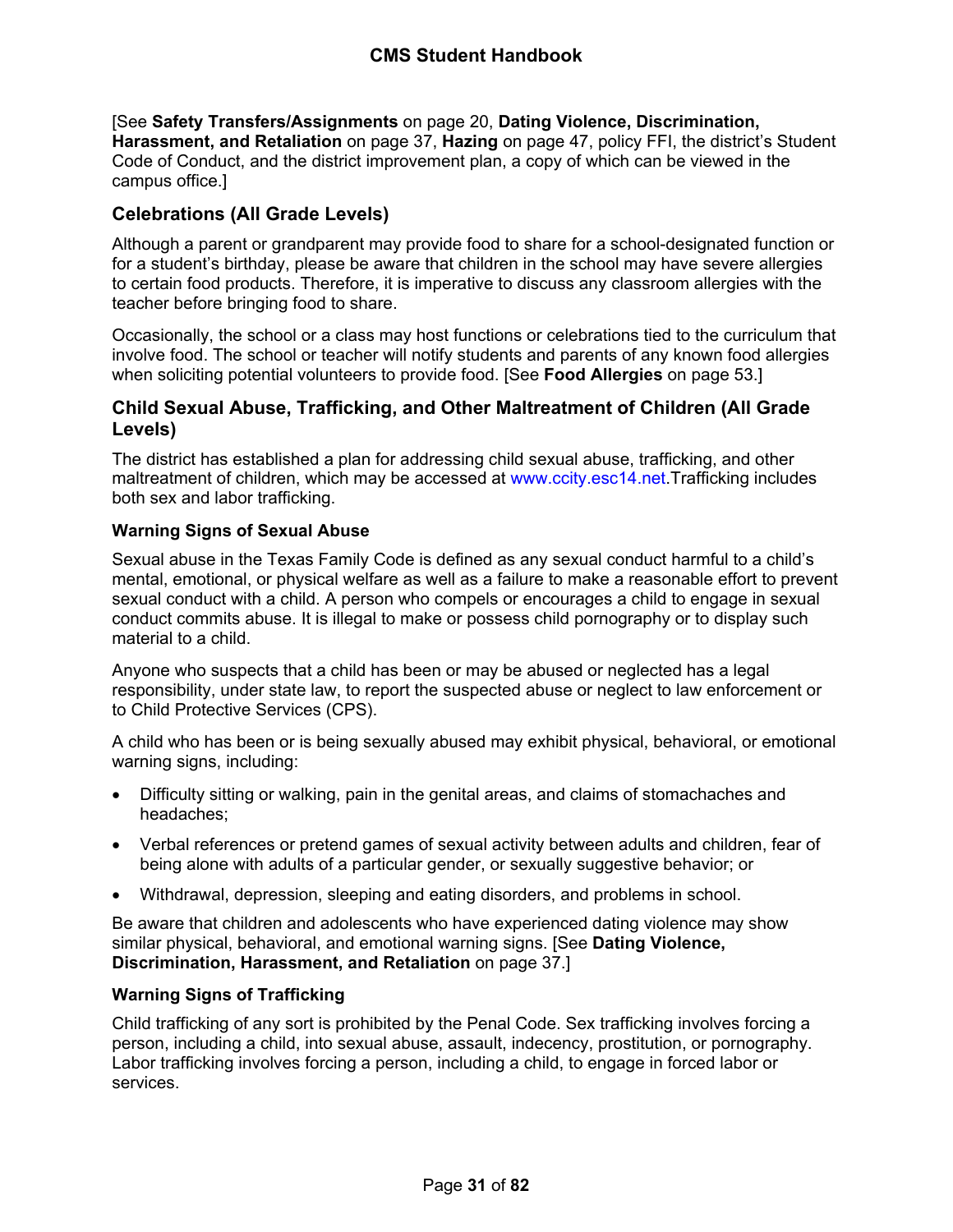[See **Safety Transfers/Assignments** on page 20, **Dating Violence, Discrimination, Harassment, and Retaliation** on page 37, **Hazing** on page 47, policy FFI, the district's Student Code of Conduct, and the district improvement plan, a copy of which can be viewed in the campus office.]

## Celebrations (All Grade Levels)

Although a parent or grandparent may provide food to share for a school-designated function or for a student's birthday, please be aware that children in the school may have severe allergies to certain food products. Therefore, it is imperative to discuss any classroom allergies with the teacher before bringing food to share.

Occasionally, the school or a class may host functions or celebrations tied to the curriculum that involve food. The school or teacher will notify students and parents of any known food allergies when soliciting potential volunteers to provide food. [See **Food Allergies** on page 53.]

## Child Sexual Abuse, Trafficking, and Other Maltreatment of Children (All Grade Levels)

The district has established a plan for addressing child sexual abuse, trafficking, and other maltreatment of children, which may be accessed at www.ccity.esc14.net.Trafficking includes both sex and labor trafficking.

### Warning Signs of Sexual Abuse

Sexual abuse in the Texas Family Code is defined as any sexual conduct harmful to a child's mental, emotional, or physical welfare as well as a failure to make a reasonable effort to prevent sexual conduct with a child. A person who compels or encourages a child to engage in sexual conduct commits abuse. It is illegal to make or possess child pornography or to display such material to a child.

Anyone who suspects that a child has been or may be abused or neglected has a legal responsibility, under state law, to report the suspected abuse or neglect to law enforcement or to Child Protective Services (CPS).

A child who has been or is being sexually abused may exhibit physical, behavioral, or emotional warning signs, including:

- Difficulty sitting or walking, pain in the genital areas, and claims of stomachaches and headaches;
- Verbal references or pretend games of sexual activity between adults and children, fear of being alone with adults of a particular gender, or sexually suggestive behavior; or
- Withdrawal, depression, sleeping and eating disorders, and problems in school.

Be aware that children and adolescents who have experienced dating violence may show similar physical, behavioral, and emotional warning signs. [See **Dating Violence, Discrimination, Harassment, and Retaliation** on page 37.]

### Warning Signs of Trafficking

Child trafficking of any sort is prohibited by the Penal Code. Sex trafficking involves forcing a person, including a child, into sexual abuse, assault, indecency, prostitution, or pornography. Labor trafficking involves forcing a person, including a child, to engage in forced labor or services.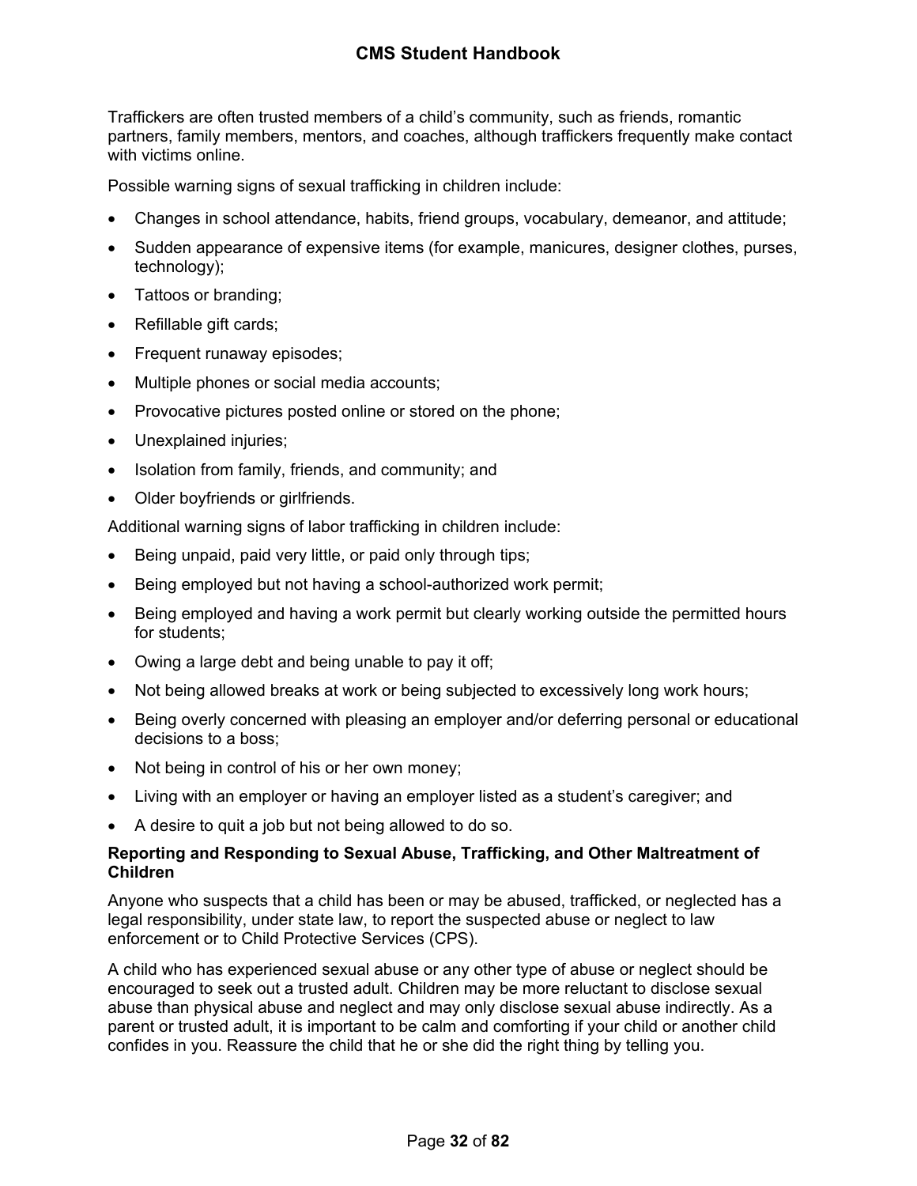Traffickers are often trusted members of a child's community, such as friends, romantic partners, family members, mentors, and coaches, although traffickers frequently make contact with victims online.

Possible warning signs of sexual trafficking in children include:

- Changes in school attendance, habits, friend groups, vocabulary, demeanor, and attitude;
- Sudden appearance of expensive items (for example, manicures, designer clothes, purses, technology);
- Tattoos or branding;
- Refillable gift cards;
- Frequent runaway episodes;
- Multiple phones or social media accounts;
- Provocative pictures posted online or stored on the phone;
- Unexplained injuries;
- Isolation from family, friends, and community; and
- Older boyfriends or girlfriends.

Additional warning signs of labor trafficking in children include:

- Being unpaid, paid very little, or paid only through tips;
- Being employed but not having a school-authorized work permit;
- Being employed and having a work permit but clearly working outside the permitted hours for students;
- Owing a large debt and being unable to pay it off;
- Not being allowed breaks at work or being subjected to excessively long work hours;
- Being overly concerned with pleasing an employer and/or deferring personal or educational decisions to a boss;
- Not being in control of his or her own money;
- Living with an employer or having an employer listed as a student's caregiver; and
- A desire to quit a job but not being allowed to do so.

**Reporting and Responding to Sexual Abuse, Trafficking, and Other Maltreatment of Children**

Anyone who suspects that a child has been or may be abused, trafficked, or neglected has a legal responsibility, under state law, to report the suspected abuse or neglect to law enforcement or to Child Protective Services (CPS).

A child who has experienced sexual abuse or any other type of abuse or neglect should be encouraged to seek out a trusted adult. Children may be more reluctant to disclose sexual abuse than physical abuse and neglect and may only disclose sexual abuse indirectly. As a parent or trusted adult, it is important to be calm and comforting if your child or another child confides in you. Reassure the child that he or she did the right thing by telling you.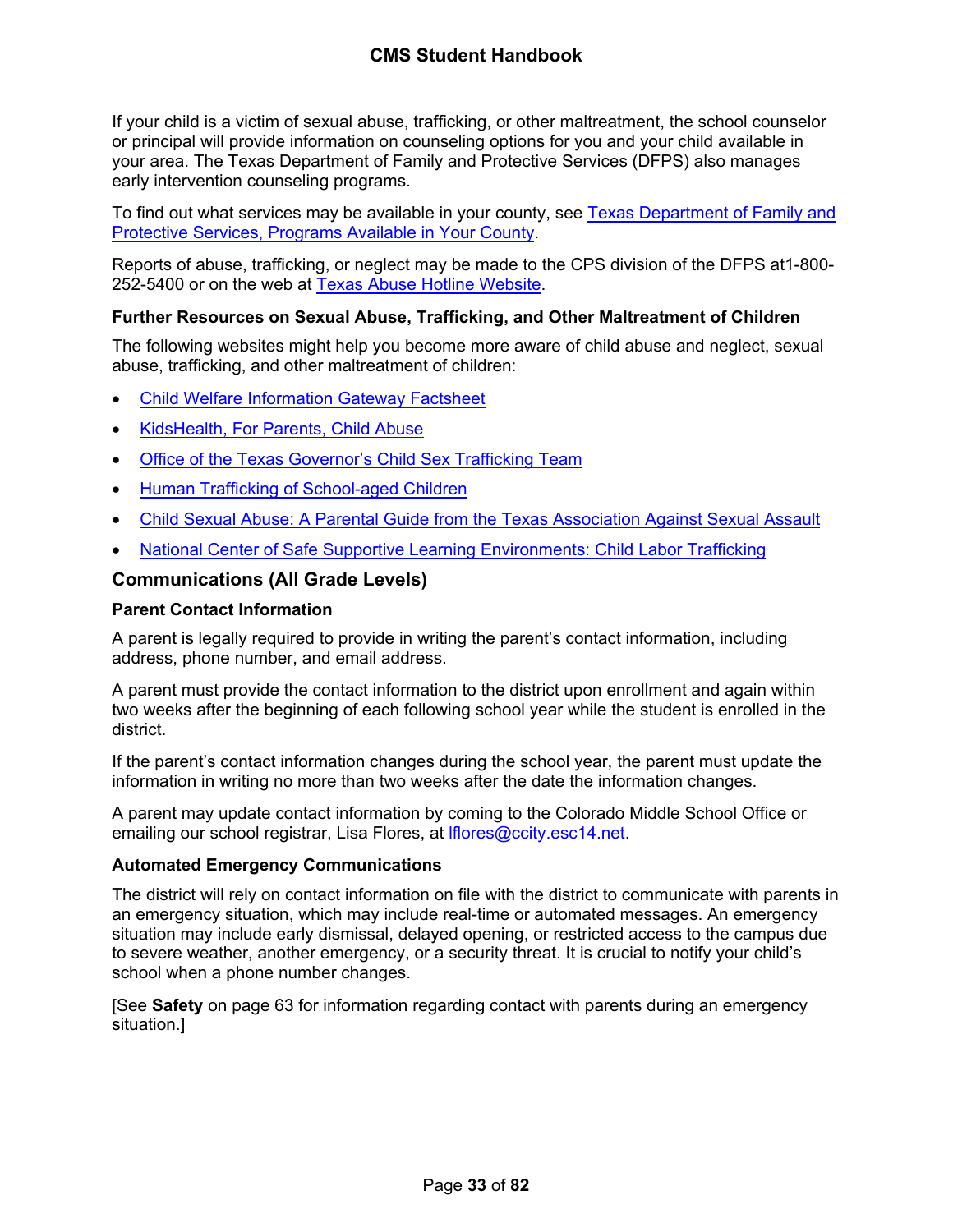If your child is a victim of sexual abuse, trafficking, or other maltreatment, the school counselor or principal will provide information on counseling options for you and your child available in your area. The Texas Department of Family and Protective Services (DFPS) also manages early intervention counseling programs.

To find out what services may be available in your county, see [Texas Department of Family and Protective Services, Programs Available in Your County]().

Reports of abuse, trafficking, or neglect may be made to the CPS division of the DFPS at1-800-252-5400 or on the web at [Texas Abuse Hotline Website]().

### Further Resources on Sexual Abuse, Trafficking, and Other Maltreatment of Children

The following websites might help you become more aware of child abuse and neglect, sexual abuse, trafficking, and other maltreatment of children:

- [Child Welfare Information Gateway Factsheet]()
- [KidsHealth, For Parents, Child Abuse]()
- [Office of the Texas Governor's Child Sex Trafficking Team]()
- [Human Trafficking of School-aged Children]()
- [Child Sexual Abuse: A Parental Guide from the Texas Association Against Sexual Assault]()
- [National Center of Safe Supportive Learning Environments: Child Labor Trafficking]()

## Communications (All Grade Levels)

### Parent Contact Information

A parent is legally required to provide in writing the parent's contact information, including address, phone number, and email address.

A parent must provide the contact information to the district upon enrollment and again within two weeks after the beginning of each following school year while the student is enrolled in the district.

If the parent's contact information changes during the school year, the parent must update the information in writing no more than two weeks after the date the information changes.

A parent may update contact information by coming to the Colorado Middle School Office or emailing our school registrar, Lisa Flores, at lflores@ccity.esc14.net.

### Automated Emergency Communications

The district will rely on contact information on file with the district to communicate with parents in an emergency situation, which may include real-time or automated messages. An emergency situation may include early dismissal, delayed opening, or restricted access to the campus due to severe weather, another emergency, or a security threat. It is crucial to notify your child's school when a phone number changes.

[See **Safety** on page 63 for information regarding contact with parents during an emergency situation.]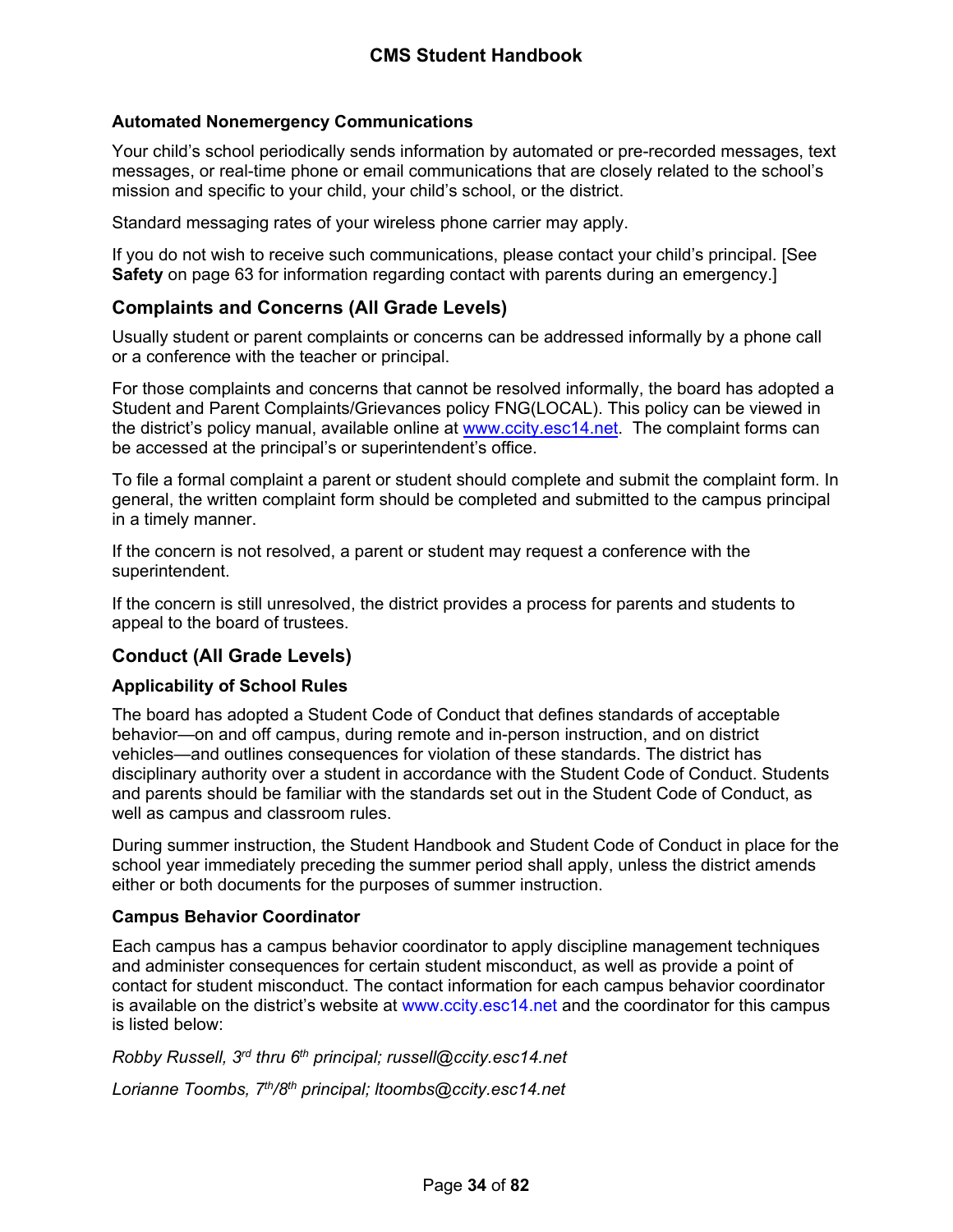### Automated Nonemergency Communications

Your child's school periodically sends information by automated or pre-recorded messages, text messages, or real-time phone or email communications that are closely related to the school's mission and specific to your child, your child's school, or the district.

Standard messaging rates of your wireless phone carrier may apply.

If you do not wish to receive such communications, please contact your child's principal. [See **Safety** on page 63 for information regarding contact with parents during an emergency.]

## Complaints and Concerns (All Grade Levels)

Usually student or parent complaints or concerns can be addressed informally by a phone call or a conference with the teacher or principal.

For those complaints and concerns that cannot be resolved informally, the board has adopted a Student and Parent Complaints/Grievances policy FNG(LOCAL). This policy can be viewed in the district's policy manual, available online at www.ccity.esc14.net. The complaint forms can be accessed at the principal's or superintendent's office.

To file a formal complaint a parent or student should complete and submit the complaint form. In general, the written complaint form should be completed and submitted to the campus principal in a timely manner.

If the concern is not resolved, a parent or student may request a conference with the superintendent.

If the concern is still unresolved, the district provides a process for parents and students to appeal to the board of trustees.

## Conduct (All Grade Levels)

### Applicability of School Rules

The board has adopted a Student Code of Conduct that defines standards of acceptable behavior—on and off campus, during remote and in-person instruction, and on district vehicles—and outlines consequences for violation of these standards. The district has disciplinary authority over a student in accordance with the Student Code of Conduct. Students and parents should be familiar with the standards set out in the Student Code of Conduct, as well as campus and classroom rules.

During summer instruction, the Student Handbook and Student Code of Conduct in place for the school year immediately preceding the summer period shall apply, unless the district amends either or both documents for the purposes of summer instruction.

### Campus Behavior Coordinator

Each campus has a campus behavior coordinator to apply discipline management techniques and administer consequences for certain student misconduct, as well as provide a point of contact for student misconduct. The contact information for each campus behavior coordinator is available on the district's website at www.ccity.esc14.net and the coordinator for this campus is listed below:

*Robby Russell, 3rd thru 6th principal; russell@ccity.esc14.net*

*Lorianne Toombs, 7th/8th principal; ltoombs@ccity.esc14.net*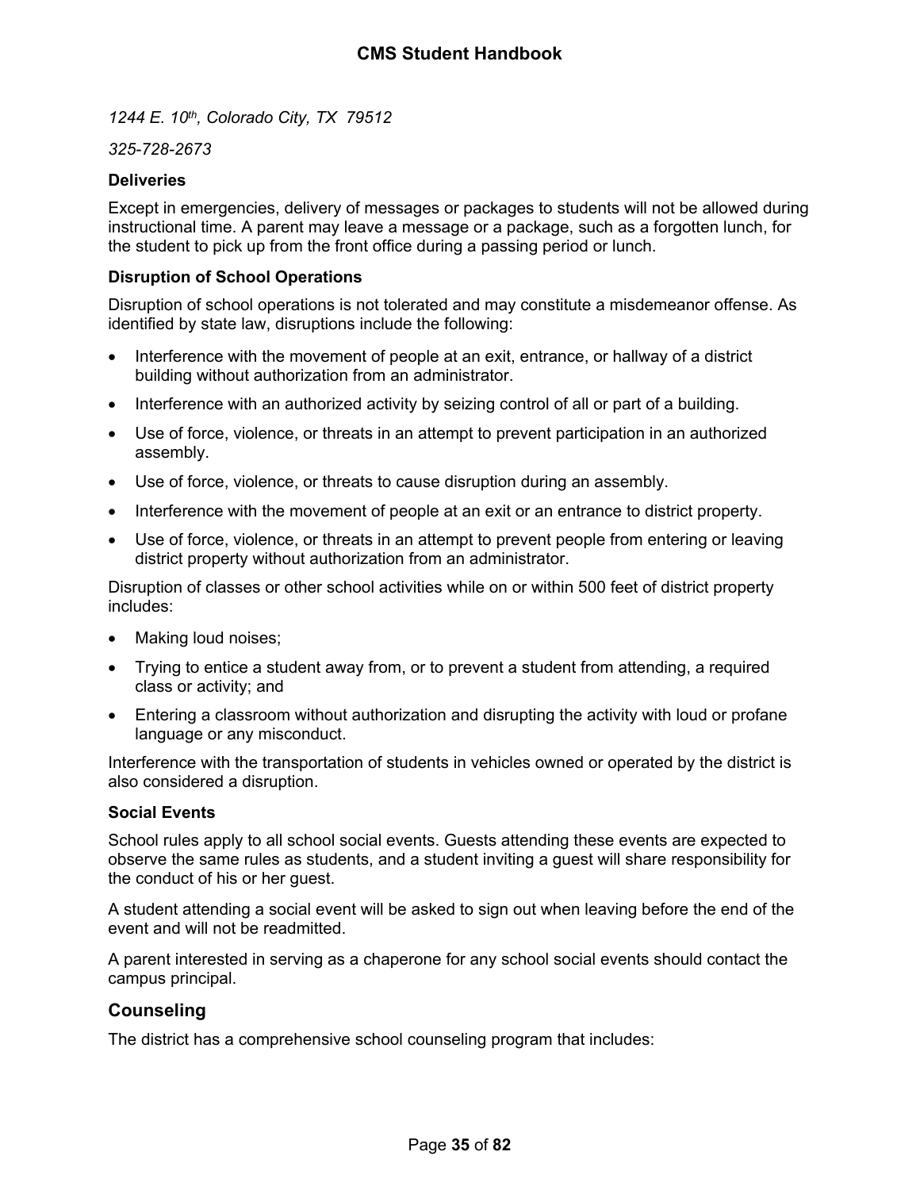*1244 E. 10th, Colorado City, TX 79512*

*325-728-2673*

### Deliveries

Except in emergencies, delivery of messages or packages to students will not be allowed during instructional time. A parent may leave a message or a package, such as a forgotten lunch, for the student to pick up from the front office during a passing period or lunch.

### Disruption of School Operations

Disruption of school operations is not tolerated and may constitute a misdemeanor offense. As identified by state law, disruptions include the following:

- Interference with the movement of people at an exit, entrance, or hallway of a district building without authorization from an administrator.
- Interference with an authorized activity by seizing control of all or part of a building.
- Use of force, violence, or threats in an attempt to prevent participation in an authorized assembly.
- Use of force, violence, or threats to cause disruption during an assembly.
- Interference with the movement of people at an exit or an entrance to district property.
- Use of force, violence, or threats in an attempt to prevent people from entering or leaving district property without authorization from an administrator.

Disruption of classes or other school activities while on or within 500 feet of district property includes:

- Making loud noises;
- Trying to entice a student away from, or to prevent a student from attending, a required class or activity; and
- Entering a classroom without authorization and disrupting the activity with loud or profane language or any misconduct.

Interference with the transportation of students in vehicles owned or operated by the district is also considered a disruption.

### Social Events

School rules apply to all school social events. Guests attending these events are expected to observe the same rules as students, and a student inviting a guest will share responsibility for the conduct of his or her guest.

A student attending a social event will be asked to sign out when leaving before the end of the event and will not be readmitted.

A parent interested in serving as a chaperone for any school social events should contact the campus principal.

## Counseling

The district has a comprehensive school counseling program that includes: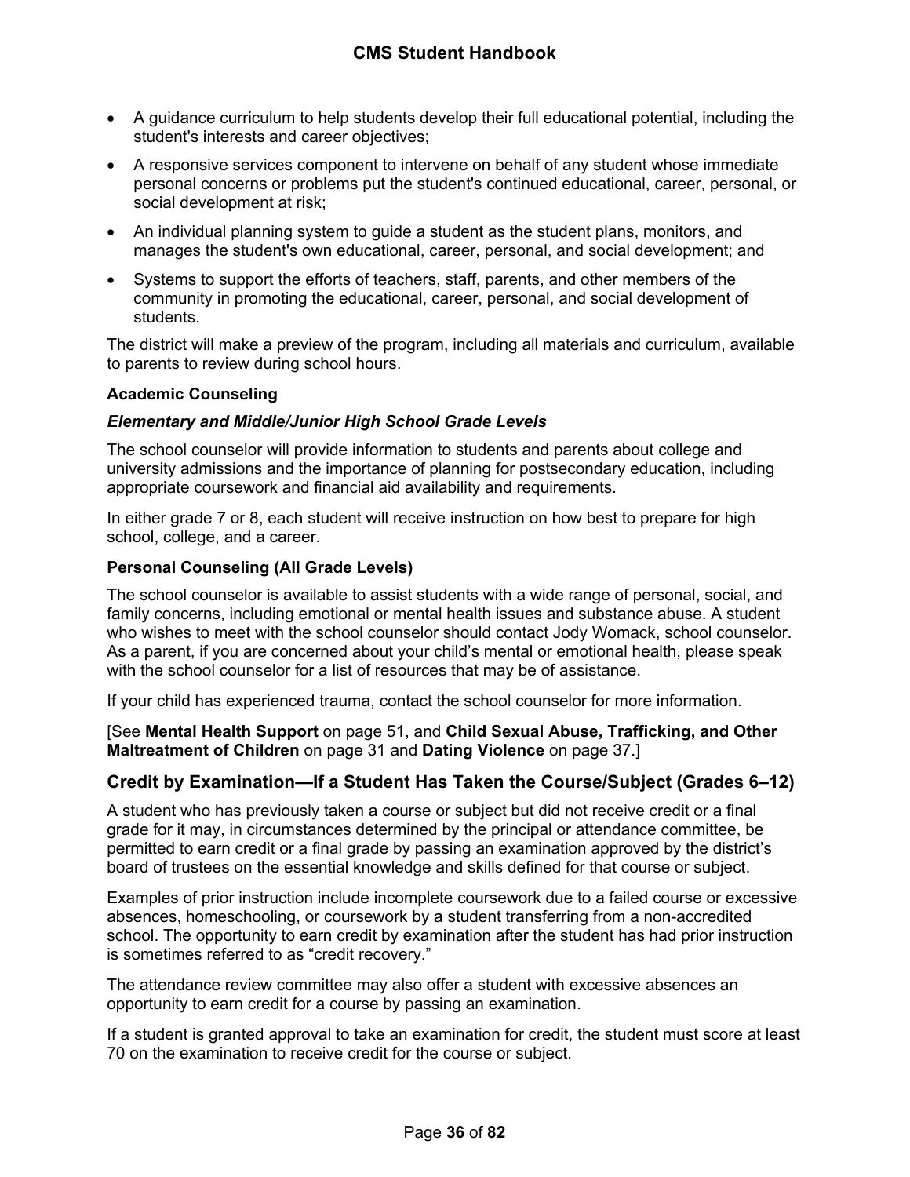- A guidance curriculum to help students develop their full educational potential, including the student's interests and career objectives;
- A responsive services component to intervene on behalf of any student whose immediate personal concerns or problems put the student's continued educational, career, personal, or social development at risk;
- An individual planning system to guide a student as the student plans, monitors, and manages the student's own educational, career, personal, and social development; and
- Systems to support the efforts of teachers, staff, parents, and other members of the community in promoting the educational, career, personal, and social development of students.

The district will make a preview of the program, including all materials and curriculum, available to parents to review during school hours.

**Academic Counseling**

***Elementary and Middle/Junior High School Grade Levels***

The school counselor will provide information to students and parents about college and university admissions and the importance of planning for postsecondary education, including appropriate coursework and financial aid availability and requirements.

In either grade 7 or 8, each student will receive instruction on how best to prepare for high school, college, and a career.

**Personal Counseling (All Grade Levels)**

The school counselor is available to assist students with a wide range of personal, social, and family concerns, including emotional or mental health issues and substance abuse. A student who wishes to meet with the school counselor should contact Jody Womack, school counselor. As a parent, if you are concerned about your child's mental or emotional health, please speak with the school counselor for a list of resources that may be of assistance.

If your child has experienced trauma, contact the school counselor for more information.

[See **Mental Health Support** on page 51, and **Child Sexual Abuse, Trafficking, and Other Maltreatment of Children** on page 31 and **Dating Violence** on page 37.]

## Credit by Examination—If a Student Has Taken the Course/Subject (Grades 6–12)

A student who has previously taken a course or subject but did not receive credit or a final grade for it may, in circumstances determined by the principal or attendance committee, be permitted to earn credit or a final grade by passing an examination approved by the district's board of trustees on the essential knowledge and skills defined for that course or subject.

Examples of prior instruction include incomplete coursework due to a failed course or excessive absences, homeschooling, or coursework by a student transferring from a non-accredited school. The opportunity to earn credit by examination after the student has had prior instruction is sometimes referred to as "credit recovery."

The attendance review committee may also offer a student with excessive absences an opportunity to earn credit for a course by passing an examination.

If a student is granted approval to take an examination for credit, the student must score at least 70 on the examination to receive credit for the course or subject.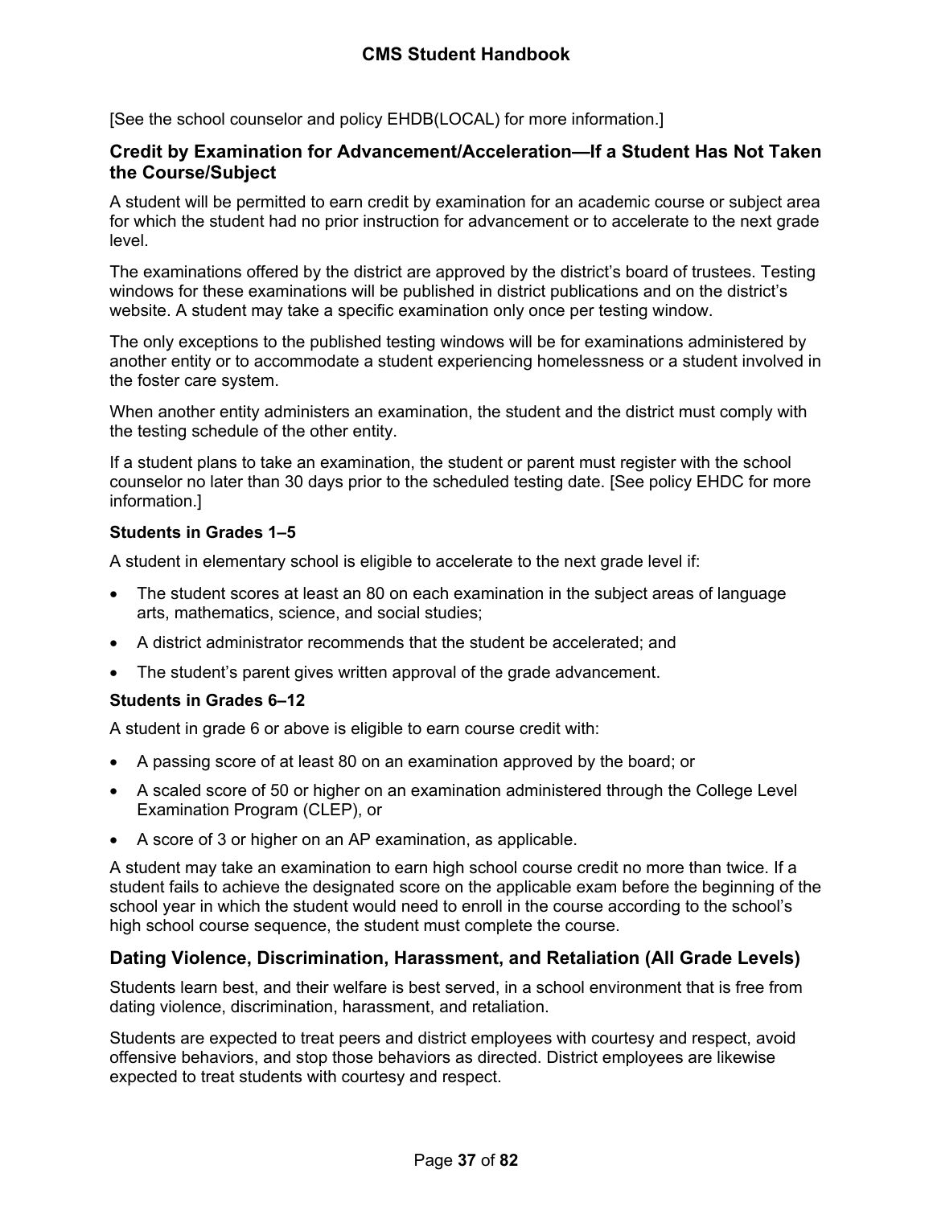[See the school counselor and policy EHDB(LOCAL) for more information.]

## Credit by Examination for Advancement/Acceleration—If a Student Has Not Taken the Course/Subject

A student will be permitted to earn credit by examination for an academic course or subject area for which the student had no prior instruction for advancement or to accelerate to the next grade level.

The examinations offered by the district are approved by the district's board of trustees. Testing windows for these examinations will be published in district publications and on the district's website. A student may take a specific examination only once per testing window.

The only exceptions to the published testing windows will be for examinations administered by another entity or to accommodate a student experiencing homelessness or a student involved in the foster care system.

When another entity administers an examination, the student and the district must comply with the testing schedule of the other entity.

If a student plans to take an examination, the student or parent must register with the school counselor no later than 30 days prior to the scheduled testing date. [See policy EHDC for more information.]

### Students in Grades 1–5

A student in elementary school is eligible to accelerate to the next grade level if:

- The student scores at least an 80 on each examination in the subject areas of language arts, mathematics, science, and social studies;
- A district administrator recommends that the student be accelerated; and
- The student's parent gives written approval of the grade advancement.

### Students in Grades 6–12

A student in grade 6 or above is eligible to earn course credit with:

- A passing score of at least 80 on an examination approved by the board; or
- A scaled score of 50 or higher on an examination administered through the College Level Examination Program (CLEP), or
- A score of 3 or higher on an AP examination, as applicable.

A student may take an examination to earn high school course credit no more than twice. If a student fails to achieve the designated score on the applicable exam before the beginning of the school year in which the student would need to enroll in the course according to the school's high school course sequence, the student must complete the course.

## Dating Violence, Discrimination, Harassment, and Retaliation (All Grade Levels)

Students learn best, and their welfare is best served, in a school environment that is free from dating violence, discrimination, harassment, and retaliation.

Students are expected to treat peers and district employees with courtesy and respect, avoid offensive behaviors, and stop those behaviors as directed. District employees are likewise expected to treat students with courtesy and respect.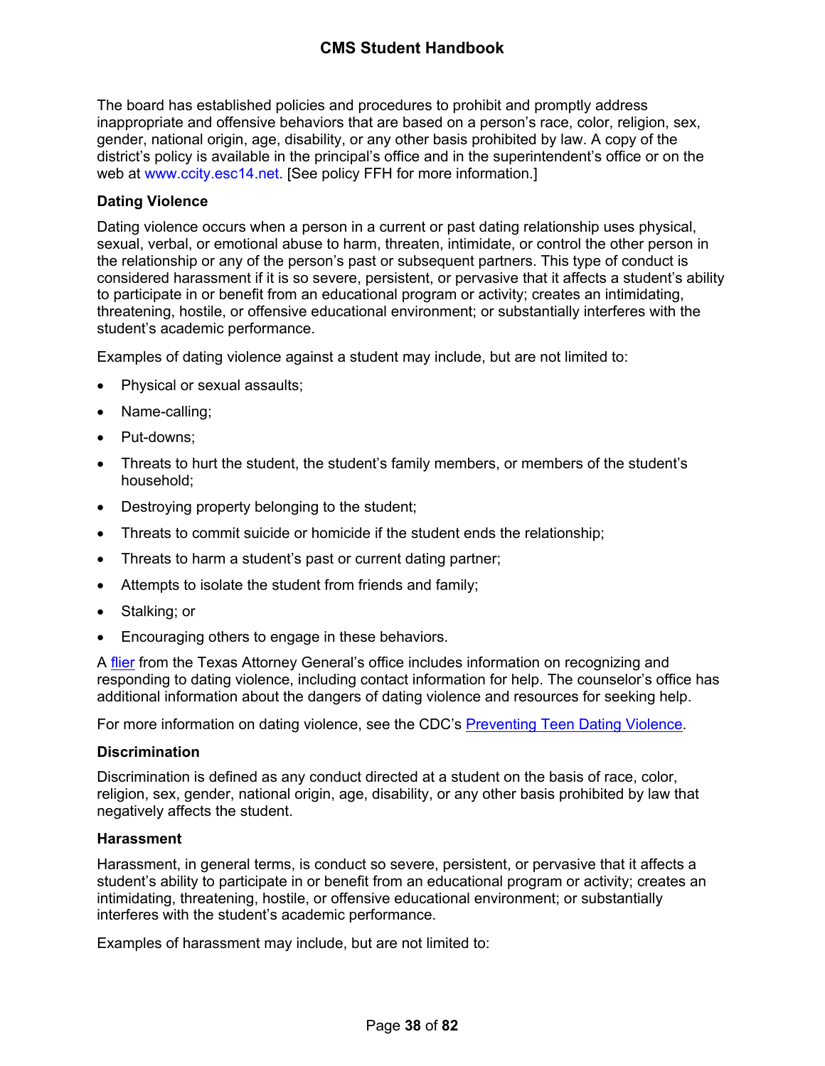The board has established policies and procedures to prohibit and promptly address inappropriate and offensive behaviors that are based on a person's race, color, religion, sex, gender, national origin, age, disability, or any other basis prohibited by law. A copy of the district's policy is available in the principal's office and in the superintendent's office or on the web at www.ccity.esc14.net. [See policy FFH for more information.]

### Dating Violence

Dating violence occurs when a person in a current or past dating relationship uses physical, sexual, verbal, or emotional abuse to harm, threaten, intimidate, or control the other person in the relationship or any of the person's past or subsequent partners. This type of conduct is considered harassment if it is so severe, persistent, or pervasive that it affects a student's ability to participate in or benefit from an educational program or activity; creates an intimidating, threatening, hostile, or offensive educational environment; or substantially interferes with the student's academic performance.

Examples of dating violence against a student may include, but are not limited to:

- Physical or sexual assaults;
- Name-calling;
- Put-downs;
- Threats to hurt the student, the student's family members, or members of the student's household;
- Destroying property belonging to the student;
- Threats to commit suicide or homicide if the student ends the relationship;
- Threats to harm a student's past or current dating partner;
- Attempts to isolate the student from friends and family;
- Stalking; or
- Encouraging others to engage in these behaviors.

A flier from the Texas Attorney General's office includes information on recognizing and responding to dating violence, including contact information for help. The counselor's office has additional information about the dangers of dating violence and resources for seeking help.

For more information on dating violence, see the CDC's Preventing Teen Dating Violence.

### Discrimination

Discrimination is defined as any conduct directed at a student on the basis of race, color, religion, sex, gender, national origin, age, disability, or any other basis prohibited by law that negatively affects the student.

### Harassment

Harassment, in general terms, is conduct so severe, persistent, or pervasive that it affects a student's ability to participate in or benefit from an educational program or activity; creates an intimidating, threatening, hostile, or offensive educational environment; or substantially interferes with the student's academic performance.

Examples of harassment may include, but are not limited to: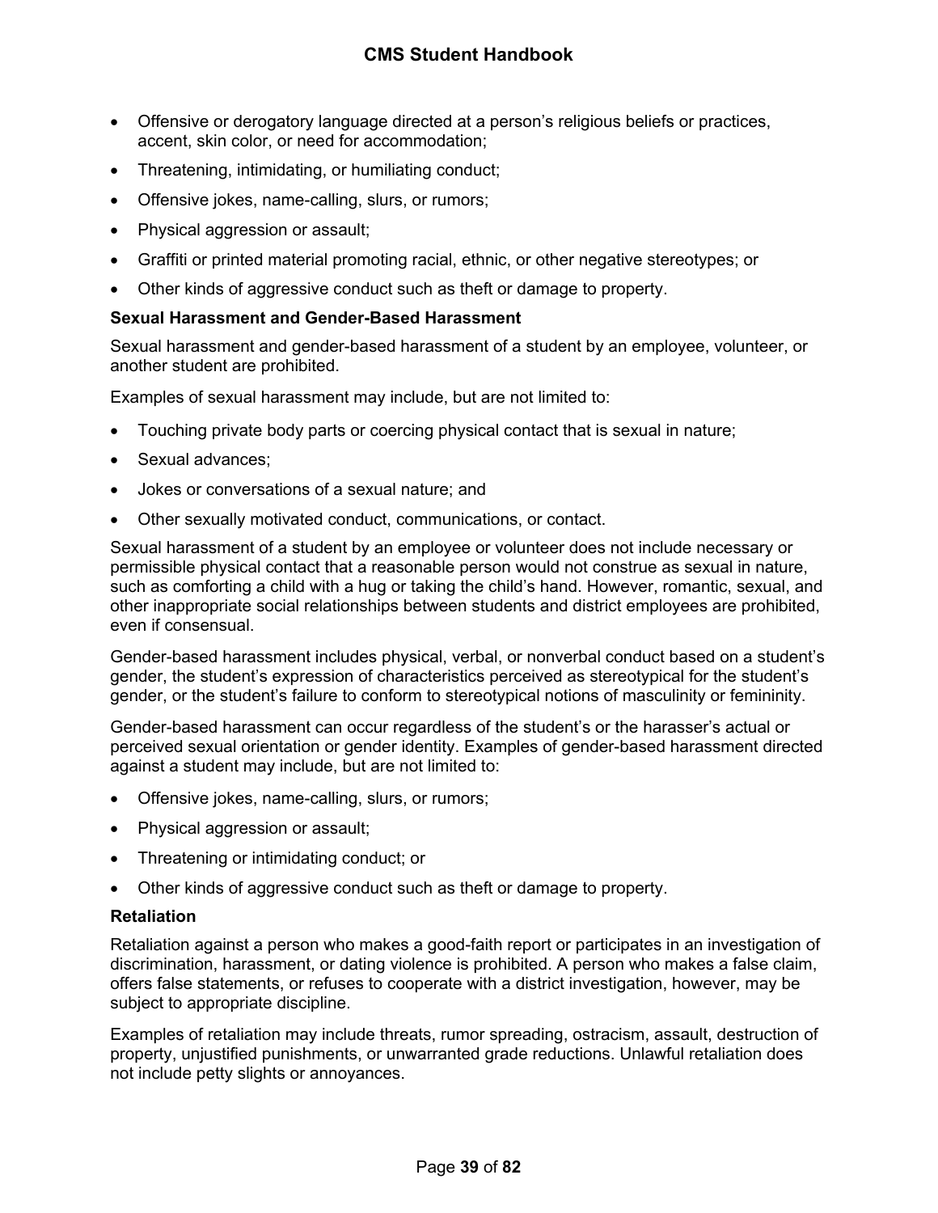- Offensive or derogatory language directed at a person's religious beliefs or practices, accent, skin color, or need for accommodation;
- Threatening, intimidating, or humiliating conduct;
- Offensive jokes, name-calling, slurs, or rumors;
- Physical aggression or assault;
- Graffiti or printed material promoting racial, ethnic, or other negative stereotypes; or
- Other kinds of aggressive conduct such as theft or damage to property.

### Sexual Harassment and Gender-Based Harassment

Sexual harassment and gender-based harassment of a student by an employee, volunteer, or another student are prohibited.

Examples of sexual harassment may include, but are not limited to:

- Touching private body parts or coercing physical contact that is sexual in nature;
- Sexual advances;
- Jokes or conversations of a sexual nature; and
- Other sexually motivated conduct, communications, or contact.

Sexual harassment of a student by an employee or volunteer does not include necessary or permissible physical contact that a reasonable person would not construe as sexual in nature, such as comforting a child with a hug or taking the child's hand. However, romantic, sexual, and other inappropriate social relationships between students and district employees are prohibited, even if consensual.

Gender-based harassment includes physical, verbal, or nonverbal conduct based on a student's gender, the student's expression of characteristics perceived as stereotypical for the student's gender, or the student's failure to conform to stereotypical notions of masculinity or femininity.

Gender-based harassment can occur regardless of the student's or the harasser's actual or perceived sexual orientation or gender identity. Examples of gender-based harassment directed against a student may include, but are not limited to:

- Offensive jokes, name-calling, slurs, or rumors;
- Physical aggression or assault;
- Threatening or intimidating conduct; or
- Other kinds of aggressive conduct such as theft or damage to property.

### Retaliation

Retaliation against a person who makes a good-faith report or participates in an investigation of discrimination, harassment, or dating violence is prohibited. A person who makes a false claim, offers false statements, or refuses to cooperate with a district investigation, however, may be subject to appropriate discipline.

Examples of retaliation may include threats, rumor spreading, ostracism, assault, destruction of property, unjustified punishments, or unwarranted grade reductions. Unlawful retaliation does not include petty slights or annoyances.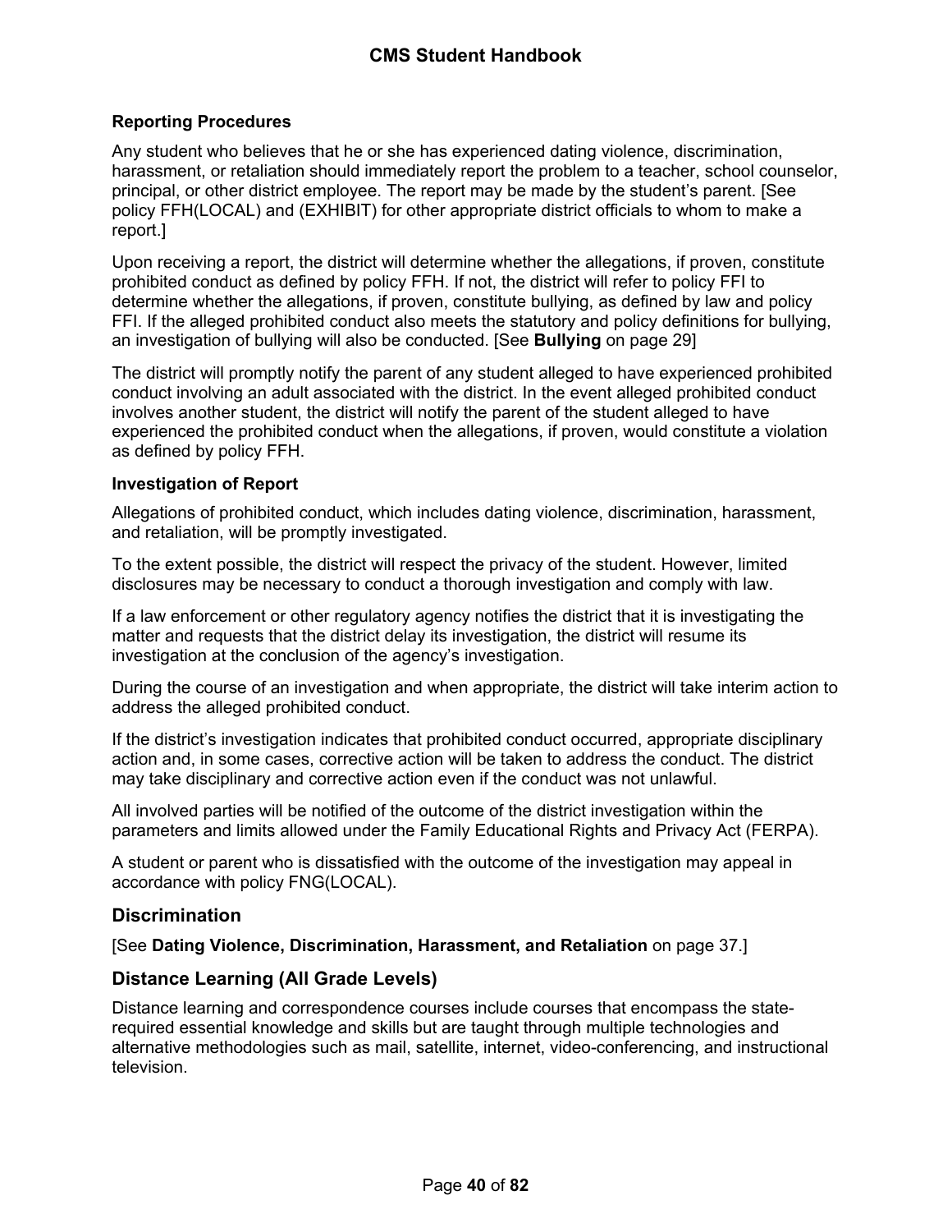### Reporting Procedures

Any student who believes that he or she has experienced dating violence, discrimination, harassment, or retaliation should immediately report the problem to a teacher, school counselor, principal, or other district employee. The report may be made by the student's parent. [See policy FFH(LOCAL) and (EXHIBIT) for other appropriate district officials to whom to make a report.]

Upon receiving a report, the district will determine whether the allegations, if proven, constitute prohibited conduct as defined by policy FFH. If not, the district will refer to policy FFI to determine whether the allegations, if proven, constitute bullying, as defined by law and policy FFI. If the alleged prohibited conduct also meets the statutory and policy definitions for bullying, an investigation of bullying will also be conducted. [See **Bullying** on page 29]

The district will promptly notify the parent of any student alleged to have experienced prohibited conduct involving an adult associated with the district. In the event alleged prohibited conduct involves another student, the district will notify the parent of the student alleged to have experienced the prohibited conduct when the allegations, if proven, would constitute a violation as defined by policy FFH.

### Investigation of Report

Allegations of prohibited conduct, which includes dating violence, discrimination, harassment, and retaliation, will be promptly investigated.

To the extent possible, the district will respect the privacy of the student. However, limited disclosures may be necessary to conduct a thorough investigation and comply with law.

If a law enforcement or other regulatory agency notifies the district that it is investigating the matter and requests that the district delay its investigation, the district will resume its investigation at the conclusion of the agency's investigation.

During the course of an investigation and when appropriate, the district will take interim action to address the alleged prohibited conduct.

If the district's investigation indicates that prohibited conduct occurred, appropriate disciplinary action and, in some cases, corrective action will be taken to address the conduct. The district may take disciplinary and corrective action even if the conduct was not unlawful.

All involved parties will be notified of the outcome of the district investigation within the parameters and limits allowed under the Family Educational Rights and Privacy Act (FERPA).

A student or parent who is dissatisfied with the outcome of the investigation may appeal in accordance with policy FNG(LOCAL).

## Discrimination

[See **Dating Violence, Discrimination, Harassment, and Retaliation** on page 37.]

## Distance Learning (All Grade Levels)

Distance learning and correspondence courses include courses that encompass the state-required essential knowledge and skills but are taught through multiple technologies and alternative methodologies such as mail, satellite, internet, video-conferencing, and instructional television.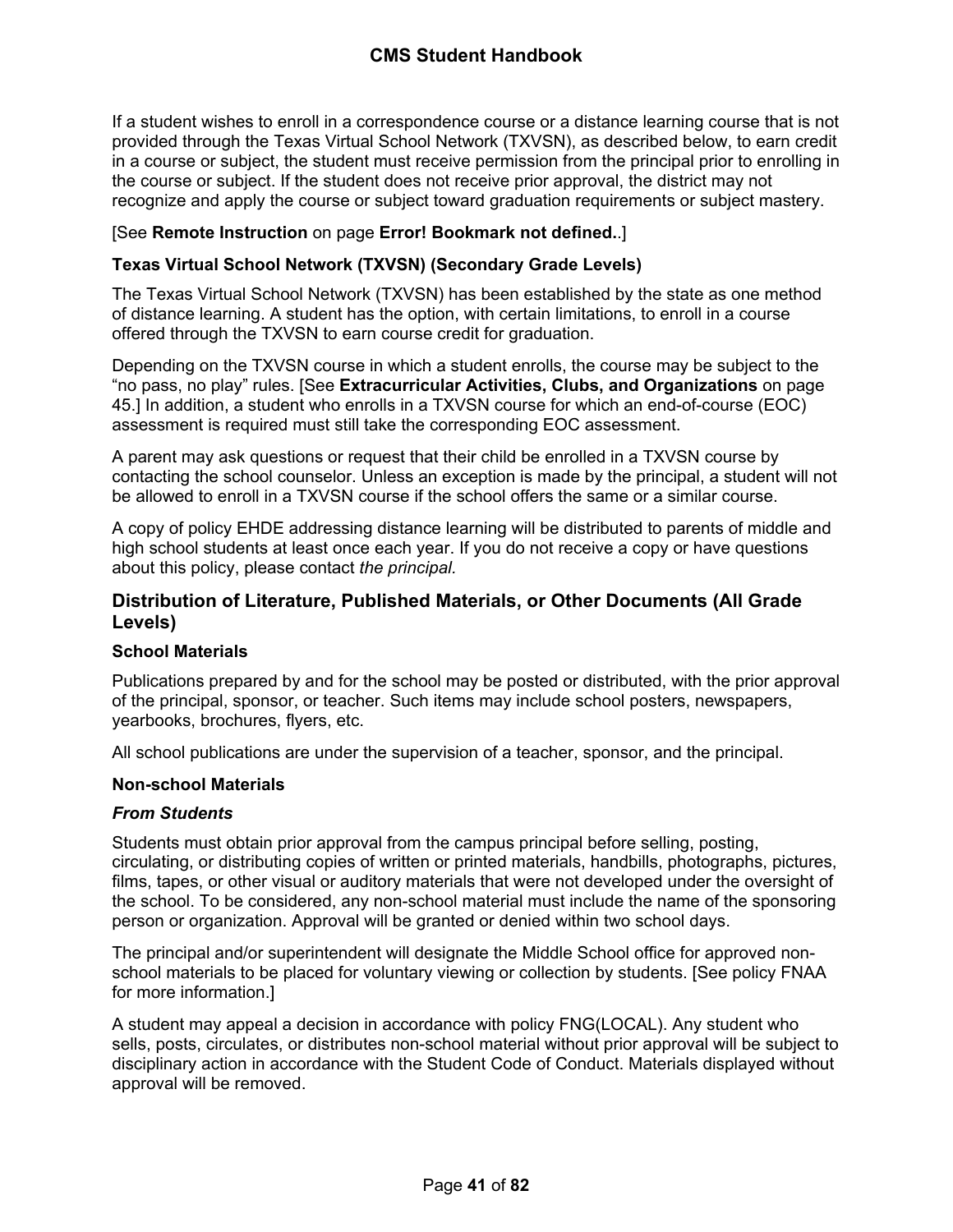If a student wishes to enroll in a correspondence course or a distance learning course that is not provided through the Texas Virtual School Network (TXVSN), as described below, to earn credit in a course or subject, the student must receive permission from the principal prior to enrolling in the course or subject. If the student does not receive prior approval, the district may not recognize and apply the course or subject toward graduation requirements or subject mastery.

[See **Remote Instruction** on page **Error! Bookmark not defined.**.]

#### Texas Virtual School Network (TXVSN) (Secondary Grade Levels)

The Texas Virtual School Network (TXVSN) has been established by the state as one method of distance learning. A student has the option, with certain limitations, to enroll in a course offered through the TXVSN to earn course credit for graduation.

Depending on the TXVSN course in which a student enrolls, the course may be subject to the "no pass, no play" rules. [See **Extracurricular Activities, Clubs, and Organizations** on page 45.] In addition, a student who enrolls in a TXVSN course for which an end-of-course (EOC) assessment is required must still take the corresponding EOC assessment.

A parent may ask questions or request that their child be enrolled in a TXVSN course by contacting the school counselor. Unless an exception is made by the principal, a student will not be allowed to enroll in a TXVSN course if the school offers the same or a similar course.

A copy of policy EHDE addressing distance learning will be distributed to parents of middle and high school students at least once each year. If you do not receive a copy or have questions about this policy, please contact *the principal.*

### Distribution of Literature, Published Materials, or Other Documents (All Grade Levels)

#### School Materials

Publications prepared by and for the school may be posted or distributed, with the prior approval of the principal, sponsor, or teacher. Such items may include school posters, newspapers, yearbooks, brochures, flyers, etc.

All school publications are under the supervision of a teacher, sponsor, and the principal.

#### Non-school Materials

##### *From Students*

Students must obtain prior approval from the campus principal before selling, posting, circulating, or distributing copies of written or printed materials, handbills, photographs, pictures, films, tapes, or other visual or auditory materials that were not developed under the oversight of the school. To be considered, any non-school material must include the name of the sponsoring person or organization. Approval will be granted or denied within two school days.

The principal and/or superintendent will designate the Middle School office for approved non-school materials to be placed for voluntary viewing or collection by students. [See policy FNAA for more information.]

A student may appeal a decision in accordance with policy FNG(LOCAL). Any student who sells, posts, circulates, or distributes non-school material without prior approval will be subject to disciplinary action in accordance with the Student Code of Conduct. Materials displayed without approval will be removed.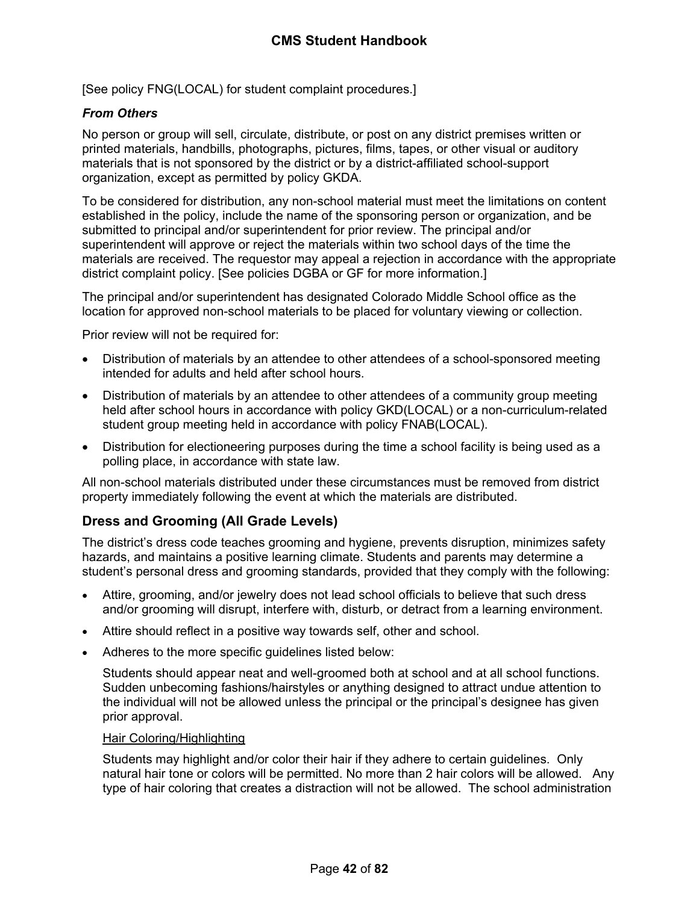[See policy FNG(LOCAL) for student complaint procedures.]

### *From Others*

No person or group will sell, circulate, distribute, or post on any district premises written or printed materials, handbills, photographs, pictures, films, tapes, or other visual or auditory materials that is not sponsored by the district or by a district-affiliated school-support organization, except as permitted by policy GKDA.

To be considered for distribution, any non-school material must meet the limitations on content established in the policy, include the name of the sponsoring person or organization, and be submitted to principal and/or superintendent for prior review. The principal and/or superintendent will approve or reject the materials within two school days of the time the materials are received. The requestor may appeal a rejection in accordance with the appropriate district complaint policy. [See policies DGBA or GF for more information.]

The principal and/or superintendent has designated Colorado Middle School office as the location for approved non-school materials to be placed for voluntary viewing or collection.

Prior review will not be required for:

- Distribution of materials by an attendee to other attendees of a school-sponsored meeting intended for adults and held after school hours.
- Distribution of materials by an attendee to other attendees of a community group meeting held after school hours in accordance with policy GKD(LOCAL) or a non-curriculum-related student group meeting held in accordance with policy FNAB(LOCAL).
- Distribution for electioneering purposes during the time a school facility is being used as a polling place, in accordance with state law.

All non-school materials distributed under these circumstances must be removed from district property immediately following the event at which the materials are distributed.

## Dress and Grooming (All Grade Levels)

The district's dress code teaches grooming and hygiene, prevents disruption, minimizes safety hazards, and maintains a positive learning climate. Students and parents may determine a student's personal dress and grooming standards, provided that they comply with the following:

- Attire, grooming, and/or jewelry does not lead school officials to believe that such dress and/or grooming will disrupt, interfere with, disturb, or detract from a learning environment.
- Attire should reflect in a positive way towards self, other and school.
- Adheres to the more specific guidelines listed below:

  Students should appear neat and well-groomed both at school and at all school functions. Sudden unbecoming fashions/hairstyles or anything designed to attract undue attention to the individual will not be allowed unless the principal or the principal's designee has given prior approval.

  <u>Hair Coloring/Highlighting</u>

  Students may highlight and/or color their hair if they adhere to certain guidelines. Only natural hair tone or colors will be permitted. No more than 2 hair colors will be allowed. Any type of hair coloring that creates a distraction will not be allowed. The school administration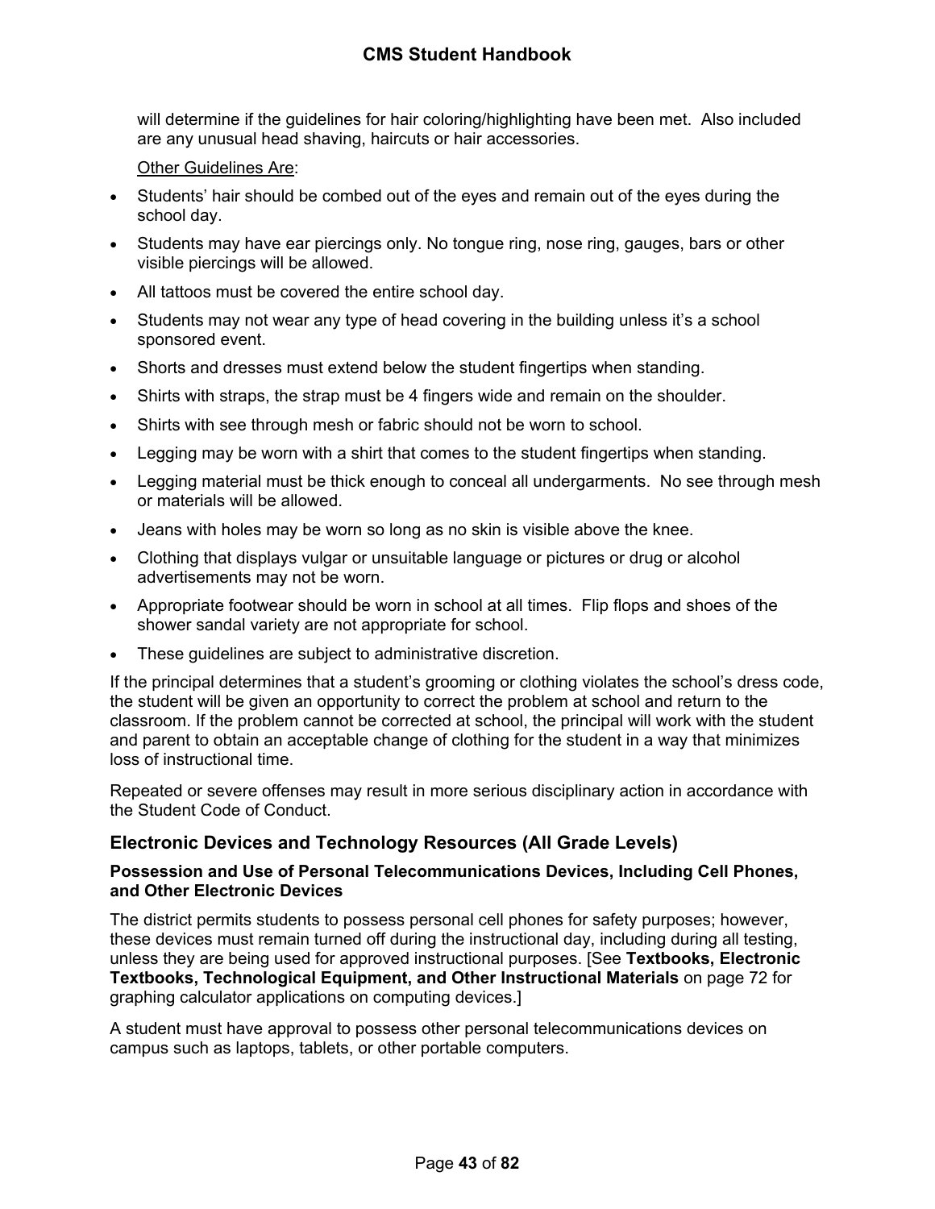will determine if the guidelines for hair coloring/highlighting have been met. Also included are any unusual head shaving, haircuts or hair accessories.

<u>Other Guidelines Are</u>:

- Students' hair should be combed out of the eyes and remain out of the eyes during the school day.
- Students may have ear piercings only. No tongue ring, nose ring, gauges, bars or other visible piercings will be allowed.
- All tattoos must be covered the entire school day.
- Students may not wear any type of head covering in the building unless it's a school sponsored event.
- Shorts and dresses must extend below the student fingertips when standing.
- Shirts with straps, the strap must be 4 fingers wide and remain on the shoulder.
- Shirts with see through mesh or fabric should not be worn to school.
- Legging may be worn with a shirt that comes to the student fingertips when standing.
- Legging material must be thick enough to conceal all undergarments. No see through mesh or materials will be allowed.
- Jeans with holes may be worn so long as no skin is visible above the knee.
- Clothing that displays vulgar or unsuitable language or pictures or drug or alcohol advertisements may not be worn.
- Appropriate footwear should be worn in school at all times. Flip flops and shoes of the shower sandal variety are not appropriate for school.
- These guidelines are subject to administrative discretion.

If the principal determines that a student's grooming or clothing violates the school's dress code, the student will be given an opportunity to correct the problem at school and return to the classroom. If the problem cannot be corrected at school, the principal will work with the student and parent to obtain an acceptable change of clothing for the student in a way that minimizes loss of instructional time.

Repeated or severe offenses may result in more serious disciplinary action in accordance with the Student Code of Conduct.

## Electronic Devices and Technology Resources (All Grade Levels)

### Possession and Use of Personal Telecommunications Devices, Including Cell Phones, and Other Electronic Devices

The district permits students to possess personal cell phones for safety purposes; however, these devices must remain turned off during the instructional day, including during all testing, unless they are being used for approved instructional purposes. [See **Textbooks, Electronic Textbooks, Technological Equipment, and Other Instructional Materials** on page 72 for graphing calculator applications on computing devices.]

A student must have approval to possess other personal telecommunications devices on campus such as laptops, tablets, or other portable computers.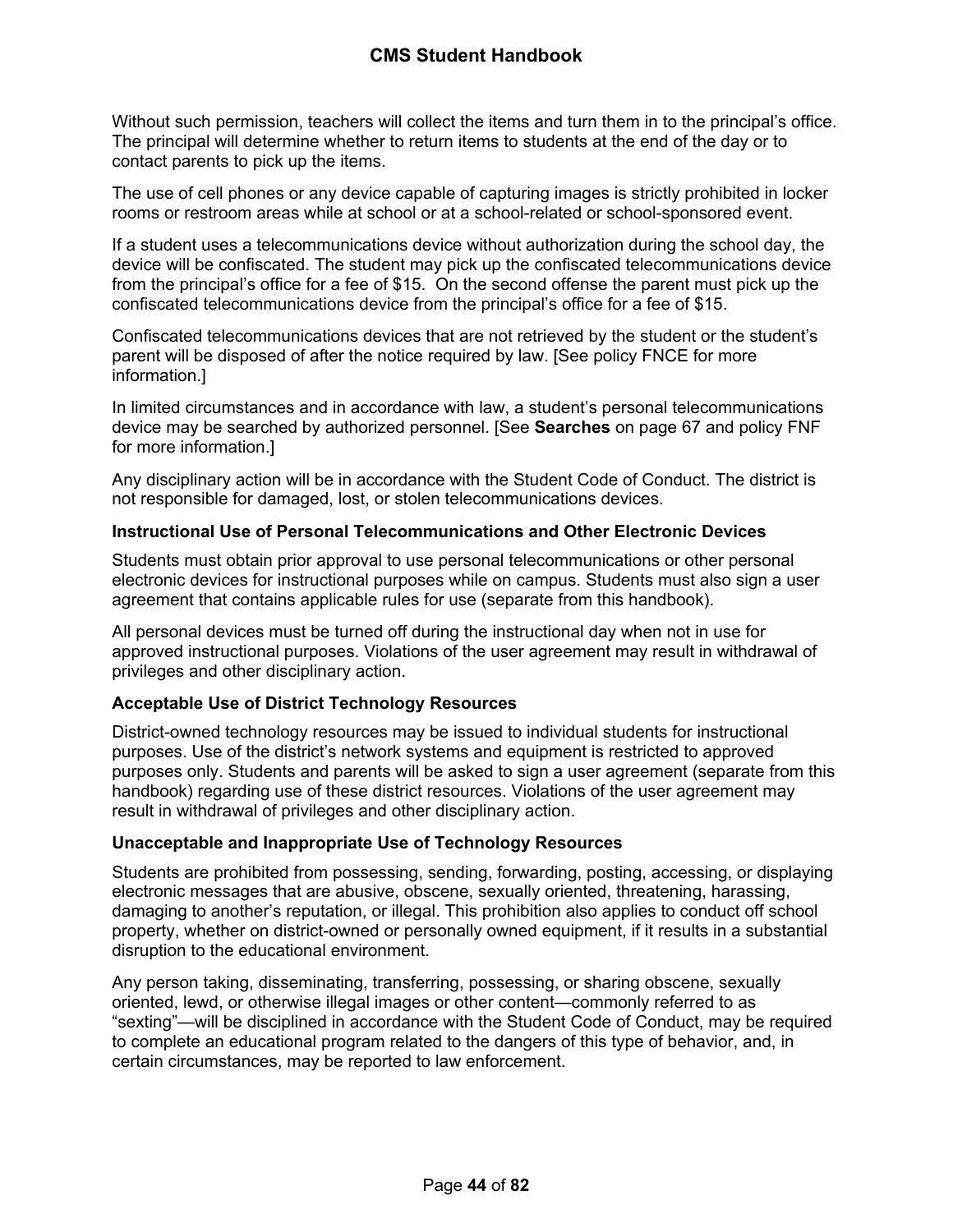Without such permission, teachers will collect the items and turn them in to the principal's office. The principal will determine whether to return items to students at the end of the day or to contact parents to pick up the items.

The use of cell phones or any device capable of capturing images is strictly prohibited in locker rooms or restroom areas while at school or at a school-related or school-sponsored event.

If a student uses a telecommunications device without authorization during the school day, the device will be confiscated. The student may pick up the confiscated telecommunications device from the principal's office for a fee of $15. On the second offense the parent must pick up the confiscated telecommunications device from the principal's office for a fee of $15.

Confiscated telecommunications devices that are not retrieved by the student or the student's parent will be disposed of after the notice required by law. [See policy FNCE for more information.]

In limited circumstances and in accordance with law, a student's personal telecommunications device may be searched by authorized personnel. [See **Searches** on page 67 and policy FNF for more information.]

Any disciplinary action will be in accordance with the Student Code of Conduct. The district is not responsible for damaged, lost, or stolen telecommunications devices.

### Instructional Use of Personal Telecommunications and Other Electronic Devices

Students must obtain prior approval to use personal telecommunications or other personal electronic devices for instructional purposes while on campus. Students must also sign a user agreement that contains applicable rules for use (separate from this handbook).

All personal devices must be turned off during the instructional day when not in use for approved instructional purposes. Violations of the user agreement may result in withdrawal of privileges and other disciplinary action.

### Acceptable Use of District Technology Resources

District-owned technology resources may be issued to individual students for instructional purposes. Use of the district's network systems and equipment is restricted to approved purposes only. Students and parents will be asked to sign a user agreement (separate from this handbook) regarding use of these district resources. Violations of the user agreement may result in withdrawal of privileges and other disciplinary action.

### Unacceptable and Inappropriate Use of Technology Resources

Students are prohibited from possessing, sending, forwarding, posting, accessing, or displaying electronic messages that are abusive, obscene, sexually oriented, threatening, harassing, damaging to another's reputation, or illegal. This prohibition also applies to conduct off school property, whether on district-owned or personally owned equipment, if it results in a substantial disruption to the educational environment.

Any person taking, disseminating, transferring, possessing, or sharing obscene, sexually oriented, lewd, or otherwise illegal images or other content—commonly referred to as "sexting"—will be disciplined in accordance with the Student Code of Conduct, may be required to complete an educational program related to the dangers of this type of behavior, and, in certain circumstances, may be reported to law enforcement.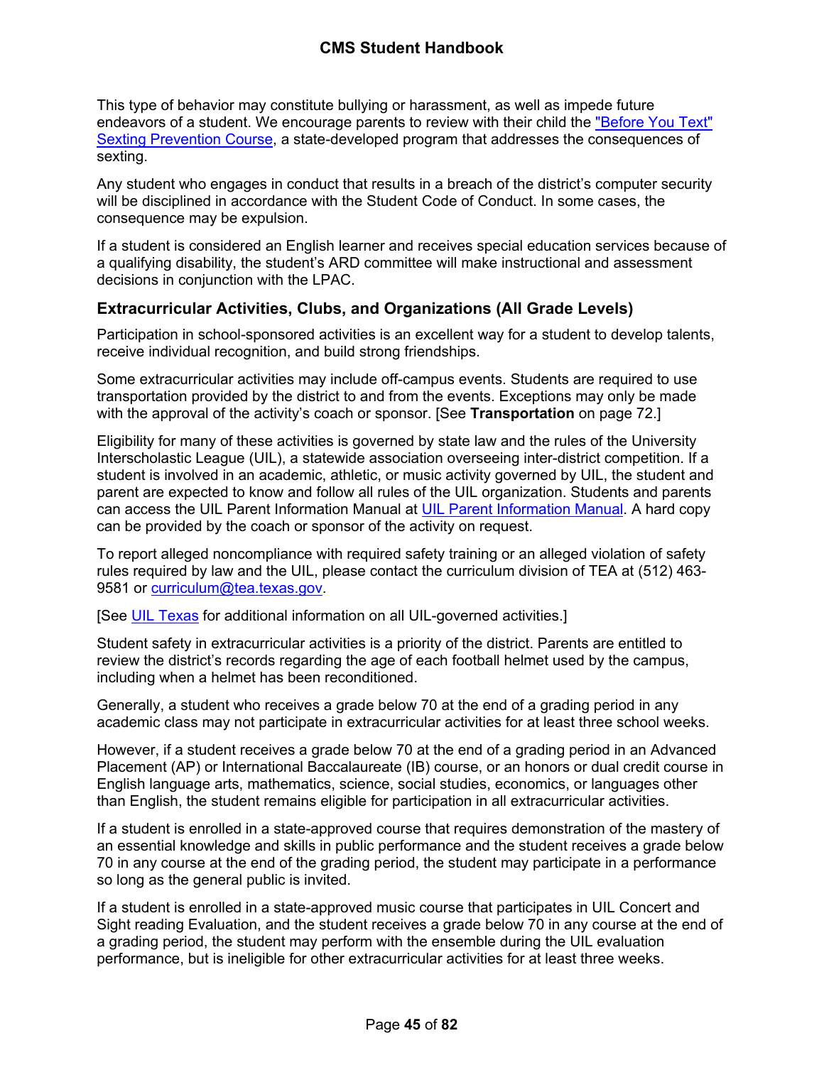This type of behavior may constitute bullying or harassment, as well as impede future endeavors of a student. We encourage parents to review with their child the "Before You Text" Sexting Prevention Course, a state-developed program that addresses the consequences of sexting.

Any student who engages in conduct that results in a breach of the district's computer security will be disciplined in accordance with the Student Code of Conduct. In some cases, the consequence may be expulsion.

If a student is considered an English learner and receives special education services because of a qualifying disability, the student's ARD committee will make instructional and assessment decisions in conjunction with the LPAC.

## Extracurricular Activities, Clubs, and Organizations (All Grade Levels)

Participation in school-sponsored activities is an excellent way for a student to develop talents, receive individual recognition, and build strong friendships.

Some extracurricular activities may include off-campus events. Students are required to use transportation provided by the district to and from the events. Exceptions may only be made with the approval of the activity's coach or sponsor. [See **Transportation** on page 72.]

Eligibility for many of these activities is governed by state law and the rules of the University Interscholastic League (UIL), a statewide association overseeing inter-district competition. If a student is involved in an academic, athletic, or music activity governed by UIL, the student and parent are expected to know and follow all rules of the UIL organization. Students and parents can access the UIL Parent Information Manual at UIL Parent Information Manual. A hard copy can be provided by the coach or sponsor of the activity on request.

To report alleged noncompliance with required safety training or an alleged violation of safety rules required by law and the UIL, please contact the curriculum division of TEA at (512) 463-9581 or curriculum@tea.texas.gov.

[See UIL Texas for additional information on all UIL-governed activities.]

Student safety in extracurricular activities is a priority of the district. Parents are entitled to review the district's records regarding the age of each football helmet used by the campus, including when a helmet has been reconditioned.

Generally, a student who receives a grade below 70 at the end of a grading period in any academic class may not participate in extracurricular activities for at least three school weeks.

However, if a student receives a grade below 70 at the end of a grading period in an Advanced Placement (AP) or International Baccalaureate (IB) course, or an honors or dual credit course in English language arts, mathematics, science, social studies, economics, or languages other than English, the student remains eligible for participation in all extracurricular activities.

If a student is enrolled in a state-approved course that requires demonstration of the mastery of an essential knowledge and skills in public performance and the student receives a grade below 70 in any course at the end of the grading period, the student may participate in a performance so long as the general public is invited.

If a student is enrolled in a state-approved music course that participates in UIL Concert and Sight reading Evaluation, and the student receives a grade below 70 in any course at the end of a grading period, the student may perform with the ensemble during the UIL evaluation performance, but is ineligible for other extracurricular activities for at least three weeks.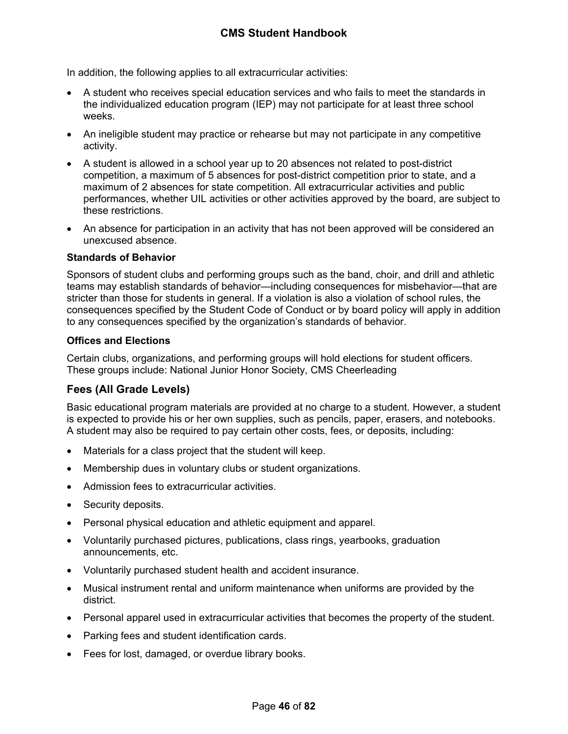In addition, the following applies to all extracurricular activities:

- A student who receives special education services and who fails to meet the standards in the individualized education program (IEP) may not participate for at least three school weeks.
- An ineligible student may practice or rehearse but may not participate in any competitive activity.
- A student is allowed in a school year up to 20 absences not related to post-district competition, a maximum of 5 absences for post-district competition prior to state, and a maximum of 2 absences for state competition. All extracurricular activities and public performances, whether UIL activities or other activities approved by the board, are subject to these restrictions.
- An absence for participation in an activity that has not been approved will be considered an unexcused absence.

### Standards of Behavior

Sponsors of student clubs and performing groups such as the band, choir, and drill and athletic teams may establish standards of behavior—including consequences for misbehavior—that are stricter than those for students in general. If a violation is also a violation of school rules, the consequences specified by the Student Code of Conduct or by board policy will apply in addition to any consequences specified by the organization's standards of behavior.

### Offices and Elections

Certain clubs, organizations, and performing groups will hold elections for student officers. These groups include: National Junior Honor Society, CMS Cheerleading

## Fees (All Grade Levels)

Basic educational program materials are provided at no charge to a student. However, a student is expected to provide his or her own supplies, such as pencils, paper, erasers, and notebooks. A student may also be required to pay certain other costs, fees, or deposits, including:

- Materials for a class project that the student will keep.
- Membership dues in voluntary clubs or student organizations.
- Admission fees to extracurricular activities.
- Security deposits.
- Personal physical education and athletic equipment and apparel.
- Voluntarily purchased pictures, publications, class rings, yearbooks, graduation announcements, etc.
- Voluntarily purchased student health and accident insurance.
- Musical instrument rental and uniform maintenance when uniforms are provided by the district.
- Personal apparel used in extracurricular activities that becomes the property of the student.
- Parking fees and student identification cards.
- Fees for lost, damaged, or overdue library books.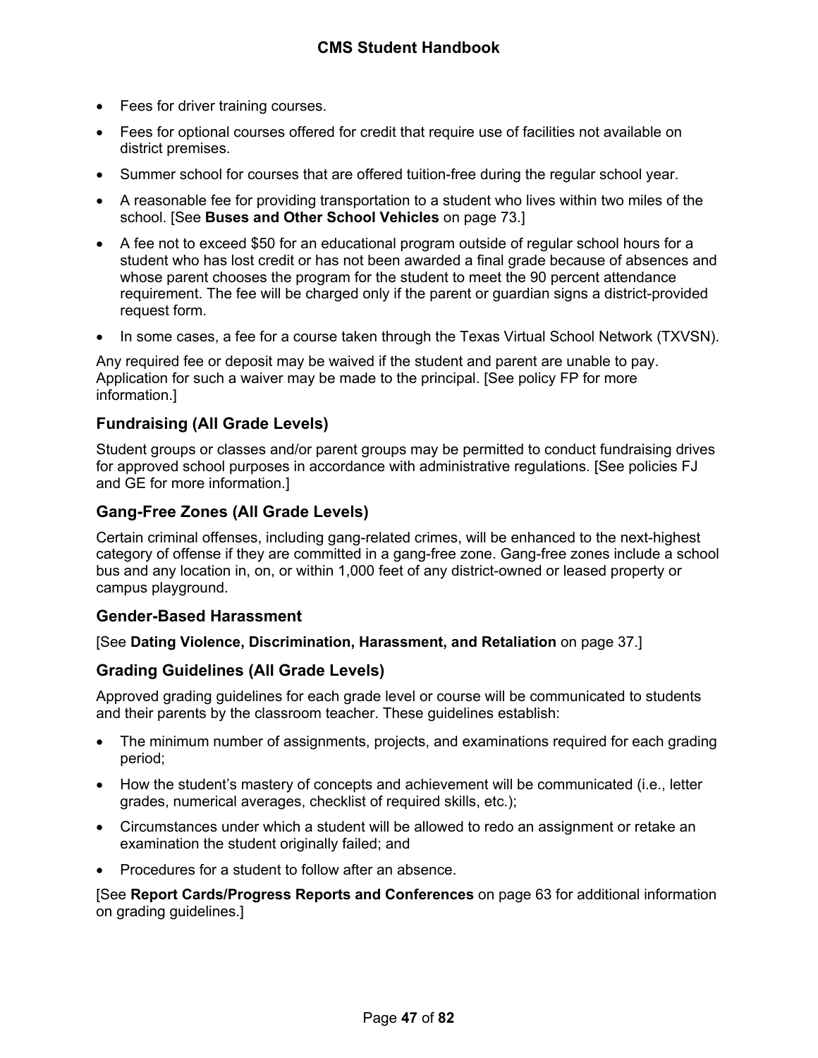- Fees for driver training courses.
- Fees for optional courses offered for credit that require use of facilities not available on district premises.
- Summer school for courses that are offered tuition-free during the regular school year.
- A reasonable fee for providing transportation to a student who lives within two miles of the school. [See **Buses and Other School Vehicles** on page 73.]
- A fee not to exceed $50 for an educational program outside of regular school hours for a student who has lost credit or has not been awarded a final grade because of absences and whose parent chooses the program for the student to meet the 90 percent attendance requirement. The fee will be charged only if the parent or guardian signs a district-provided request form.
- In some cases, a fee for a course taken through the Texas Virtual School Network (TXVSN).

Any required fee or deposit may be waived if the student and parent are unable to pay. Application for such a waiver may be made to the principal. [See policy FP for more information.]

### Fundraising (All Grade Levels)

Student groups or classes and/or parent groups may be permitted to conduct fundraising drives for approved school purposes in accordance with administrative regulations. [See policies FJ and GE for more information.]

### Gang-Free Zones (All Grade Levels)

Certain criminal offenses, including gang-related crimes, will be enhanced to the next-highest category of offense if they are committed in a gang-free zone. Gang-free zones include a school bus and any location in, on, or within 1,000 feet of any district-owned or leased property or campus playground.

### Gender-Based Harassment

[See **Dating Violence, Discrimination, Harassment, and Retaliation** on page 37.]

### Grading Guidelines (All Grade Levels)

Approved grading guidelines for each grade level or course will be communicated to students and their parents by the classroom teacher. These guidelines establish:

- The minimum number of assignments, projects, and examinations required for each grading period;
- How the student's mastery of concepts and achievement will be communicated (i.e., letter grades, numerical averages, checklist of required skills, etc.);
- Circumstances under which a student will be allowed to redo an assignment or retake an examination the student originally failed; and
- Procedures for a student to follow after an absence.

[See **Report Cards/Progress Reports and Conferences** on page 63 for additional information on grading guidelines.]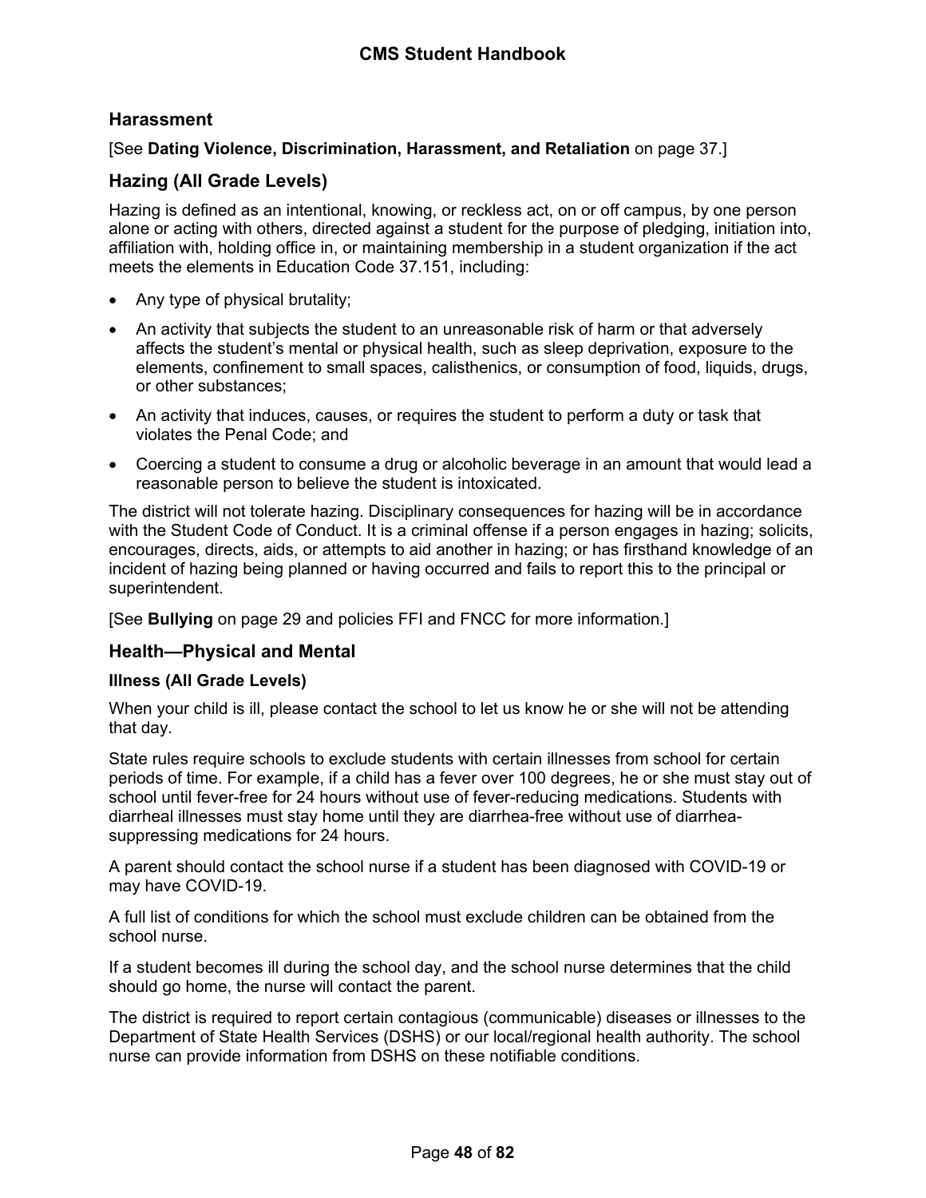## Harassment

[See **Dating Violence, Discrimination, Harassment, and Retaliation** on page 37.]

## Hazing (All Grade Levels)

Hazing is defined as an intentional, knowing, or reckless act, on or off campus, by one person alone or acting with others, directed against a student for the purpose of pledging, initiation into, affiliation with, holding office in, or maintaining membership in a student organization if the act meets the elements in Education Code 37.151, including:

- Any type of physical brutality;
- An activity that subjects the student to an unreasonable risk of harm or that adversely affects the student's mental or physical health, such as sleep deprivation, exposure to the elements, confinement to small spaces, calisthenics, or consumption of food, liquids, drugs, or other substances;
- An activity that induces, causes, or requires the student to perform a duty or task that violates the Penal Code; and
- Coercing a student to consume a drug or alcoholic beverage in an amount that would lead a reasonable person to believe the student is intoxicated.

The district will not tolerate hazing. Disciplinary consequences for hazing will be in accordance with the Student Code of Conduct. It is a criminal offense if a person engages in hazing; solicits, encourages, directs, aids, or attempts to aid another in hazing; or has firsthand knowledge of an incident of hazing being planned or having occurred and fails to report this to the principal or superintendent.

[See **Bullying** on page 29 and policies FFI and FNCC for more information.]

## Health—Physical and Mental

### Illness (All Grade Levels)

When your child is ill, please contact the school to let us know he or she will not be attending that day.

State rules require schools to exclude students with certain illnesses from school for certain periods of time. For example, if a child has a fever over 100 degrees, he or she must stay out of school until fever-free for 24 hours without use of fever-reducing medications. Students with diarrheal illnesses must stay home until they are diarrhea-free without use of diarrhea-suppressing medications for 24 hours.

A parent should contact the school nurse if a student has been diagnosed with COVID-19 or may have COVID-19.

A full list of conditions for which the school must exclude children can be obtained from the school nurse.

If a student becomes ill during the school day, and the school nurse determines that the child should go home, the nurse will contact the parent.

The district is required to report certain contagious (communicable) diseases or illnesses to the Department of State Health Services (DSHS) or our local/regional health authority. The school nurse can provide information from DSHS on these notifiable conditions.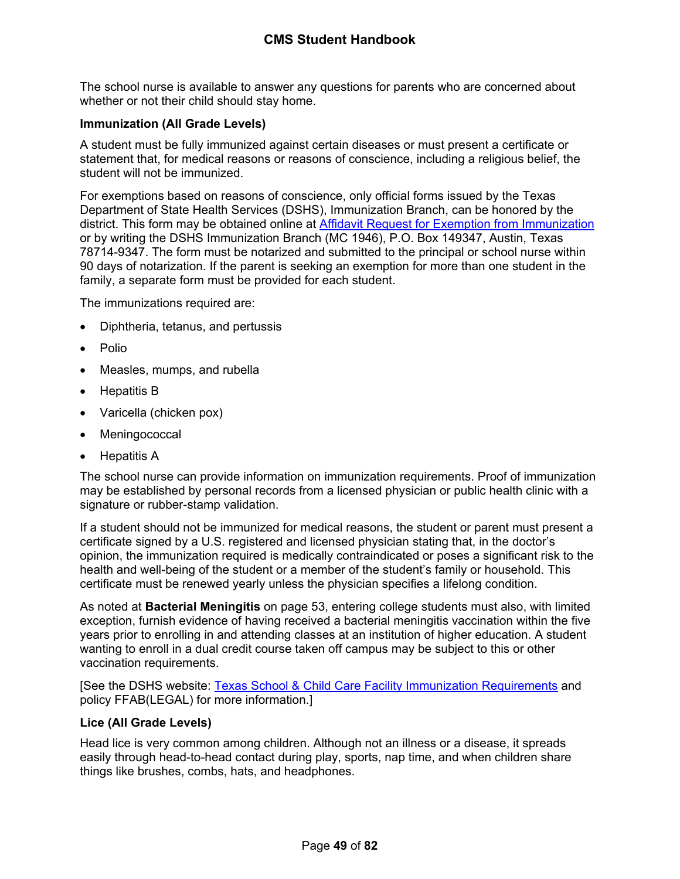The school nurse is available to answer any questions for parents who are concerned about whether or not their child should stay home.

**Immunization (All Grade Levels)**

A student must be fully immunized against certain diseases or must present a certificate or statement that, for medical reasons or reasons of conscience, including a religious belief, the student will not be immunized.

For exemptions based on reasons of conscience, only official forms issued by the Texas Department of State Health Services (DSHS), Immunization Branch, can be honored by the district. This form may be obtained online at [Affidavit Request for Exemption from Immunization] or by writing the DSHS Immunization Branch (MC 1946), P.O. Box 149347, Austin, Texas 78714-9347. The form must be notarized and submitted to the principal or school nurse within 90 days of notarization. If the parent is seeking an exemption for more than one student in the family, a separate form must be provided for each student.

The immunizations required are:

- Diphtheria, tetanus, and pertussis
- Polio
- Measles, mumps, and rubella
- Hepatitis B
- Varicella (chicken pox)
- Meningococcal
- Hepatitis A

The school nurse can provide information on immunization requirements. Proof of immunization may be established by personal records from a licensed physician or public health clinic with a signature or rubber-stamp validation.

If a student should not be immunized for medical reasons, the student or parent must present a certificate signed by a U.S. registered and licensed physician stating that, in the doctor's opinion, the immunization required is medically contraindicated or poses a significant risk to the health and well-being of the student or a member of the student's family or household. This certificate must be renewed yearly unless the physician specifies a lifelong condition.

As noted at **Bacterial Meningitis** on page 53, entering college students must also, with limited exception, furnish evidence of having received a bacterial meningitis vaccination within the five years prior to enrolling in and attending classes at an institution of higher education. A student wanting to enroll in a dual credit course taken off campus may be subject to this or other vaccination requirements.

[See the DSHS website: Texas School & Child Care Facility Immunization Requirements and policy FFAB(LEGAL) for more information.]

**Lice (All Grade Levels)**

Head lice is very common among children. Although not an illness or a disease, it spreads easily through head-to-head contact during play, sports, nap time, and when children share things like brushes, combs, hats, and headphones.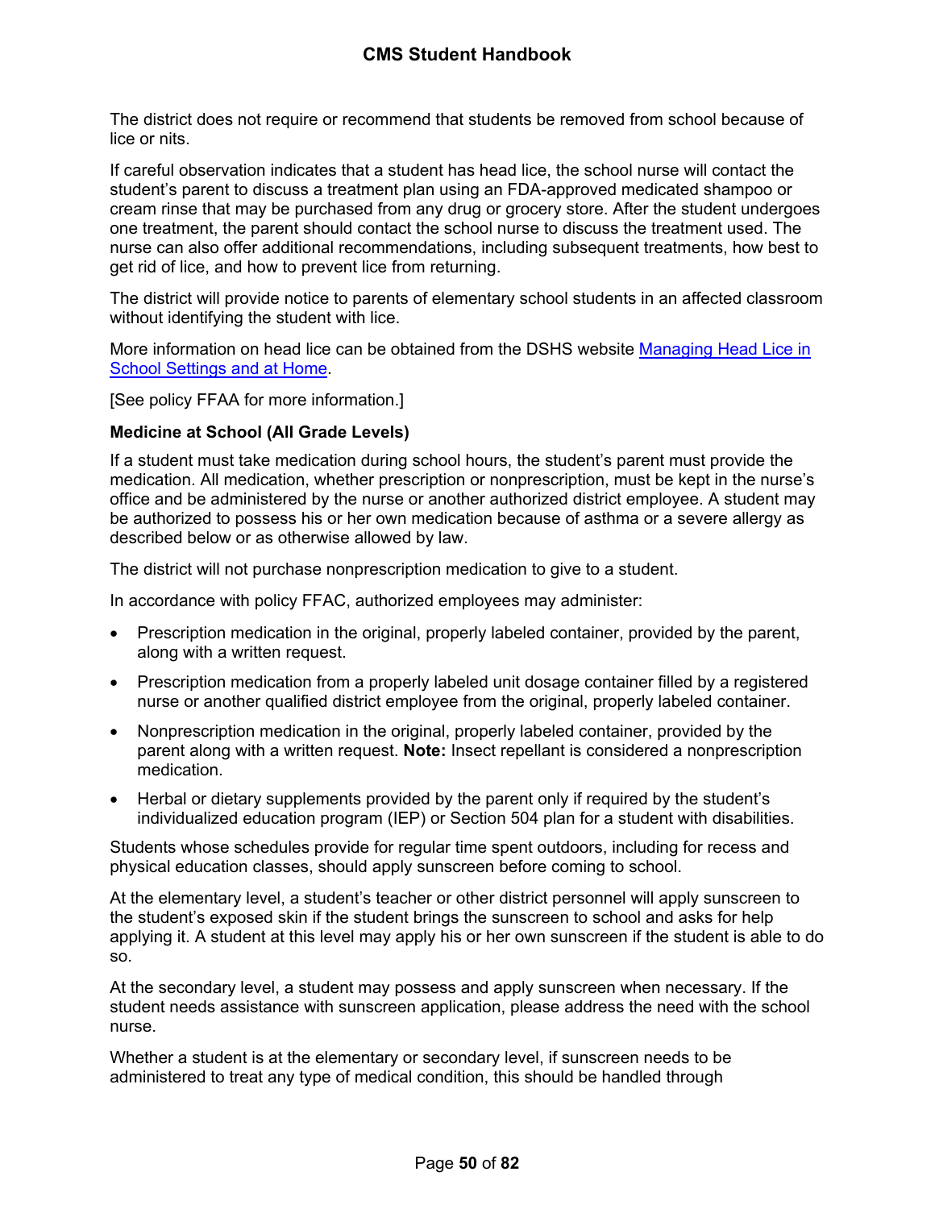The district does not require or recommend that students be removed from school because of lice or nits.

If careful observation indicates that a student has head lice, the school nurse will contact the student's parent to discuss a treatment plan using an FDA-approved medicated shampoo or cream rinse that may be purchased from any drug or grocery store. After the student undergoes one treatment, the parent should contact the school nurse to discuss the treatment used. The nurse can also offer additional recommendations, including subsequent treatments, how best to get rid of lice, and how to prevent lice from returning.

The district will provide notice to parents of elementary school students in an affected classroom without identifying the student with lice.

More information on head lice can be obtained from the DSHS website [Managing Head Lice in School Settings and at Home](#).

[See policy FFAA for more information.]

**Medicine at School (All Grade Levels)**

If a student must take medication during school hours, the student's parent must provide the medication. All medication, whether prescription or nonprescription, must be kept in the nurse's office and be administered by the nurse or another authorized district employee. A student may be authorized to possess his or her own medication because of asthma or a severe allergy as described below or as otherwise allowed by law.

The district will not purchase nonprescription medication to give to a student.

In accordance with policy FFAC, authorized employees may administer:

- Prescription medication in the original, properly labeled container, provided by the parent, along with a written request.
- Prescription medication from a properly labeled unit dosage container filled by a registered nurse or another qualified district employee from the original, properly labeled container.
- Nonprescription medication in the original, properly labeled container, provided by the parent along with a written request. **Note:** Insect repellant is considered a nonprescription medication.
- Herbal or dietary supplements provided by the parent only if required by the student's individualized education program (IEP) or Section 504 plan for a student with disabilities.

Students whose schedules provide for regular time spent outdoors, including for recess and physical education classes, should apply sunscreen before coming to school.

At the elementary level, a student's teacher or other district personnel will apply sunscreen to the student's exposed skin if the student brings the sunscreen to school and asks for help applying it. A student at this level may apply his or her own sunscreen if the student is able to do so.

At the secondary level, a student may possess and apply sunscreen when necessary. If the student needs assistance with sunscreen application, please address the need with the school nurse.

Whether a student is at the elementary or secondary level, if sunscreen needs to be administered to treat any type of medical condition, this should be handled through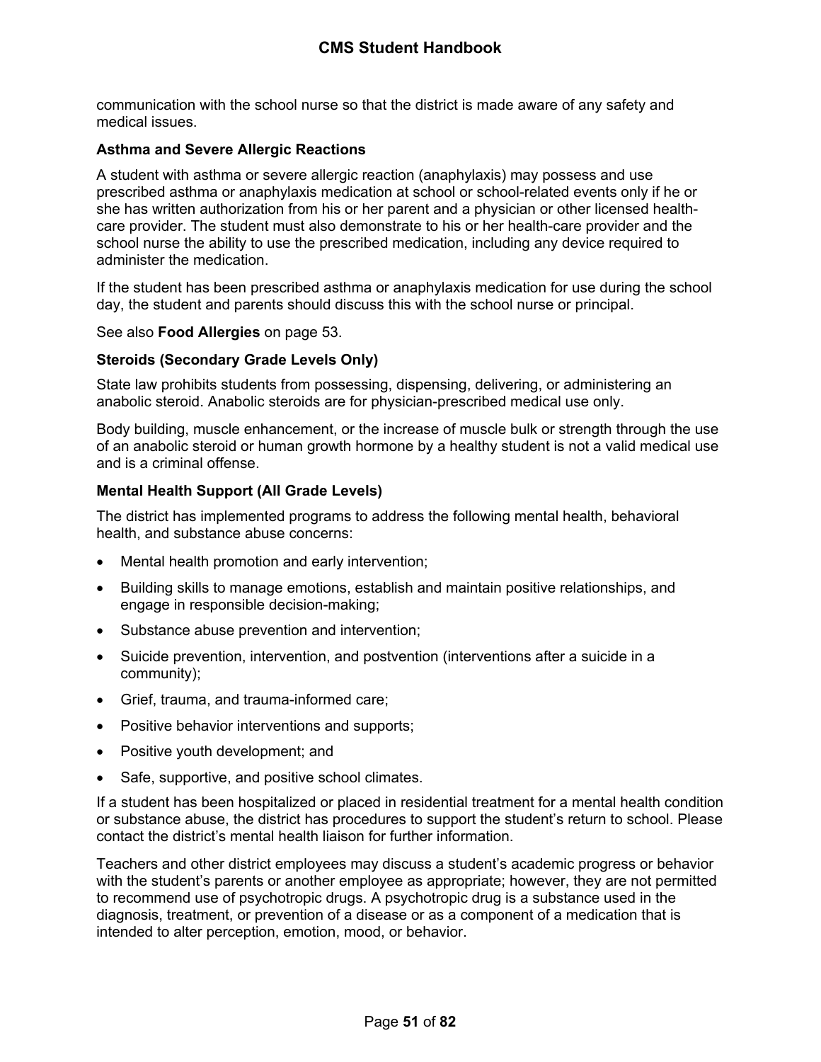communication with the school nurse so that the district is made aware of any safety and medical issues.

### Asthma and Severe Allergic Reactions

A student with asthma or severe allergic reaction (anaphylaxis) may possess and use prescribed asthma or anaphylaxis medication at school or school-related events only if he or she has written authorization from his or her parent and a physician or other licensed health-care provider. The student must also demonstrate to his or her health-care provider and the school nurse the ability to use the prescribed medication, including any device required to administer the medication.

If the student has been prescribed asthma or anaphylaxis medication for use during the school day, the student and parents should discuss this with the school nurse or principal.

See also **Food Allergies** on page 53.

### Steroids (Secondary Grade Levels Only)

State law prohibits students from possessing, dispensing, delivering, or administering an anabolic steroid. Anabolic steroids are for physician-prescribed medical use only.

Body building, muscle enhancement, or the increase of muscle bulk or strength through the use of an anabolic steroid or human growth hormone by a healthy student is not a valid medical use and is a criminal offense.

### Mental Health Support (All Grade Levels)

The district has implemented programs to address the following mental health, behavioral health, and substance abuse concerns:

- Mental health promotion and early intervention;
- Building skills to manage emotions, establish and maintain positive relationships, and engage in responsible decision-making;
- Substance abuse prevention and intervention;
- Suicide prevention, intervention, and postvention (interventions after a suicide in a community);
- Grief, trauma, and trauma-informed care;
- Positive behavior interventions and supports;
- Positive youth development; and
- Safe, supportive, and positive school climates.

If a student has been hospitalized or placed in residential treatment for a mental health condition or substance abuse, the district has procedures to support the student's return to school. Please contact the district's mental health liaison for further information.

Teachers and other district employees may discuss a student's academic progress or behavior with the student's parents or another employee as appropriate; however, they are not permitted to recommend use of psychotropic drugs. A psychotropic drug is a substance used in the diagnosis, treatment, or prevention of a disease or as a component of a medication that is intended to alter perception, emotion, mood, or behavior.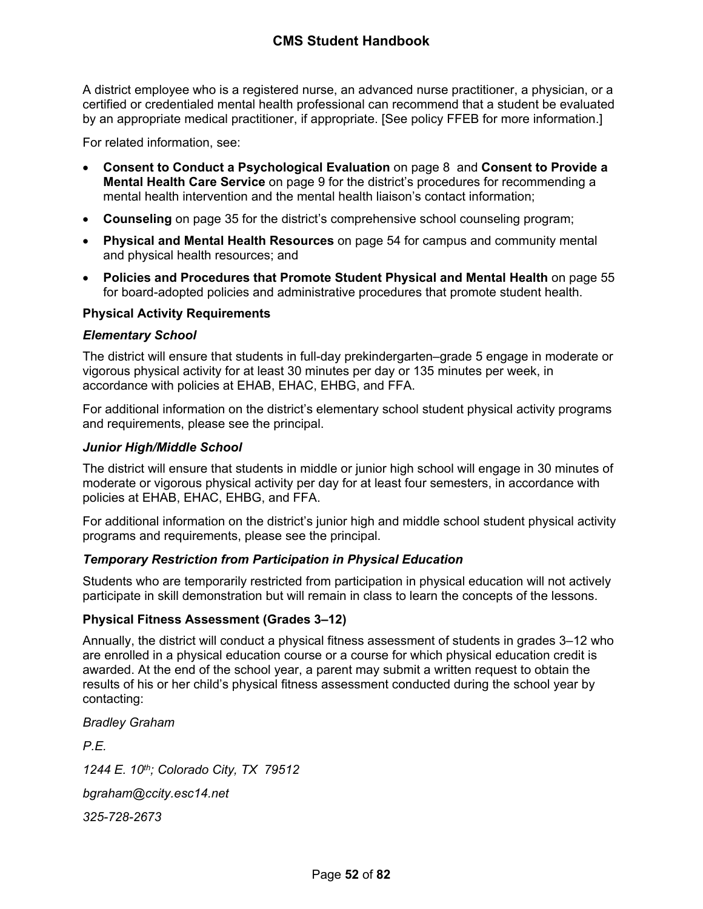A district employee who is a registered nurse, an advanced nurse practitioner, a physician, or a certified or credentialed mental health professional can recommend that a student be evaluated by an appropriate medical practitioner, if appropriate. [See policy FFEB for more information.]

For related information, see:

- **Consent to Conduct a Psychological Evaluation** on page 8 and **Consent to Provide a Mental Health Care Service** on page 9 for the district's procedures for recommending a mental health intervention and the mental health liaison's contact information;
- **Counseling** on page 35 for the district's comprehensive school counseling program;
- **Physical and Mental Health Resources** on page 54 for campus and community mental and physical health resources; and
- **Policies and Procedures that Promote Student Physical and Mental Health** on page 55 for board-adopted policies and administrative procedures that promote student health.

### Physical Activity Requirements

#### *Elementary School*

The district will ensure that students in full-day prekindergarten–grade 5 engage in moderate or vigorous physical activity for at least 30 minutes per day or 135 minutes per week, in accordance with policies at EHAB, EHAC, EHBG, and FFA.

For additional information on the district's elementary school student physical activity programs and requirements, please see the principal.

#### *Junior High/Middle School*

The district will ensure that students in middle or junior high school will engage in 30 minutes of moderate or vigorous physical activity per day for at least four semesters, in accordance with policies at EHAB, EHAC, EHBG, and FFA.

For additional information on the district's junior high and middle school student physical activity programs and requirements, please see the principal.

#### *Temporary Restriction from Participation in Physical Education*

Students who are temporarily restricted from participation in physical education will not actively participate in skill demonstration but will remain in class to learn the concepts of the lessons.

### Physical Fitness Assessment (Grades 3–12)

Annually, the district will conduct a physical fitness assessment of students in grades 3–12 who are enrolled in a physical education course or a course for which physical education credit is awarded. At the end of the school year, a parent may submit a written request to obtain the results of his or her child's physical fitness assessment conducted during the school year by contacting:

*Bradley Graham*

*P.E.*

*1244 E. 10th; Colorado City, TX 79512*

*bgraham@ccity.esc14.net*

*325-728-2673*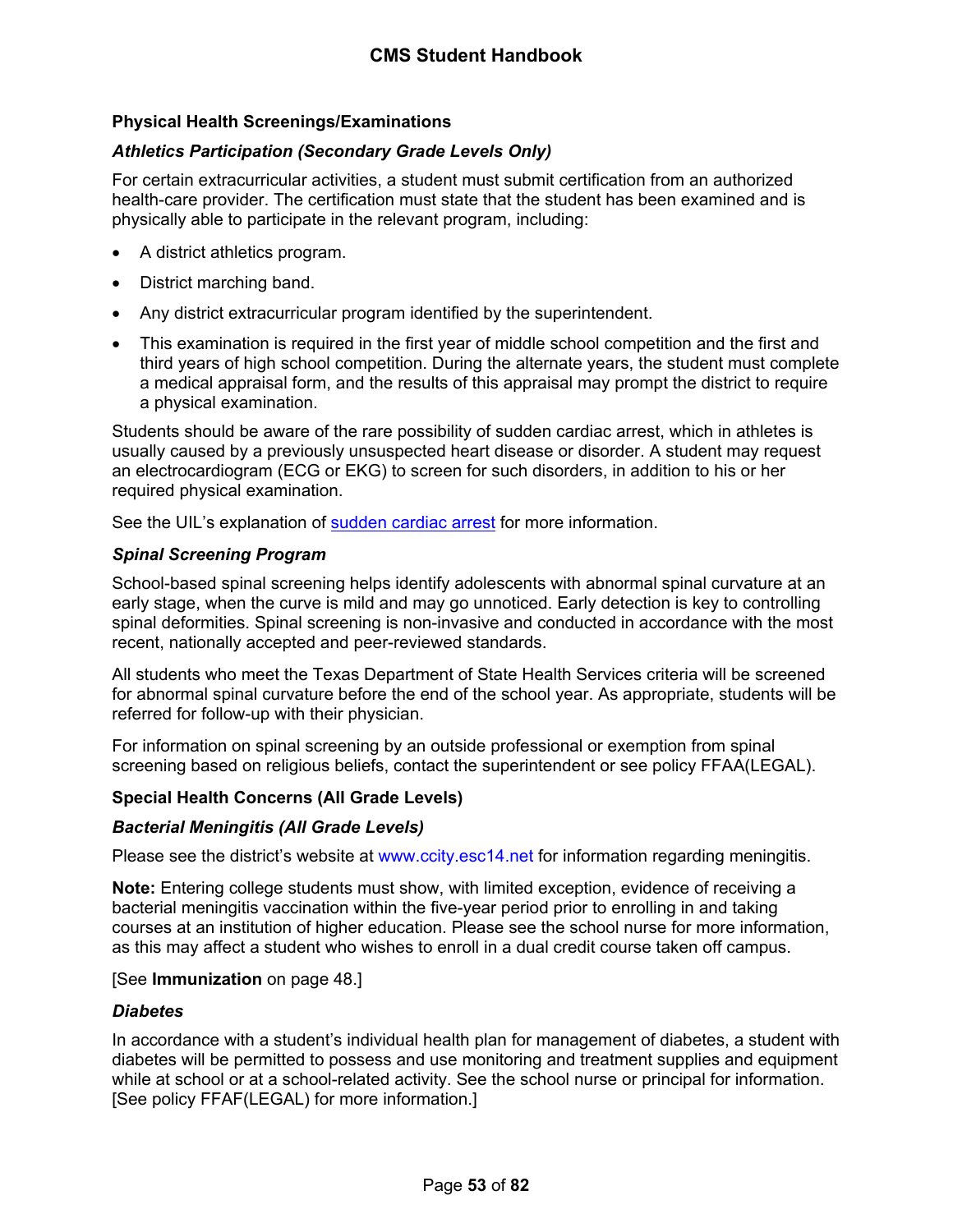### Physical Health Screenings/Examinations

#### *Athletics Participation (Secondary Grade Levels Only)*

For certain extracurricular activities, a student must submit certification from an authorized health-care provider. The certification must state that the student has been examined and is physically able to participate in the relevant program, including:

- A district athletics program.
- District marching band.
- Any district extracurricular program identified by the superintendent.
- This examination is required in the first year of middle school competition and the first and third years of high school competition. During the alternate years, the student must complete a medical appraisal form, and the results of this appraisal may prompt the district to require a physical examination.

Students should be aware of the rare possibility of sudden cardiac arrest, which in athletes is usually caused by a previously unsuspected heart disease or disorder. A student may request an electrocardiogram (ECG or EKG) to screen for such disorders, in addition to his or her required physical examination.

See the UIL's explanation of sudden cardiac arrest for more information.

#### *Spinal Screening Program*

School-based spinal screening helps identify adolescents with abnormal spinal curvature at an early stage, when the curve is mild and may go unnoticed. Early detection is key to controlling spinal deformities. Spinal screening is non-invasive and conducted in accordance with the most recent, nationally accepted and peer-reviewed standards.

All students who meet the Texas Department of State Health Services criteria will be screened for abnormal spinal curvature before the end of the school year. As appropriate, students will be referred for follow-up with their physician.

For information on spinal screening by an outside professional or exemption from spinal screening based on religious beliefs, contact the superintendent or see policy FFAA(LEGAL).

### Special Health Concerns (All Grade Levels)

#### *Bacterial Meningitis (All Grade Levels)*

Please see the district's website at www.ccity.esc14.net for information regarding meningitis.

**Note:** Entering college students must show, with limited exception, evidence of receiving a bacterial meningitis vaccination within the five-year period prior to enrolling in and taking courses at an institution of higher education. Please see the school nurse for more information, as this may affect a student who wishes to enroll in a dual credit course taken off campus.

[See **Immunization** on page 48.]

#### *Diabetes*

In accordance with a student's individual health plan for management of diabetes, a student with diabetes will be permitted to possess and use monitoring and treatment supplies and equipment while at school or at a school-related activity. See the school nurse or principal for information. [See policy FFAF(LEGAL) for more information.]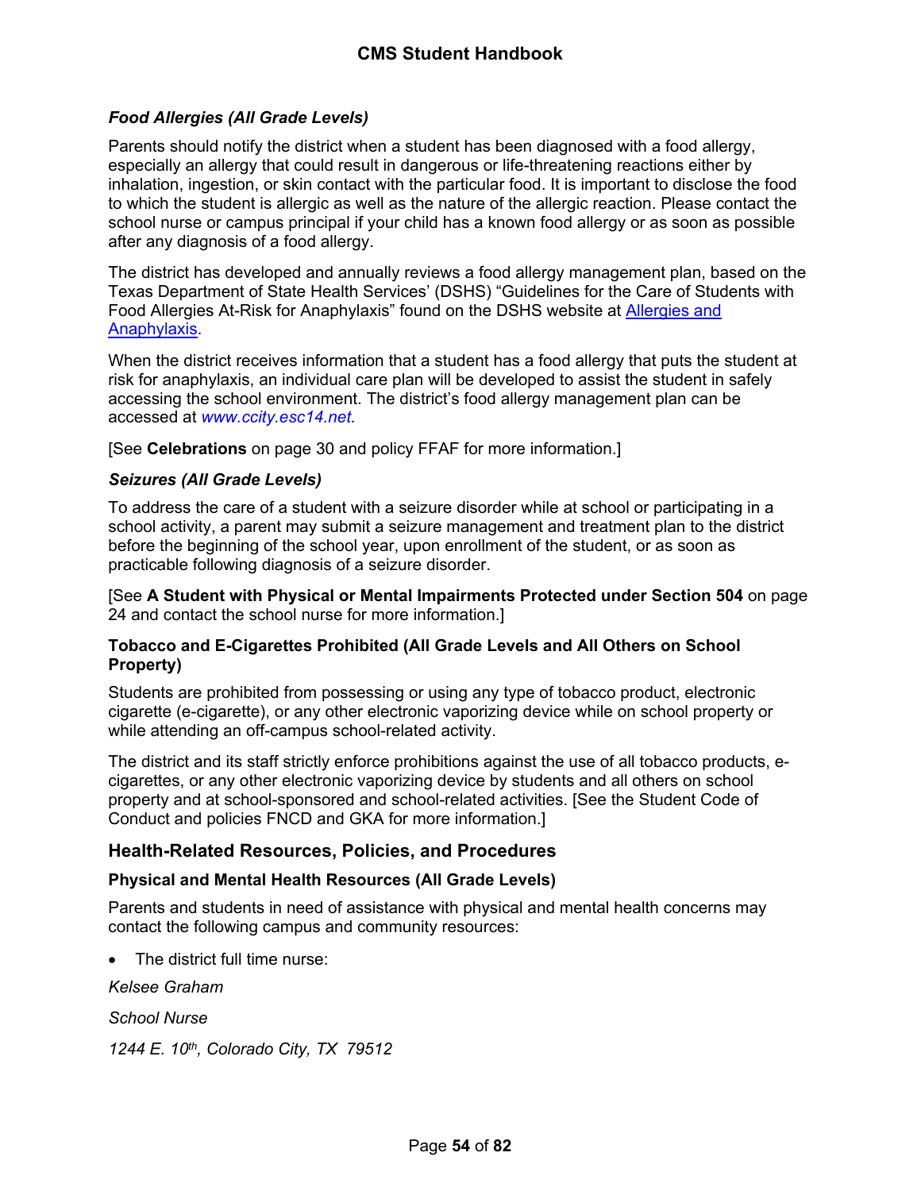#### *Food Allergies (All Grade Levels)*

Parents should notify the district when a student has been diagnosed with a food allergy, especially an allergy that could result in dangerous or life-threatening reactions either by inhalation, ingestion, or skin contact with the particular food. It is important to disclose the food to which the student is allergic as well as the nature of the allergic reaction. Please contact the school nurse or campus principal if your child has a known food allergy or as soon as possible after any diagnosis of a food allergy.

The district has developed and annually reviews a food allergy management plan, based on the Texas Department of State Health Services' (DSHS) "Guidelines for the Care of Students with Food Allergies At-Risk for Anaphylaxis" found on the DSHS website at Allergies and Anaphylaxis.

When the district receives information that a student has a food allergy that puts the student at risk for anaphylaxis, an individual care plan will be developed to assist the student in safely accessing the school environment. The district's food allergy management plan can be accessed at *www.ccity.esc14.net.*

[See **Celebrations** on page 30 and policy FFAF for more information.]

#### *Seizures (All Grade Levels)*

To address the care of a student with a seizure disorder while at school or participating in a school activity, a parent may submit a seizure management and treatment plan to the district before the beginning of the school year, upon enrollment of the student, or as soon as practicable following diagnosis of a seizure disorder.

[See **A Student with Physical or Mental Impairments Protected under Section 504** on page 24 and contact the school nurse for more information.]

### Tobacco and E-Cigarettes Prohibited (All Grade Levels and All Others on School Property)

Students are prohibited from possessing or using any type of tobacco product, electronic cigarette (e-cigarette), or any other electronic vaporizing device while on school property or while attending an off-campus school-related activity.

The district and its staff strictly enforce prohibitions against the use of all tobacco products, e-cigarettes, or any other electronic vaporizing device by students and all others on school property and at school-sponsored and school-related activities. [See the Student Code of Conduct and policies FNCD and GKA for more information.]

## Health-Related Resources, Policies, and Procedures

### Physical and Mental Health Resources (All Grade Levels)

Parents and students in need of assistance with physical and mental health concerns may contact the following campus and community resources:

- The district full time nurse:

*Kelsee Graham*

*School Nurse*

*1244 E. 10th, Colorado City, TX 79512*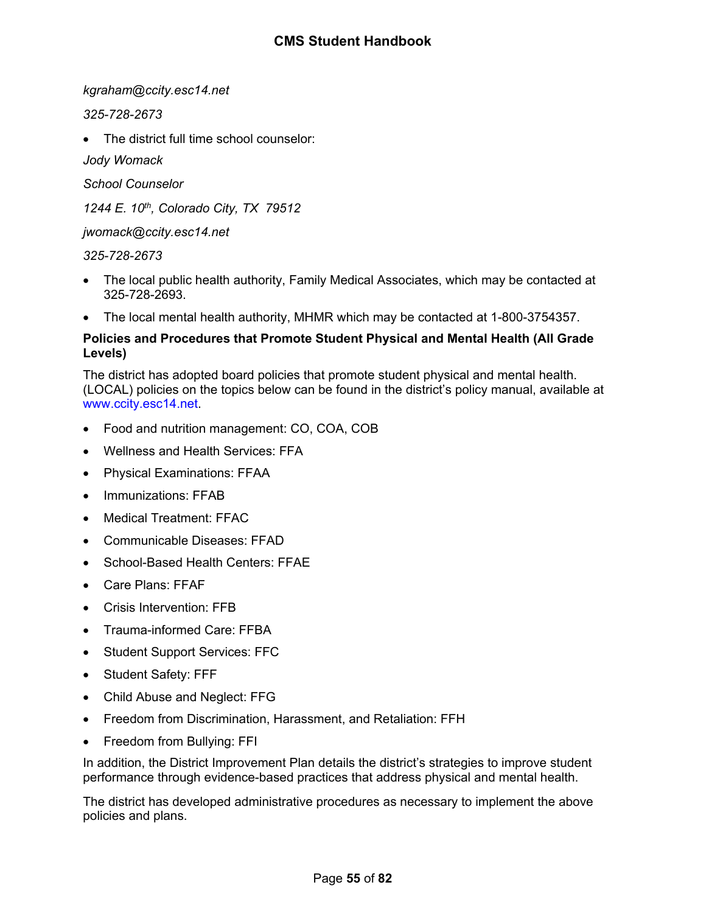*kgraham@ccity.esc14.net*

*325-728-2673*

- The district full time school counselor:

*Jody Womack*

*School Counselor*

*1244 E. 10th, Colorado City, TX 79512*

*jwomack@ccity.esc14.net*

*325-728-2673*

- The local public health authority, Family Medical Associates, which may be contacted at 325-728-2693.
- The local mental health authority, MHMR which may be contacted at 1-800-3754357.

**Policies and Procedures that Promote Student Physical and Mental Health (All Grade Levels)**

The district has adopted board policies that promote student physical and mental health. (LOCAL) policies on the topics below can be found in the district's policy manual, available at www.ccity.esc14.net.

- Food and nutrition management: CO, COA, COB
- Wellness and Health Services: FFA
- Physical Examinations: FFAA
- Immunizations: FFAB
- Medical Treatment: FFAC
- Communicable Diseases: FFAD
- School-Based Health Centers: FFAE
- Care Plans: FFAF
- Crisis Intervention: FFB
- Trauma-informed Care: FFBA
- Student Support Services: FFC
- Student Safety: FFF
- Child Abuse and Neglect: FFG
- Freedom from Discrimination, Harassment, and Retaliation: FFH
- Freedom from Bullying: FFI

In addition, the District Improvement Plan details the district's strategies to improve student performance through evidence-based practices that address physical and mental health.

The district has developed administrative procedures as necessary to implement the above policies and plans.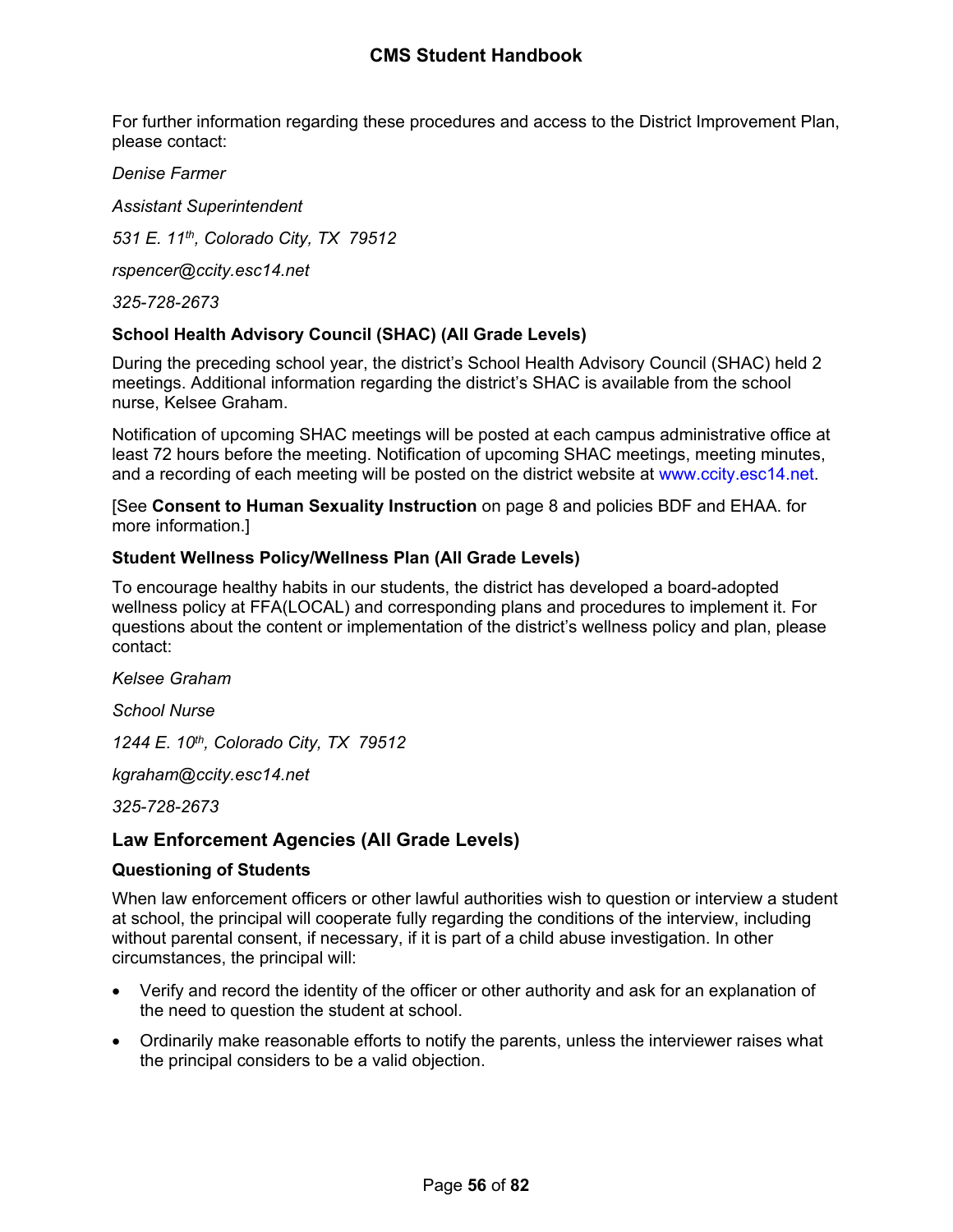For further information regarding these procedures and access to the District Improvement Plan, please contact:

*Denise Farmer*

*Assistant Superintendent*

*531 E. 11th, Colorado City, TX  79512*

*rspencer@ccity.esc14.net*

*325-728-2673*

### School Health Advisory Council (SHAC) (All Grade Levels)

During the preceding school year, the district's School Health Advisory Council (SHAC) held 2 meetings. Additional information regarding the district's SHAC is available from the school nurse, Kelsee Graham.

Notification of upcoming SHAC meetings will be posted at each campus administrative office at least 72 hours before the meeting. Notification of upcoming SHAC meetings, meeting minutes, and a recording of each meeting will be posted on the district website at www.ccity.esc14.net.

[See **Consent to Human Sexuality Instruction** on page 8 and policies BDF and EHAA. for more information.]

### Student Wellness Policy/Wellness Plan (All Grade Levels)

To encourage healthy habits in our students, the district has developed a board-adopted wellness policy at FFA(LOCAL) and corresponding plans and procedures to implement it. For questions about the content or implementation of the district's wellness policy and plan, please contact:

*Kelsee Graham*

*School Nurse*

*1244 E. 10th, Colorado City, TX  79512*

*kgraham@ccity.esc14.net*

*325-728-2673*

## Law Enforcement Agencies (All Grade Levels)

### Questioning of Students

When law enforcement officers or other lawful authorities wish to question or interview a student at school, the principal will cooperate fully regarding the conditions of the interview, including without parental consent, if necessary, if it is part of a child abuse investigation. In other circumstances, the principal will:

- Verify and record the identity of the officer or other authority and ask for an explanation of the need to question the student at school.
- Ordinarily make reasonable efforts to notify the parents, unless the interviewer raises what the principal considers to be a valid objection.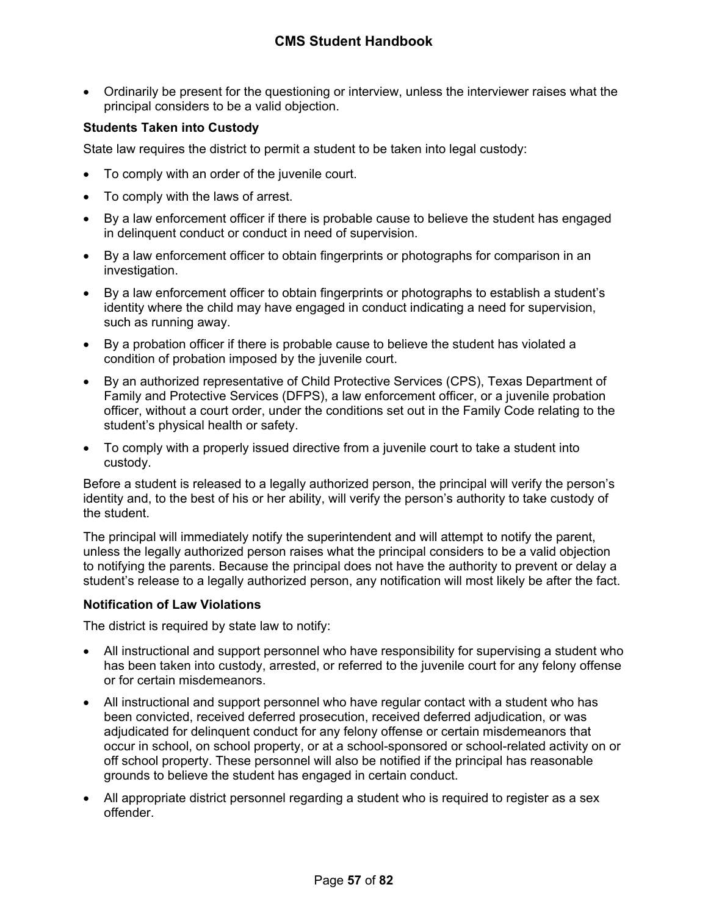- Ordinarily be present for the questioning or interview, unless the interviewer raises what the principal considers to be a valid objection.

### Students Taken into Custody

State law requires the district to permit a student to be taken into legal custody:

- To comply with an order of the juvenile court.
- To comply with the laws of arrest.
- By a law enforcement officer if there is probable cause to believe the student has engaged in delinquent conduct or conduct in need of supervision.
- By a law enforcement officer to obtain fingerprints or photographs for comparison in an investigation.
- By a law enforcement officer to obtain fingerprints or photographs to establish a student's identity where the child may have engaged in conduct indicating a need for supervision, such as running away.
- By a probation officer if there is probable cause to believe the student has violated a condition of probation imposed by the juvenile court.
- By an authorized representative of Child Protective Services (CPS), Texas Department of Family and Protective Services (DFPS), a law enforcement officer, or a juvenile probation officer, without a court order, under the conditions set out in the Family Code relating to the student's physical health or safety.
- To comply with a properly issued directive from a juvenile court to take a student into custody.

Before a student is released to a legally authorized person, the principal will verify the person's identity and, to the best of his or her ability, will verify the person's authority to take custody of the student.

The principal will immediately notify the superintendent and will attempt to notify the parent, unless the legally authorized person raises what the principal considers to be a valid objection to notifying the parents. Because the principal does not have the authority to prevent or delay a student's release to a legally authorized person, any notification will most likely be after the fact.

### Notification of Law Violations

The district is required by state law to notify:

- All instructional and support personnel who have responsibility for supervising a student who has been taken into custody, arrested, or referred to the juvenile court for any felony offense or for certain misdemeanors.
- All instructional and support personnel who have regular contact with a student who has been convicted, received deferred prosecution, received deferred adjudication, or was adjudicated for delinquent conduct for any felony offense or certain misdemeanors that occur in school, on school property, or at a school-sponsored or school-related activity on or off school property. These personnel will also be notified if the principal has reasonable grounds to believe the student has engaged in certain conduct.
- All appropriate district personnel regarding a student who is required to register as a sex offender.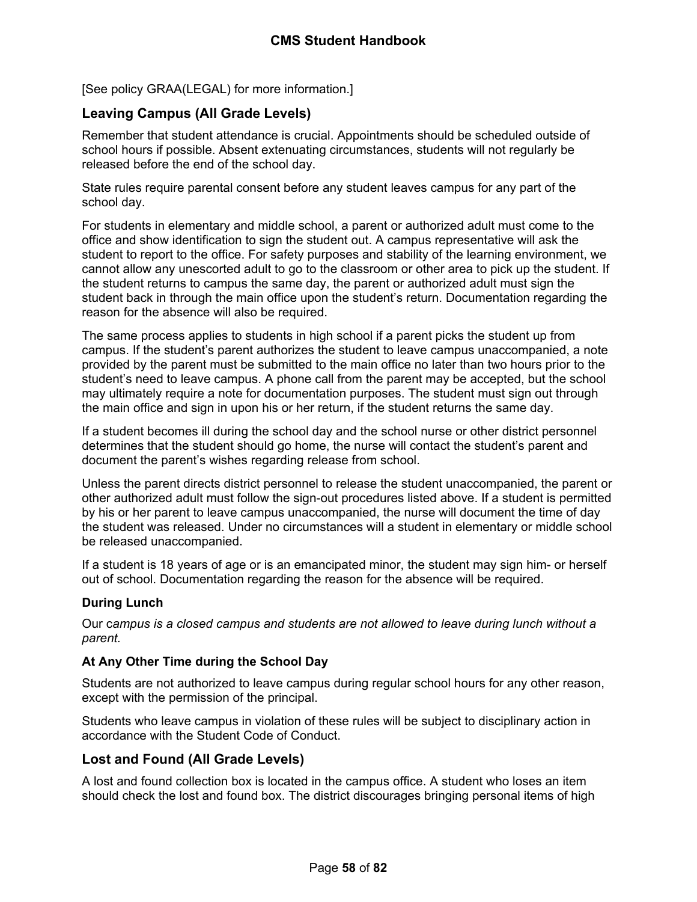[See policy GRAA(LEGAL) for more information.]

## Leaving Campus (All Grade Levels)

Remember that student attendance is crucial. Appointments should be scheduled outside of school hours if possible. Absent extenuating circumstances, students will not regularly be released before the end of the school day.

State rules require parental consent before any student leaves campus for any part of the school day.

For students in elementary and middle school, a parent or authorized adult must come to the office and show identification to sign the student out. A campus representative will ask the student to report to the office. For safety purposes and stability of the learning environment, we cannot allow any unescorted adult to go to the classroom or other area to pick up the student. If the student returns to campus the same day, the parent or authorized adult must sign the student back in through the main office upon the student's return. Documentation regarding the reason for the absence will also be required.

The same process applies to students in high school if a parent picks the student up from campus. If the student's parent authorizes the student to leave campus unaccompanied, a note provided by the parent must be submitted to the main office no later than two hours prior to the student's need to leave campus. A phone call from the parent may be accepted, but the school may ultimately require a note for documentation purposes. The student must sign out through the main office and sign in upon his or her return, if the student returns the same day.

If a student becomes ill during the school day and the school nurse or other district personnel determines that the student should go home, the nurse will contact the student's parent and document the parent's wishes regarding release from school.

Unless the parent directs district personnel to release the student unaccompanied, the parent or other authorized adult must follow the sign-out procedures listed above. If a student is permitted by his or her parent to leave campus unaccompanied, the nurse will document the time of day the student was released. Under no circumstances will a student in elementary or middle school be released unaccompanied.

If a student is 18 years of age or is an emancipated minor, the student may sign him- or herself out of school. Documentation regarding the reason for the absence will be required.

### During Lunch

Our c*ampus is a closed campus and students are not allowed to leave during lunch without a parent.*

### At Any Other Time during the School Day

Students are not authorized to leave campus during regular school hours for any other reason, except with the permission of the principal.

Students who leave campus in violation of these rules will be subject to disciplinary action in accordance with the Student Code of Conduct.

## Lost and Found (All Grade Levels)

A lost and found collection box is located in the campus office. A student who loses an item should check the lost and found box. The district discourages bringing personal items of high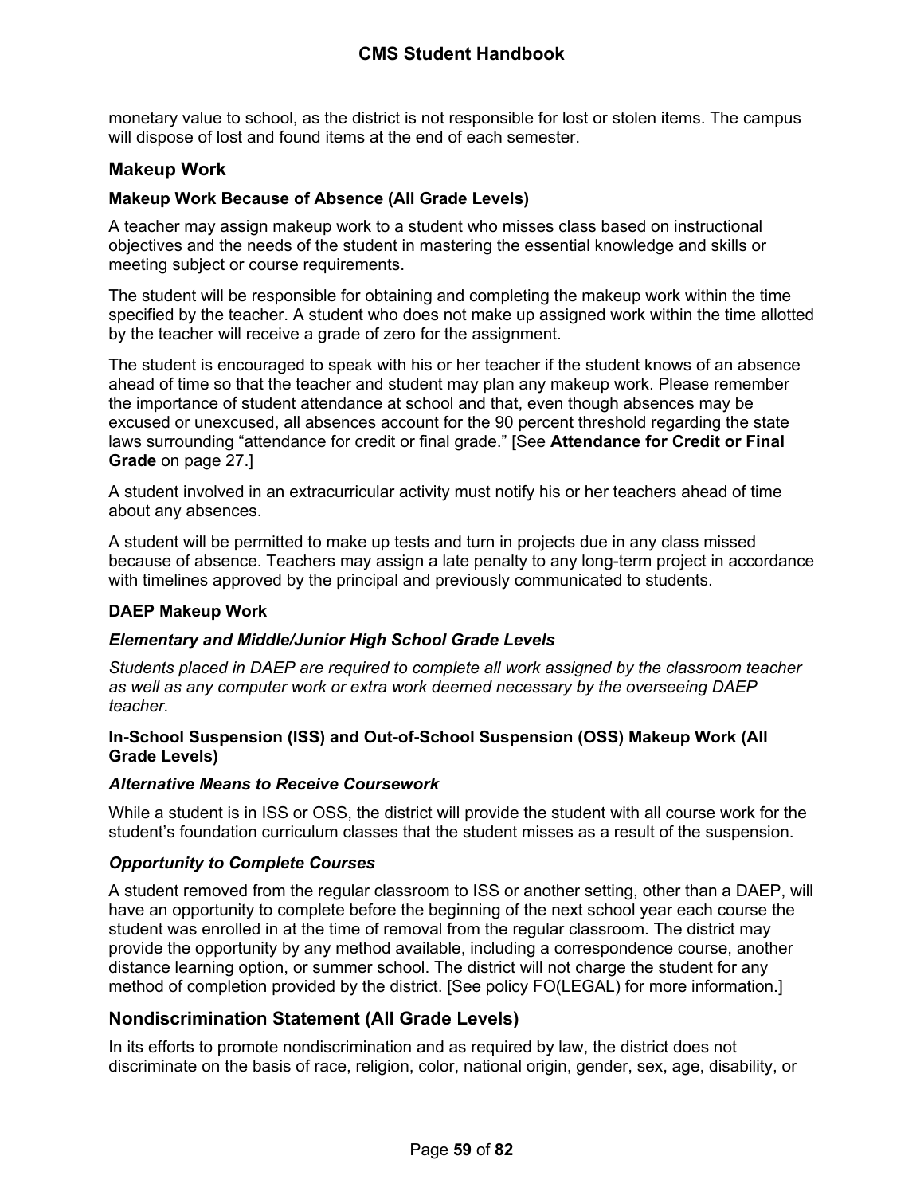monetary value to school, as the district is not responsible for lost or stolen items. The campus will dispose of lost and found items at the end of each semester.

## Makeup Work

### Makeup Work Because of Absence (All Grade Levels)

A teacher may assign makeup work to a student who misses class based on instructional objectives and the needs of the student in mastering the essential knowledge and skills or meeting subject or course requirements.

The student will be responsible for obtaining and completing the makeup work within the time specified by the teacher. A student who does not make up assigned work within the time allotted by the teacher will receive a grade of zero for the assignment.

The student is encouraged to speak with his or her teacher if the student knows of an absence ahead of time so that the teacher and student may plan any makeup work. Please remember the importance of student attendance at school and that, even though absences may be excused or unexcused, all absences account for the 90 percent threshold regarding the state laws surrounding "attendance for credit or final grade." [See **Attendance for Credit or Final Grade** on page 27.]

A student involved in an extracurricular activity must notify his or her teachers ahead of time about any absences.

A student will be permitted to make up tests and turn in projects due in any class missed because of absence. Teachers may assign a late penalty to any long-term project in accordance with timelines approved by the principal and previously communicated to students.

### DAEP Makeup Work

#### *Elementary and Middle/Junior High School Grade Levels*

*Students placed in DAEP are required to complete all work assigned by the classroom teacher as well as any computer work or extra work deemed necessary by the overseeing DAEP teacher.*

### In-School Suspension (ISS) and Out-of-School Suspension (OSS) Makeup Work (All Grade Levels)

#### *Alternative Means to Receive Coursework*

While a student is in ISS or OSS, the district will provide the student with all course work for the student's foundation curriculum classes that the student misses as a result of the suspension.

#### *Opportunity to Complete Courses*

A student removed from the regular classroom to ISS or another setting, other than a DAEP, will have an opportunity to complete before the beginning of the next school year each course the student was enrolled in at the time of removal from the regular classroom. The district may provide the opportunity by any method available, including a correspondence course, another distance learning option, or summer school. The district will not charge the student for any method of completion provided by the district. [See policy FO(LEGAL) for more information.]

## Nondiscrimination Statement (All Grade Levels)

In its efforts to promote nondiscrimination and as required by law, the district does not discriminate on the basis of race, religion, color, national origin, gender, sex, age, disability, or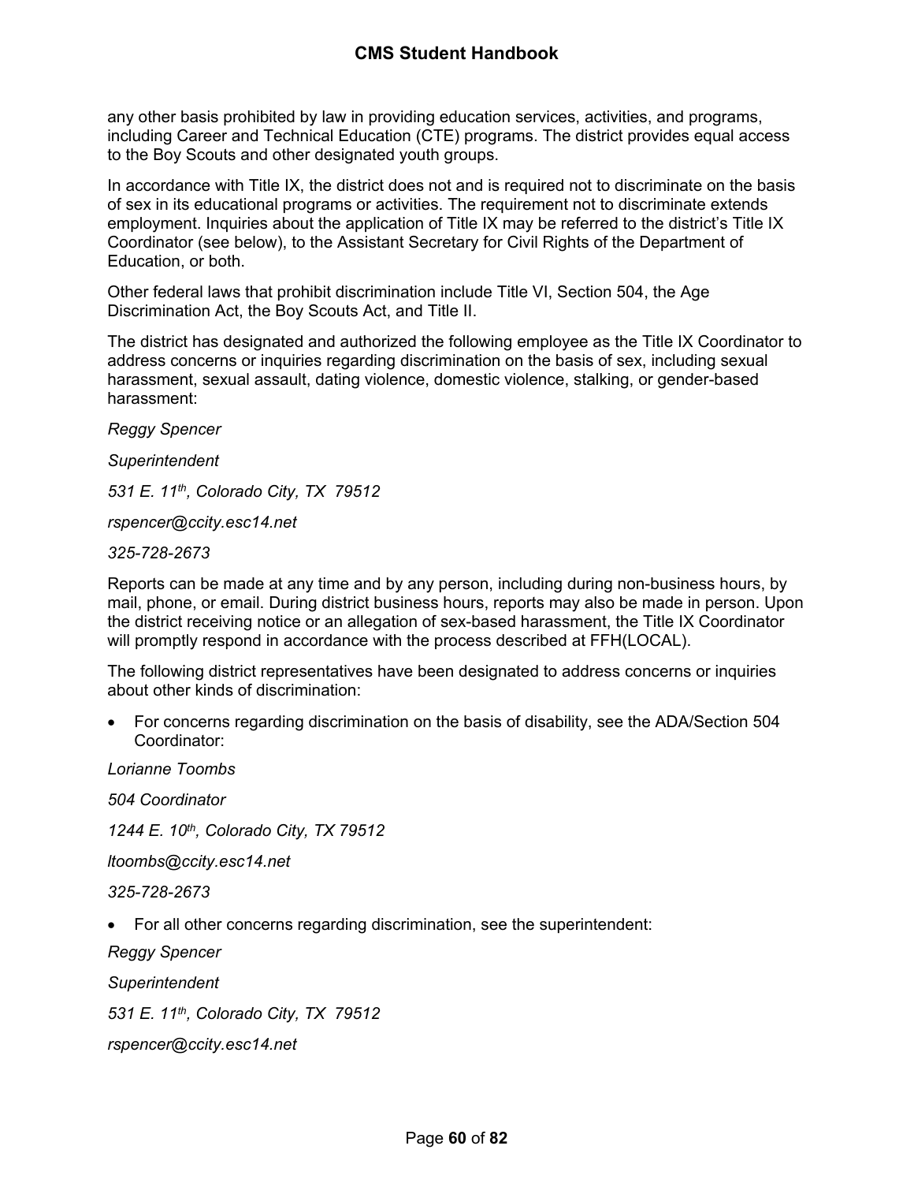any other basis prohibited by law in providing education services, activities, and programs, including Career and Technical Education (CTE) programs. The district provides equal access to the Boy Scouts and other designated youth groups.

In accordance with Title IX, the district does not and is required not to discriminate on the basis of sex in its educational programs or activities. The requirement not to discriminate extends employment. Inquiries about the application of Title IX may be referred to the district's Title IX Coordinator (see below), to the Assistant Secretary for Civil Rights of the Department of Education, or both.

Other federal laws that prohibit discrimination include Title VI, Section 504, the Age Discrimination Act, the Boy Scouts Act, and Title II.

The district has designated and authorized the following employee as the Title IX Coordinator to address concerns or inquiries regarding discrimination on the basis of sex, including sexual harassment, sexual assault, dating violence, domestic violence, stalking, or gender-based harassment:

*Reggy Spencer*

*Superintendent*

*531 E. 11th, Colorado City, TX 79512*

*rspencer@ccity.esc14.net*

*325-728-2673*

Reports can be made at any time and by any person, including during non-business hours, by mail, phone, or email. During district business hours, reports may also be made in person. Upon the district receiving notice or an allegation of sex-based harassment, the Title IX Coordinator will promptly respond in accordance with the process described at FFH(LOCAL).

The following district representatives have been designated to address concerns or inquiries about other kinds of discrimination:

- For concerns regarding discrimination on the basis of disability, see the ADA/Section 504 Coordinator:

*Lorianne Toombs*

*504 Coordinator*

*1244 E. 10th, Colorado City, TX 79512*

*ltoombs@ccity.esc14.net*

*325-728-2673*

- For all other concerns regarding discrimination, see the superintendent:

*Reggy Spencer*

*Superintendent*

*531 E. 11th, Colorado City, TX 79512*

*rspencer@ccity.esc14.net*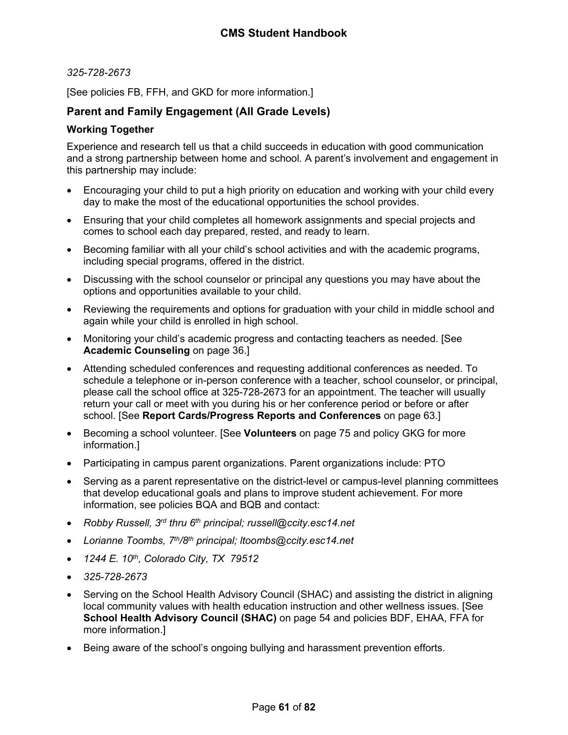*325-728-2673*

[See policies FB, FFH, and GKD for more information.]

## Parent and Family Engagement (All Grade Levels)

### Working Together

Experience and research tell us that a child succeeds in education with good communication and a strong partnership between home and school. A parent's involvement and engagement in this partnership may include:

- Encouraging your child to put a high priority on education and working with your child every day to make the most of the educational opportunities the school provides.
- Ensuring that your child completes all homework assignments and special projects and comes to school each day prepared, rested, and ready to learn.
- Becoming familiar with all your child's school activities and with the academic programs, including special programs, offered in the district.
- Discussing with the school counselor or principal any questions you may have about the options and opportunities available to your child.
- Reviewing the requirements and options for graduation with your child in middle school and again while your child is enrolled in high school.
- Monitoring your child's academic progress and contacting teachers as needed. [See **Academic Counseling** on page 36.]
- Attending scheduled conferences and requesting additional conferences as needed. To schedule a telephone or in-person conference with a teacher, school counselor, or principal, please call the school office at 325-728-2673 for an appointment. The teacher will usually return your call or meet with you during his or her conference period or before or after school. [See **Report Cards/Progress Reports and Conferences** on page 63.]
- Becoming a school volunteer. [See **Volunteers** on page 75 and policy GKG for more information.]
- Participating in campus parent organizations. Parent organizations include: PTO
- Serving as a parent representative on the district-level or campus-level planning committees that develop educational goals and plans to improve student achievement. For more information, see policies BQA and BQB and contact:
- *Robby Russell, 3rd thru 6th principal; russell@ccity.esc14.net*
- *Lorianne Toombs, 7th/8th principal; ltoombs@ccity.esc14.net*
- *1244 E. 10th, Colorado City, TX 79512*
- *325-728-2673*
- Serving on the School Health Advisory Council (SHAC) and assisting the district in aligning local community values with health education instruction and other wellness issues. [See **School Health Advisory Council (SHAC)** on page 54 and policies BDF, EHAA, FFA for more information.]
- Being aware of the school's ongoing bullying and harassment prevention efforts.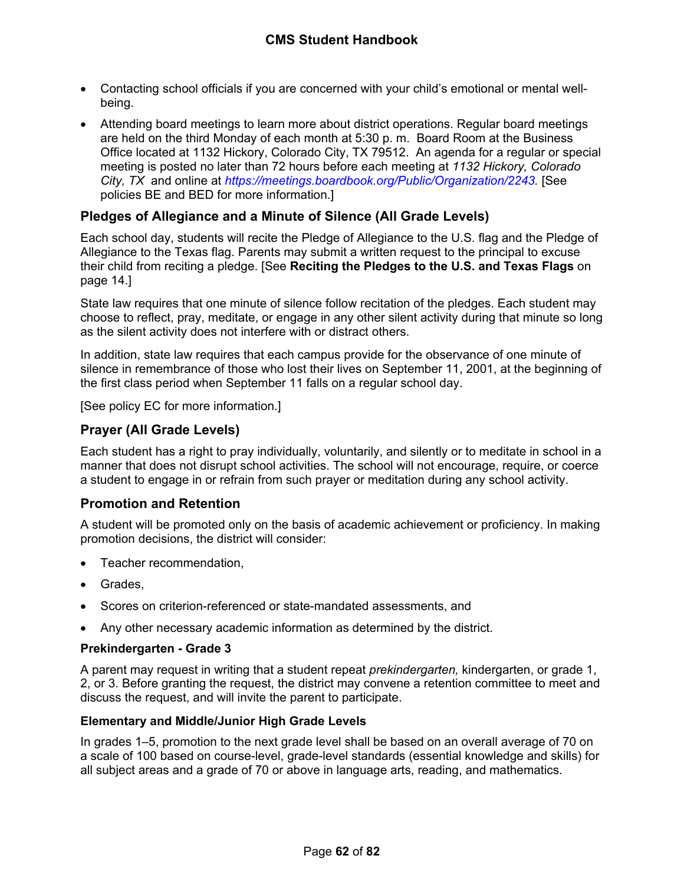- Contacting school officials if you are concerned with your child's emotional or mental well-being.
- Attending board meetings to learn more about district operations. Regular board meetings are held on the third Monday of each month at 5:30 p. m. Board Room at the Business Office located at 1132 Hickory, Colorado City, TX 79512. An agenda for a regular or special meeting is posted no later than 72 hours before each meeting at *1132 Hickory, Colorado City, TX* and online at *https://meetings.boardbook.org/Public/Organization/2243.* [See policies BE and BED for more information.]

### Pledges of Allegiance and a Minute of Silence (All Grade Levels)

Each school day, students will recite the Pledge of Allegiance to the U.S. flag and the Pledge of Allegiance to the Texas flag. Parents may submit a written request to the principal to excuse their child from reciting a pledge. [See **Reciting the Pledges to the U.S. and Texas Flags** on page 14.]

State law requires that one minute of silence follow recitation of the pledges. Each student may choose to reflect, pray, meditate, or engage in any other silent activity during that minute so long as the silent activity does not interfere with or distract others.

In addition, state law requires that each campus provide for the observance of one minute of silence in remembrance of those who lost their lives on September 11, 2001, at the beginning of the first class period when September 11 falls on a regular school day.

[See policy EC for more information.]

### Prayer (All Grade Levels)

Each student has a right to pray individually, voluntarily, and silently or to meditate in school in a manner that does not disrupt school activities. The school will not encourage, require, or coerce a student to engage in or refrain from such prayer or meditation during any school activity.

### Promotion and Retention

A student will be promoted only on the basis of academic achievement or proficiency. In making promotion decisions, the district will consider:

- Teacher recommendation,
- Grades,
- Scores on criterion-referenced or state-mandated assessments, and
- Any other necessary academic information as determined by the district.

#### Prekindergarten - Grade 3

A parent may request in writing that a student repeat *prekindergarten,* kindergarten, or grade 1, 2, or 3. Before granting the request, the district may convene a retention committee to meet and discuss the request, and will invite the parent to participate.

#### Elementary and Middle/Junior High Grade Levels

In grades 1–5, promotion to the next grade level shall be based on an overall average of 70 on a scale of 100 based on course-level, grade-level standards (essential knowledge and skills) for all subject areas and a grade of 70 or above in language arts, reading, and mathematics.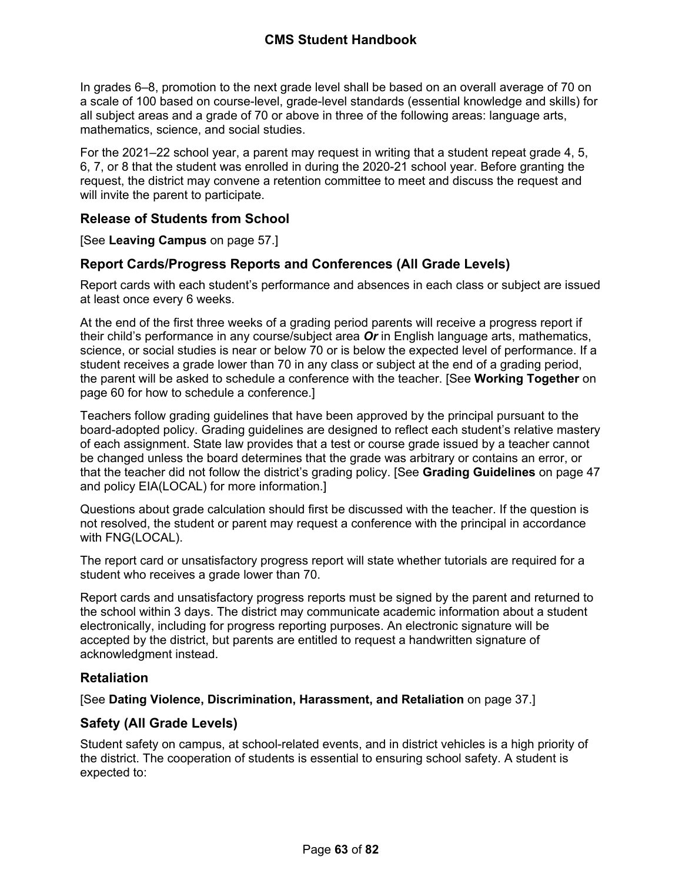In grades 6–8, promotion to the next grade level shall be based on an overall average of 70 on a scale of 100 based on course-level, grade-level standards (essential knowledge and skills) for all subject areas and a grade of 70 or above in three of the following areas: language arts, mathematics, science, and social studies.

For the 2021–22 school year, a parent may request in writing that a student repeat grade 4, 5, 6, 7, or 8 that the student was enrolled in during the 2020-21 school year. Before granting the request, the district may convene a retention committee to meet and discuss the request and will invite the parent to participate.

### Release of Students from School

[See **Leaving Campus** on page 57.]

### Report Cards/Progress Reports and Conferences (All Grade Levels)

Report cards with each student's performance and absences in each class or subject are issued at least once every 6 weeks.

At the end of the first three weeks of a grading period parents will receive a progress report if their child's performance in any course/subject area ***Or*** in English language arts, mathematics, science, or social studies is near or below 70 or is below the expected level of performance. If a student receives a grade lower than 70 in any class or subject at the end of a grading period, the parent will be asked to schedule a conference with the teacher. [See **Working Together** on page 60 for how to schedule a conference.]

Teachers follow grading guidelines that have been approved by the principal pursuant to the board-adopted policy. Grading guidelines are designed to reflect each student's relative mastery of each assignment. State law provides that a test or course grade issued by a teacher cannot be changed unless the board determines that the grade was arbitrary or contains an error, or that the teacher did not follow the district's grading policy. [See **Grading Guidelines** on page 47 and policy EIA(LOCAL) for more information.]

Questions about grade calculation should first be discussed with the teacher. If the question is not resolved, the student or parent may request a conference with the principal in accordance with FNG(LOCAL).

The report card or unsatisfactory progress report will state whether tutorials are required for a student who receives a grade lower than 70.

Report cards and unsatisfactory progress reports must be signed by the parent and returned to the school within 3 days. The district may communicate academic information about a student electronically, including for progress reporting purposes. An electronic signature will be accepted by the district, but parents are entitled to request a handwritten signature of acknowledgment instead.

### Retaliation

[See **Dating Violence, Discrimination, Harassment, and Retaliation** on page 37.]

### Safety (All Grade Levels)

Student safety on campus, at school-related events, and in district vehicles is a high priority of the district. The cooperation of students is essential to ensuring school safety. A student is expected to: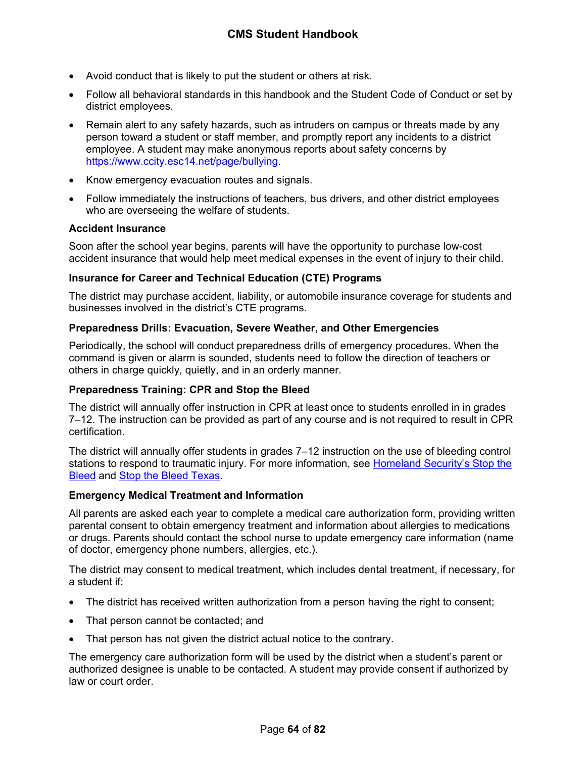- Avoid conduct that is likely to put the student or others at risk.
- Follow all behavioral standards in this handbook and the Student Code of Conduct or set by district employees.
- Remain alert to any safety hazards, such as intruders on campus or threats made by any person toward a student or staff member, and promptly report any incidents to a district employee. A student may make anonymous reports about safety concerns by https://www.ccity.esc14.net/page/bullying.
- Know emergency evacuation routes and signals.
- Follow immediately the instructions of teachers, bus drivers, and other district employees who are overseeing the welfare of students.

**Accident Insurance**

Soon after the school year begins, parents will have the opportunity to purchase low-cost accident insurance that would help meet medical expenses in the event of injury to their child.

**Insurance for Career and Technical Education (CTE) Programs**

The district may purchase accident, liability, or automobile insurance coverage for students and businesses involved in the district's CTE programs.

**Preparedness Drills: Evacuation, Severe Weather, and Other Emergencies**

Periodically, the school will conduct preparedness drills of emergency procedures. When the command is given or alarm is sounded, students need to follow the direction of teachers or others in charge quickly, quietly, and in an orderly manner.

**Preparedness Training: CPR and Stop the Bleed**

The district will annually offer instruction in CPR at least once to students enrolled in in grades 7–12. The instruction can be provided as part of any course and is not required to result in CPR certification.

The district will annually offer students in grades 7–12 instruction on the use of bleeding control stations to respond to traumatic injury. For more information, see Homeland Security's Stop the Bleed and Stop the Bleed Texas.

**Emergency Medical Treatment and Information**

All parents are asked each year to complete a medical care authorization form, providing written parental consent to obtain emergency treatment and information about allergies to medications or drugs. Parents should contact the school nurse to update emergency care information (name of doctor, emergency phone numbers, allergies, etc.).

The district may consent to medical treatment, which includes dental treatment, if necessary, for a student if:

- The district has received written authorization from a person having the right to consent;
- That person cannot be contacted; and
- That person has not given the district actual notice to the contrary.

The emergency care authorization form will be used by the district when a student's parent or authorized designee is unable to be contacted. A student may provide consent if authorized by law or court order.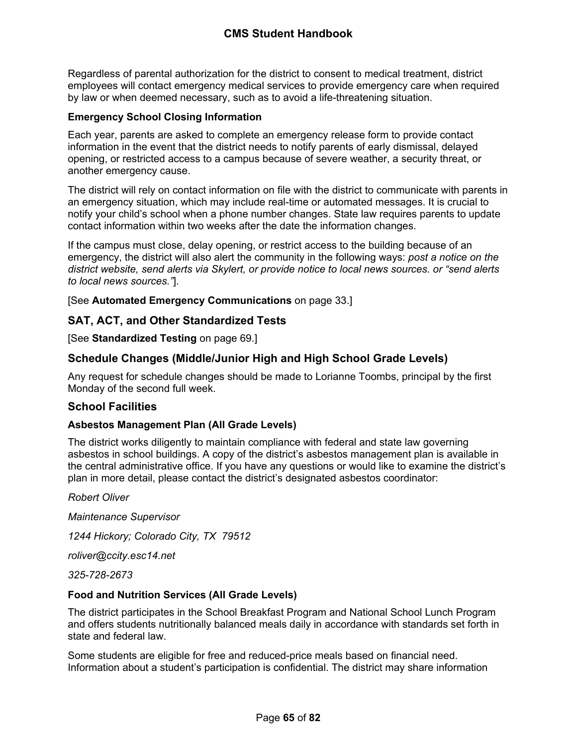Regardless of parental authorization for the district to consent to medical treatment, district employees will contact emergency medical services to provide emergency care when required by law or when deemed necessary, such as to avoid a life-threatening situation.

### Emergency School Closing Information

Each year, parents are asked to complete an emergency release form to provide contact information in the event that the district needs to notify parents of early dismissal, delayed opening, or restricted access to a campus because of severe weather, a security threat, or another emergency cause.

The district will rely on contact information on file with the district to communicate with parents in an emergency situation, which may include real-time or automated messages. It is crucial to notify your child's school when a phone number changes. State law requires parents to update contact information within two weeks after the date the information changes.

If the campus must close, delay opening, or restrict access to the building because of an emergency, the district will also alert the community in the following ways: *post a notice on the district website, send alerts via Skylert, or provide notice to local news sources. or "send alerts to local news sources."*].

[See **Automated Emergency Communications** on page 33.]

## SAT, ACT, and Other Standardized Tests

[See **Standardized Testing** on page 69.]

## Schedule Changes (Middle/Junior High and High School Grade Levels)

Any request for schedule changes should be made to Lorianne Toombs, principal by the first Monday of the second full week.

## School Facilities

### Asbestos Management Plan (All Grade Levels)

The district works diligently to maintain compliance with federal and state law governing asbestos in school buildings. A copy of the district's asbestos management plan is available in the central administrative office. If you have any questions or would like to examine the district's plan in more detail, please contact the district's designated asbestos coordinator:

*Robert Oliver*

*Maintenance Supervisor*

*1244 Hickory; Colorado City, TX 79512*

*roliver@ccity.esc14.net*

*325-728-2673*

### Food and Nutrition Services (All Grade Levels)

The district participates in the School Breakfast Program and National School Lunch Program and offers students nutritionally balanced meals daily in accordance with standards set forth in state and federal law.

Some students are eligible for free and reduced-price meals based on financial need. Information about a student's participation is confidential. The district may share information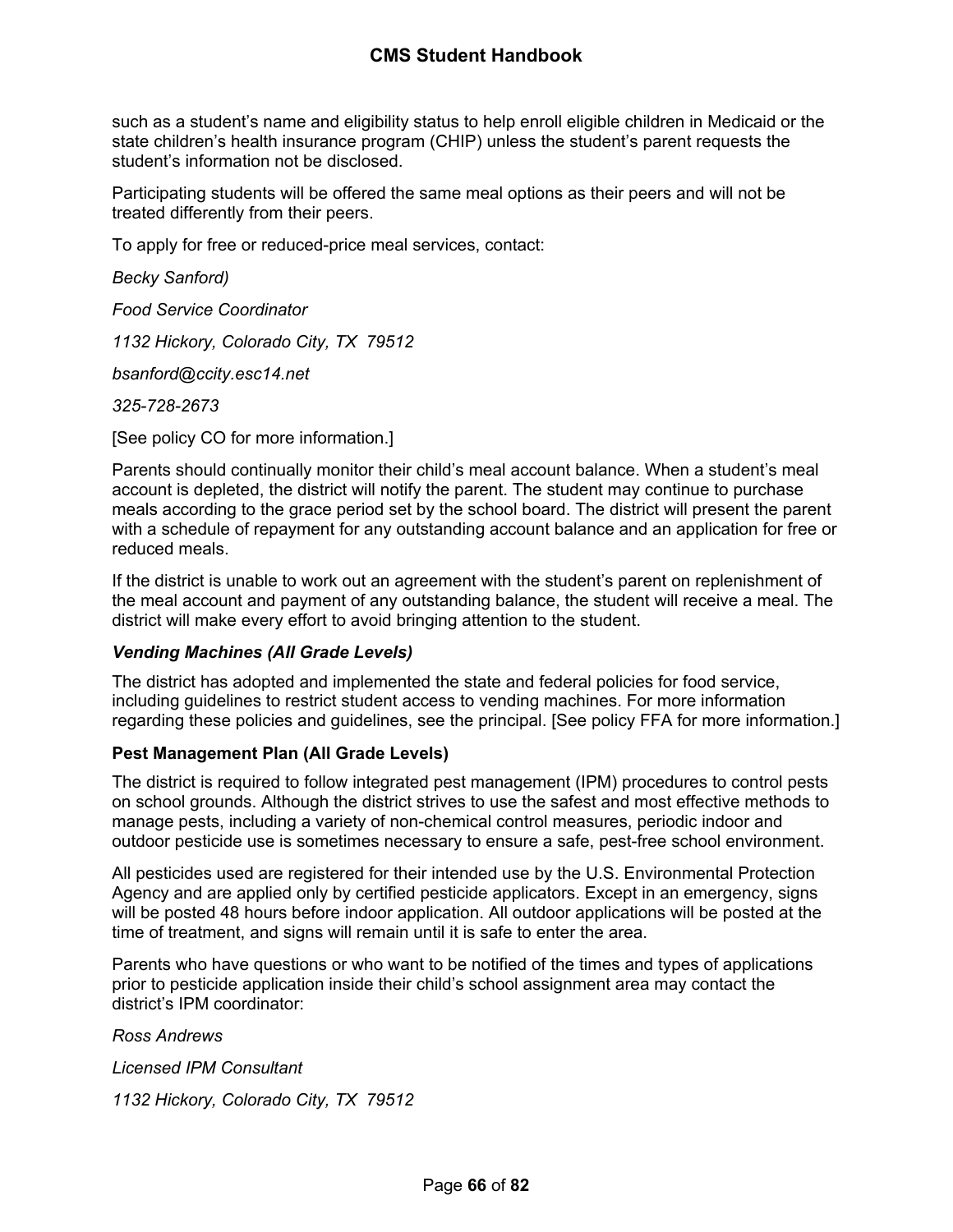such as a student's name and eligibility status to help enroll eligible children in Medicaid or the state children's health insurance program (CHIP) unless the student's parent requests the student's information not be disclosed.

Participating students will be offered the same meal options as their peers and will not be treated differently from their peers.

To apply for free or reduced-price meal services, contact:

*Becky Sanford)*

*Food Service Coordinator*

*1132 Hickory, Colorado City, TX  79512*

*bsanford@ccity.esc14.net*

*325-728-2673*

[See policy CO for more information.]

Parents should continually monitor their child's meal account balance. When a student's meal account is depleted, the district will notify the parent. The student may continue to purchase meals according to the grace period set by the school board. The district will present the parent with a schedule of repayment for any outstanding account balance and an application for free or reduced meals.

If the district is unable to work out an agreement with the student's parent on replenishment of the meal account and payment of any outstanding balance, the student will receive a meal. The district will make every effort to avoid bringing attention to the student.

#### *Vending Machines (All Grade Levels)*

The district has adopted and implemented the state and federal policies for food service, including guidelines to restrict student access to vending machines. For more information regarding these policies and guidelines, see the principal. [See policy FFA for more information.]

### Pest Management Plan (All Grade Levels)

The district is required to follow integrated pest management (IPM) procedures to control pests on school grounds. Although the district strives to use the safest and most effective methods to manage pests, including a variety of non-chemical control measures, periodic indoor and outdoor pesticide use is sometimes necessary to ensure a safe, pest-free school environment.

All pesticides used are registered for their intended use by the U.S. Environmental Protection Agency and are applied only by certified pesticide applicators. Except in an emergency, signs will be posted 48 hours before indoor application. All outdoor applications will be posted at the time of treatment, and signs will remain until it is safe to enter the area.

Parents who have questions or who want to be notified of the times and types of applications prior to pesticide application inside their child's school assignment area may contact the district's IPM coordinator:

*Ross Andrews*

*Licensed IPM Consultant*

*1132 Hickory, Colorado City, TX  79512*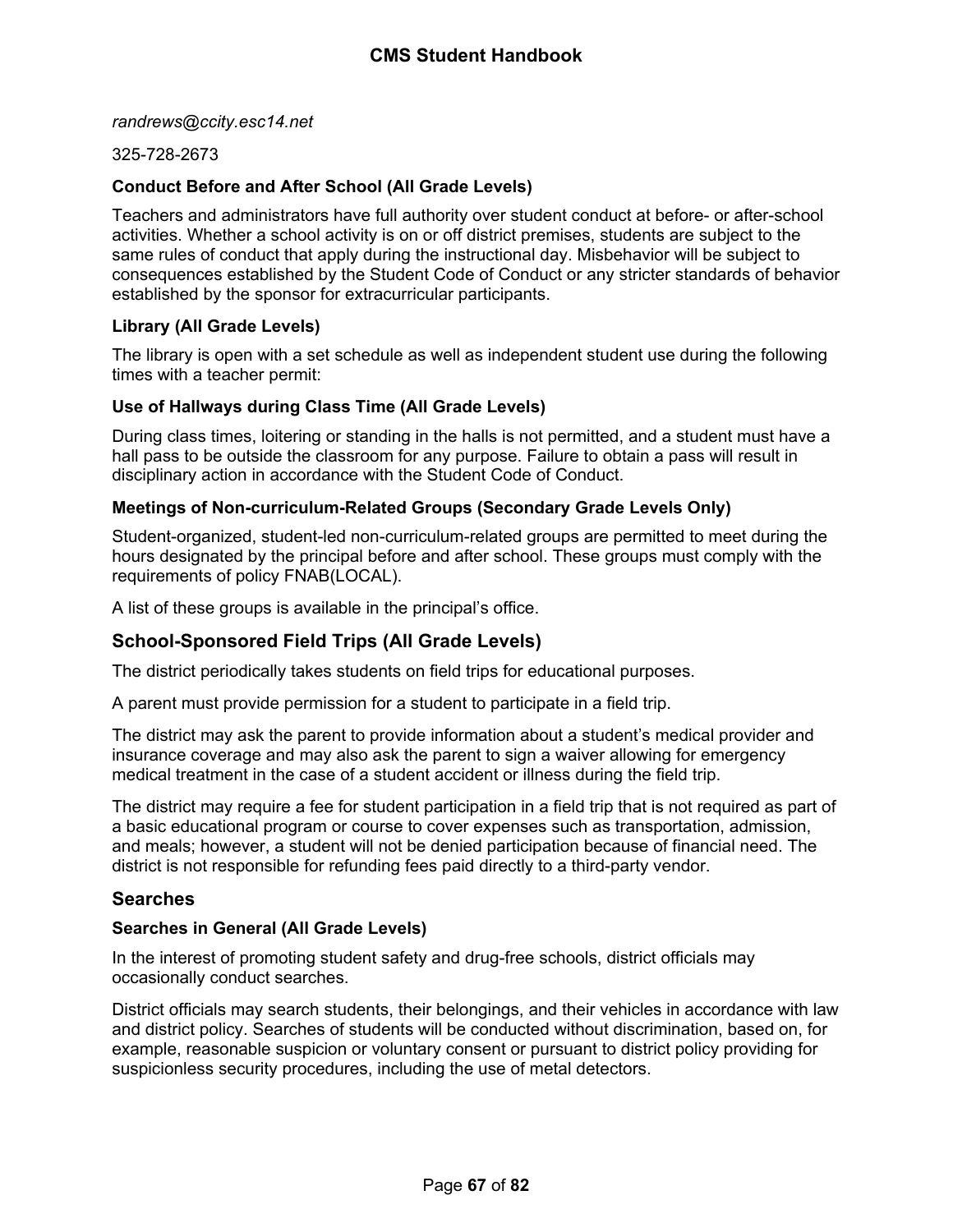*randrews@ccity.esc14.net*

325-728-2673

### Conduct Before and After School (All Grade Levels)

Teachers and administrators have full authority over student conduct at before- or after-school activities. Whether a school activity is on or off district premises, students are subject to the same rules of conduct that apply during the instructional day. Misbehavior will be subject to consequences established by the Student Code of Conduct or any stricter standards of behavior established by the sponsor for extracurricular participants.

### Library (All Grade Levels)

The library is open with a set schedule as well as independent student use during the following times with a teacher permit:

### Use of Hallways during Class Time (All Grade Levels)

During class times, loitering or standing in the halls is not permitted, and a student must have a hall pass to be outside the classroom for any purpose. Failure to obtain a pass will result in disciplinary action in accordance with the Student Code of Conduct.

### Meetings of Non-curriculum-Related Groups (Secondary Grade Levels Only)

Student-organized, student-led non-curriculum-related groups are permitted to meet during the hours designated by the principal before and after school. These groups must comply with the requirements of policy FNAB(LOCAL).

A list of these groups is available in the principal's office.

## School-Sponsored Field Trips (All Grade Levels)

The district periodically takes students on field trips for educational purposes.

A parent must provide permission for a student to participate in a field trip.

The district may ask the parent to provide information about a student's medical provider and insurance coverage and may also ask the parent to sign a waiver allowing for emergency medical treatment in the case of a student accident or illness during the field trip.

The district may require a fee for student participation in a field trip that is not required as part of a basic educational program or course to cover expenses such as transportation, admission, and meals; however, a student will not be denied participation because of financial need. The district is not responsible for refunding fees paid directly to a third-party vendor.

## Searches

### Searches in General (All Grade Levels)

In the interest of promoting student safety and drug-free schools, district officials may occasionally conduct searches.

District officials may search students, their belongings, and their vehicles in accordance with law and district policy. Searches of students will be conducted without discrimination, based on, for example, reasonable suspicion or voluntary consent or pursuant to district policy providing for suspicionless security procedures, including the use of metal detectors.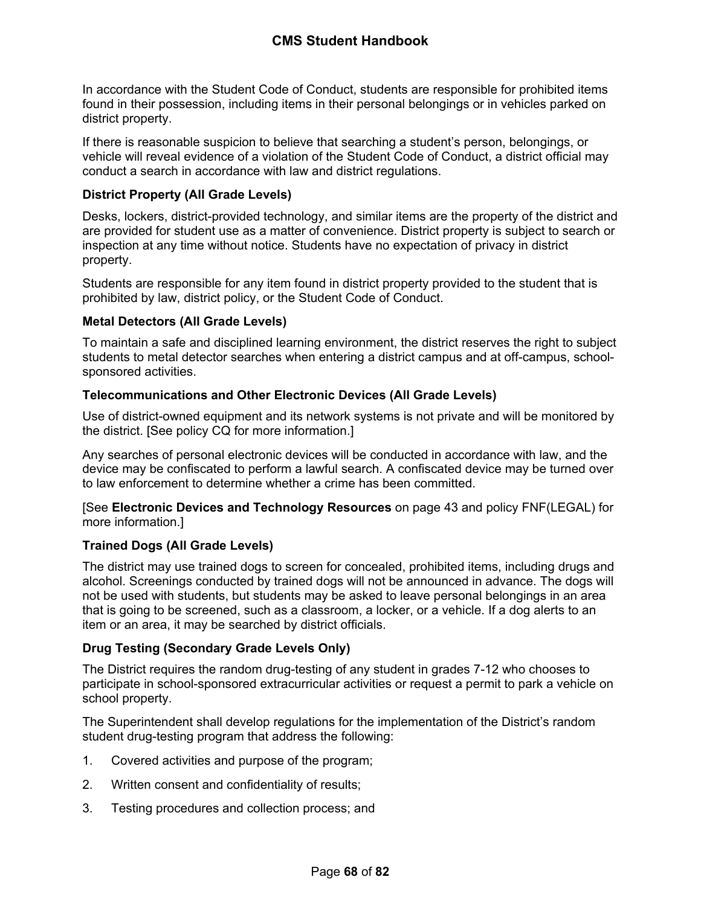In accordance with the Student Code of Conduct, students are responsible for prohibited items found in their possession, including items in their personal belongings or in vehicles parked on district property.

If there is reasonable suspicion to believe that searching a student's person, belongings, or vehicle will reveal evidence of a violation of the Student Code of Conduct, a district official may conduct a search in accordance with law and district regulations.

### District Property (All Grade Levels)

Desks, lockers, district-provided technology, and similar items are the property of the district and are provided for student use as a matter of convenience. District property is subject to search or inspection at any time without notice. Students have no expectation of privacy in district property.

Students are responsible for any item found in district property provided to the student that is prohibited by law, district policy, or the Student Code of Conduct.

### Metal Detectors (All Grade Levels)

To maintain a safe and disciplined learning environment, the district reserves the right to subject students to metal detector searches when entering a district campus and at off-campus, school-sponsored activities.

### Telecommunications and Other Electronic Devices (All Grade Levels)

Use of district-owned equipment and its network systems is not private and will be monitored by the district. [See policy CQ for more information.]

Any searches of personal electronic devices will be conducted in accordance with law, and the device may be confiscated to perform a lawful search. A confiscated device may be turned over to law enforcement to determine whether a crime has been committed.

[See **Electronic Devices and Technology Resources** on page 43 and policy FNF(LEGAL) for more information.]

### Trained Dogs (All Grade Levels)

The district may use trained dogs to screen for concealed, prohibited items, including drugs and alcohol. Screenings conducted by trained dogs will not be announced in advance. The dogs will not be used with students, but students may be asked to leave personal belongings in an area that is going to be screened, such as a classroom, a locker, or a vehicle. If a dog alerts to an item or an area, it may be searched by district officials.

### Drug Testing (Secondary Grade Levels Only)

The District requires the random drug-testing of any student in grades 7-12 who chooses to participate in school-sponsored extracurricular activities or request a permit to park a vehicle on school property.

The Superintendent shall develop regulations for the implementation of the District's random student drug-testing program that address the following:

1. Covered activities and purpose of the program;
2. Written consent and confidentiality of results;
3. Testing procedures and collection process; and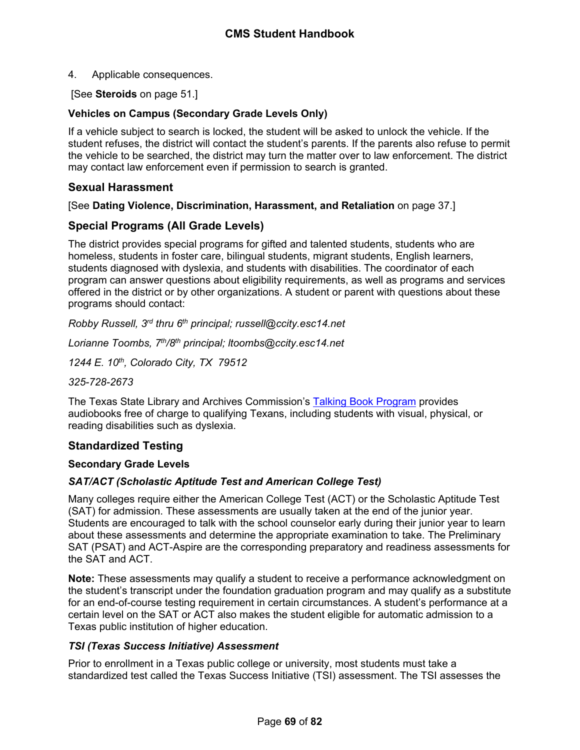4. Applicable consequences.

[See **Steroids** on page 51.]

#### Vehicles on Campus (Secondary Grade Levels Only)

If a vehicle subject to search is locked, the student will be asked to unlock the vehicle. If the student refuses, the district will contact the student's parents. If the parents also refuse to permit the vehicle to be searched, the district may turn the matter over to law enforcement. The district may contact law enforcement even if permission to search is granted.

### Sexual Harassment

[See **Dating Violence, Discrimination, Harassment, and Retaliation** on page 37.]

### Special Programs (All Grade Levels)

The district provides special programs for gifted and talented students, students who are homeless, students in foster care, bilingual students, migrant students, English learners, students diagnosed with dyslexia, and students with disabilities. The coordinator of each program can answer questions about eligibility requirements, as well as programs and services offered in the district or by other organizations. A student or parent with questions about these programs should contact:

*Robby Russell, 3rd thru 6th principal; russell@ccity.esc14.net*

*Lorianne Toombs, 7th/8th principal; ltoombs@ccity.esc14.net*

*1244 E. 10th, Colorado City, TX 79512*

*325-728-2673*

The Texas State Library and Archives Commission's Talking Book Program provides audiobooks free of charge to qualifying Texans, including students with visual, physical, or reading disabilities such as dyslexia.

### Standardized Testing

#### Secondary Grade Levels

##### *SAT/ACT (Scholastic Aptitude Test and American College Test)*

Many colleges require either the American College Test (ACT) or the Scholastic Aptitude Test (SAT) for admission. These assessments are usually taken at the end of the junior year. Students are encouraged to talk with the school counselor early during their junior year to learn about these assessments and determine the appropriate examination to take. The Preliminary SAT (PSAT) and ACT-Aspire are the corresponding preparatory and readiness assessments for the SAT and ACT.

**Note:** These assessments may qualify a student to receive a performance acknowledgment on the student's transcript under the foundation graduation program and may qualify as a substitute for an end-of-course testing requirement in certain circumstances. A student's performance at a certain level on the SAT or ACT also makes the student eligible for automatic admission to a Texas public institution of higher education.

##### *TSI (Texas Success Initiative) Assessment*

Prior to enrollment in a Texas public college or university, most students must take a standardized test called the Texas Success Initiative (TSI) assessment. The TSI assesses the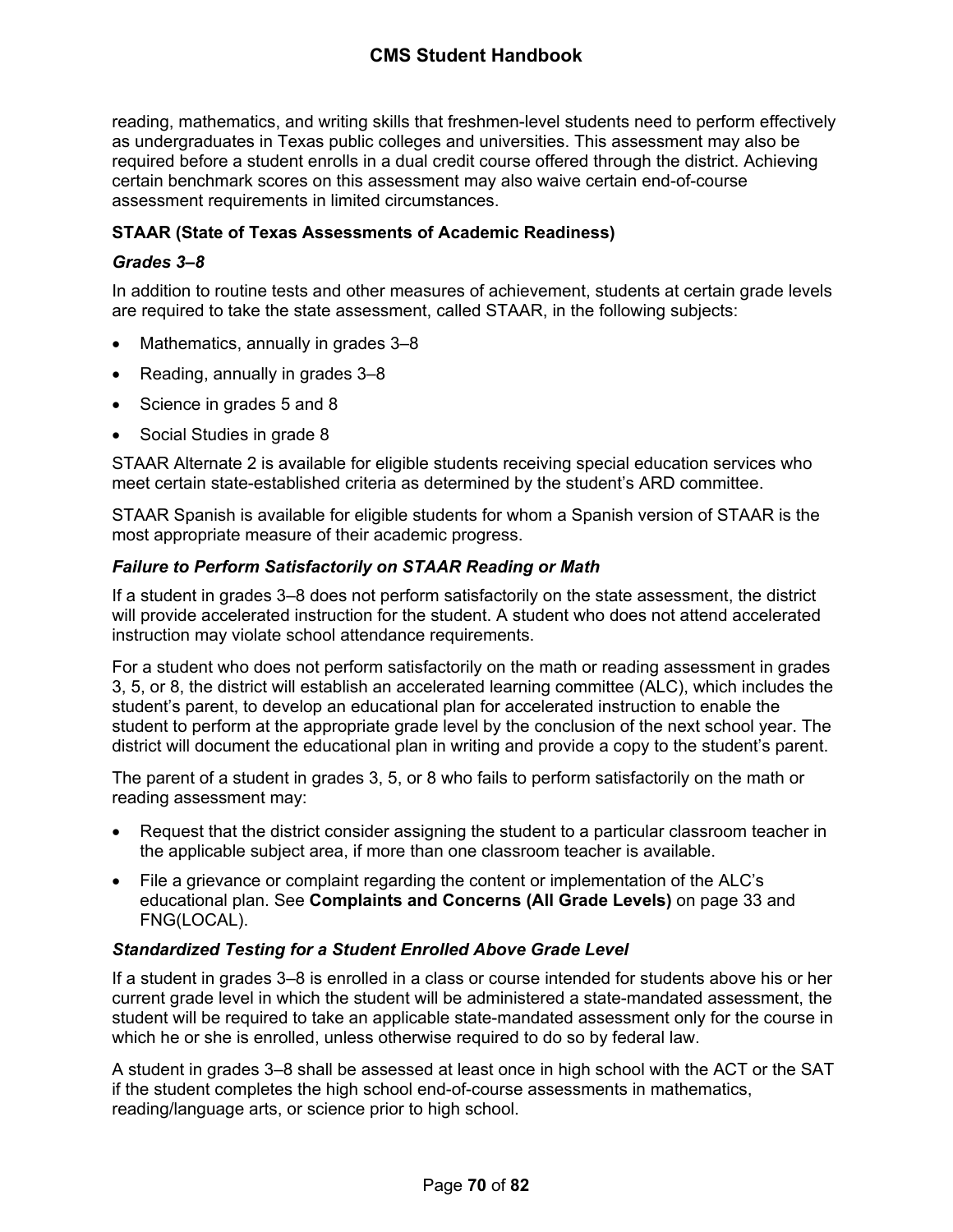reading, mathematics, and writing skills that freshmen-level students need to perform effectively as undergraduates in Texas public colleges and universities. This assessment may also be required before a student enrolls in a dual credit course offered through the district. Achieving certain benchmark scores on this assessment may also waive certain end-of-course assessment requirements in limited circumstances.

**STAAR (State of Texas Assessments of Academic Readiness)**

***Grades 3–8***

In addition to routine tests and other measures of achievement, students at certain grade levels are required to take the state assessment, called STAAR, in the following subjects:

- Mathematics, annually in grades 3–8
- Reading, annually in grades 3–8
- Science in grades 5 and 8
- Social Studies in grade 8

STAAR Alternate 2 is available for eligible students receiving special education services who meet certain state-established criteria as determined by the student's ARD committee.

STAAR Spanish is available for eligible students for whom a Spanish version of STAAR is the most appropriate measure of their academic progress.

***Failure to Perform Satisfactorily on STAAR Reading or Math***

If a student in grades 3–8 does not perform satisfactorily on the state assessment, the district will provide accelerated instruction for the student. A student who does not attend accelerated instruction may violate school attendance requirements.

For a student who does not perform satisfactorily on the math or reading assessment in grades 3, 5, or 8, the district will establish an accelerated learning committee (ALC), which includes the student's parent, to develop an educational plan for accelerated instruction to enable the student to perform at the appropriate grade level by the conclusion of the next school year. The district will document the educational plan in writing and provide a copy to the student's parent.

The parent of a student in grades 3, 5, or 8 who fails to perform satisfactorily on the math or reading assessment may:

- Request that the district consider assigning the student to a particular classroom teacher in the applicable subject area, if more than one classroom teacher is available.
- File a grievance or complaint regarding the content or implementation of the ALC's educational plan. See **Complaints and Concerns (All Grade Levels)** on page 33 and FNG(LOCAL).

***Standardized Testing for a Student Enrolled Above Grade Level***

If a student in grades 3–8 is enrolled in a class or course intended for students above his or her current grade level in which the student will be administered a state-mandated assessment, the student will be required to take an applicable state-mandated assessment only for the course in which he or she is enrolled, unless otherwise required to do so by federal law.

A student in grades 3–8 shall be assessed at least once in high school with the ACT or the SAT if the student completes the high school end-of-course assessments in mathematics, reading/language arts, or science prior to high school.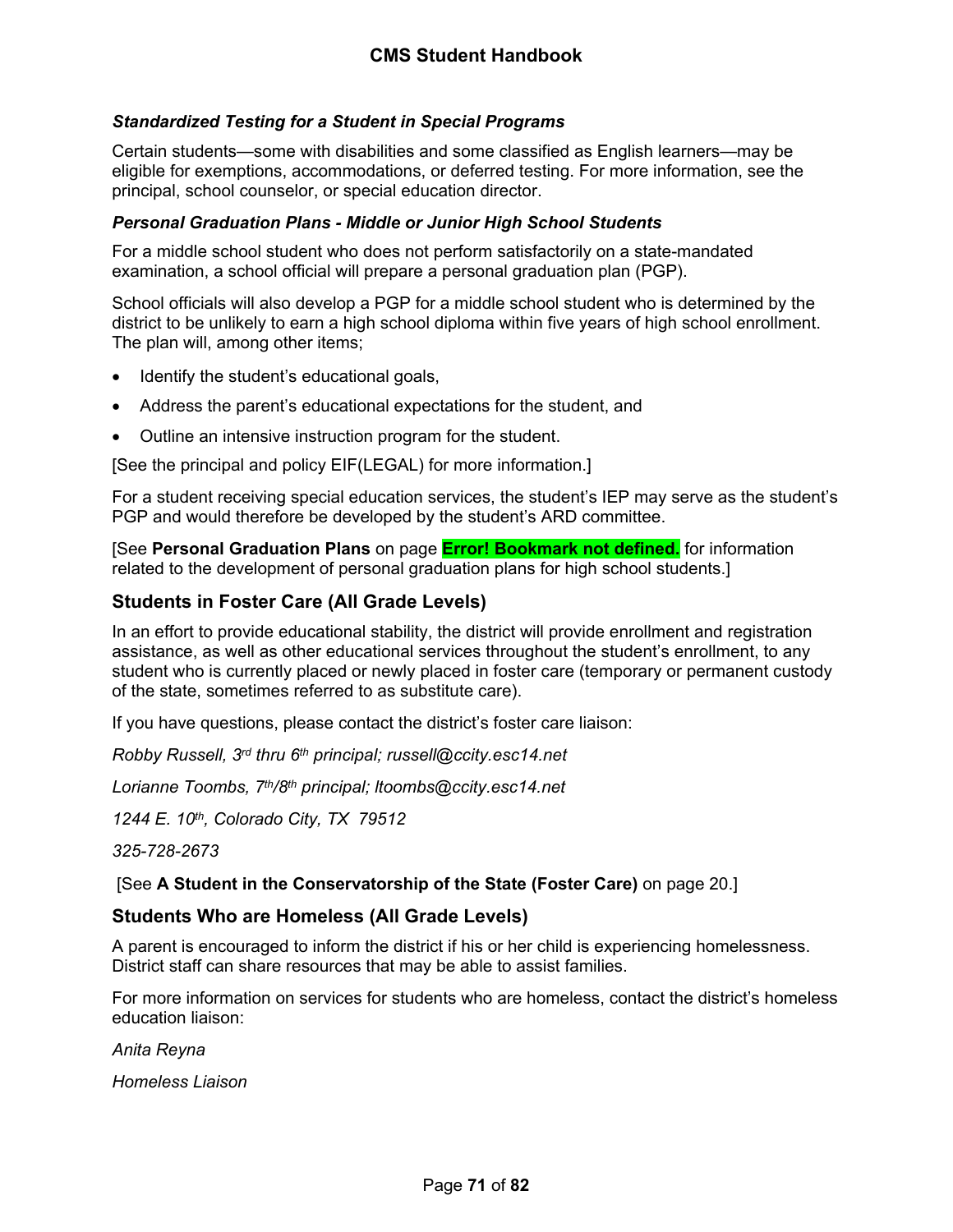### *Standardized Testing for a Student in Special Programs*

Certain students—some with disabilities and some classified as English learners—may be eligible for exemptions, accommodations, or deferred testing. For more information, see the principal, school counselor, or special education director.

### *Personal Graduation Plans - Middle or Junior High School Students*

For a middle school student who does not perform satisfactorily on a state-mandated examination, a school official will prepare a personal graduation plan (PGP).

School officials will also develop a PGP for a middle school student who is determined by the district to be unlikely to earn a high school diploma within five years of high school enrollment. The plan will, among other items;

- Identify the student's educational goals,
- Address the parent's educational expectations for the student, and
- Outline an intensive instruction program for the student.

[See the principal and policy EIF(LEGAL) for more information.]

For a student receiving special education services, the student's IEP may serve as the student's PGP and would therefore be developed by the student's ARD committee.

[See **Personal Graduation Plans** on page **Error! Bookmark not defined.** for information related to the development of personal graduation plans for high school students.]

## Students in Foster Care (All Grade Levels)

In an effort to provide educational stability, the district will provide enrollment and registration assistance, as well as other educational services throughout the student's enrollment, to any student who is currently placed or newly placed in foster care (temporary or permanent custody of the state, sometimes referred to as substitute care).

If you have questions, please contact the district's foster care liaison:

*Robby Russell, 3rd thru 6th principal; russell@ccity.esc14.net*

*Lorianne Toombs, 7th/8th principal; ltoombs@ccity.esc14.net*

*1244 E. 10th, Colorado City, TX 79512*

*325-728-2673*

[See **A Student in the Conservatorship of the State (Foster Care)** on page 20.]

## Students Who are Homeless (All Grade Levels)

A parent is encouraged to inform the district if his or her child is experiencing homelessness. District staff can share resources that may be able to assist families.

For more information on services for students who are homeless, contact the district's homeless education liaison:

*Anita Reyna*

*Homeless Liaison*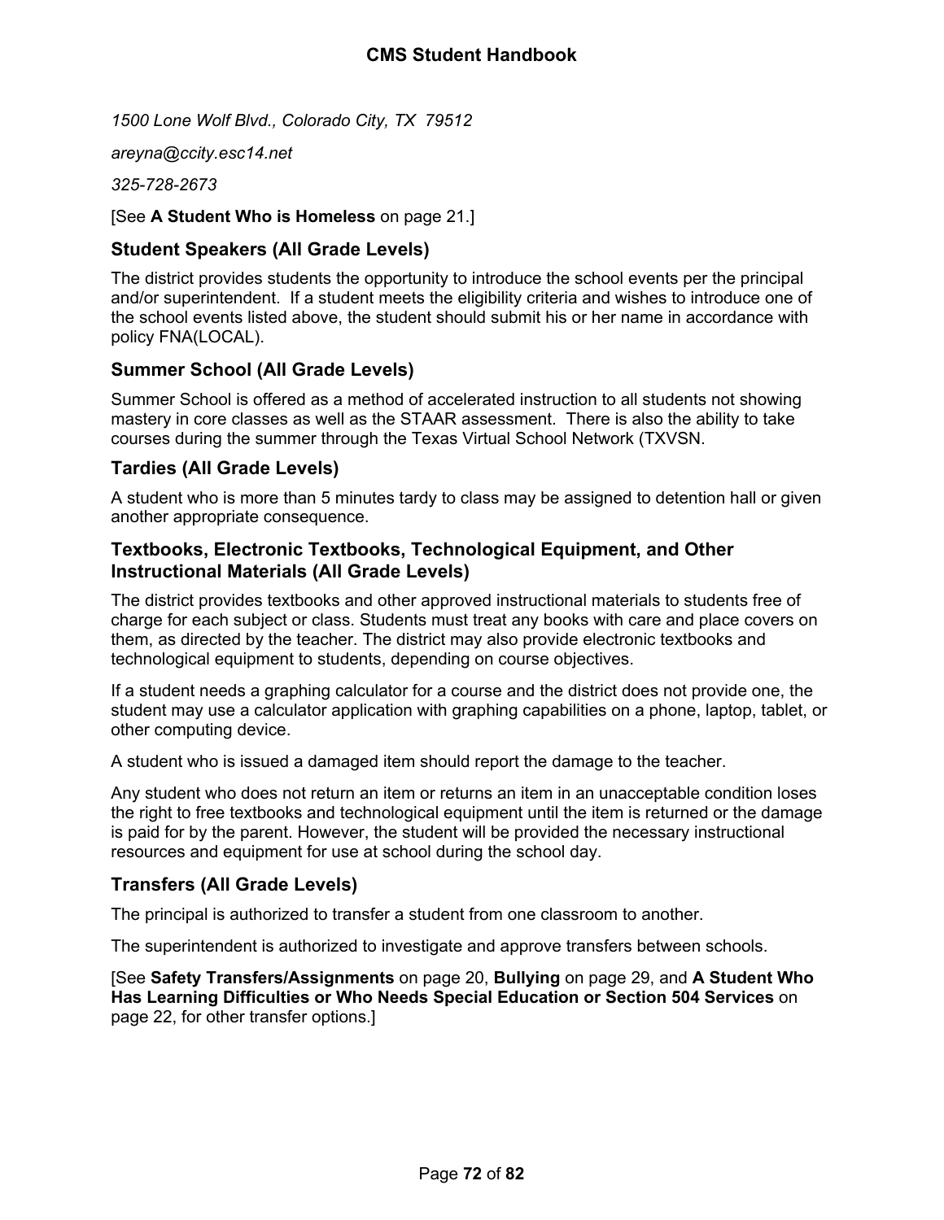*1500 Lone Wolf Blvd., Colorado City, TX  79512*

*areyna@ccity.esc14.net*

*325-728-2673*

[See **A Student Who is Homeless** on page 21.]

### Student Speakers (All Grade Levels)

The district provides students the opportunity to introduce the school events per the principal and/or superintendent.  If a student meets the eligibility criteria and wishes to introduce one of the school events listed above, the student should submit his or her name in accordance with policy FNA(LOCAL).

### Summer School (All Grade Levels)

Summer School is offered as a method of accelerated instruction to all students not showing mastery in core classes as well as the STAAR assessment.  There is also the ability to take courses during the summer through the Texas Virtual School Network (TXVSN.

### Tardies (All Grade Levels)

A student who is more than 5 minutes tardy to class may be assigned to detention hall or given another appropriate consequence.

### Textbooks, Electronic Textbooks, Technological Equipment, and Other Instructional Materials (All Grade Levels)

The district provides textbooks and other approved instructional materials to students free of charge for each subject or class. Students must treat any books with care and place covers on them, as directed by the teacher. The district may also provide electronic textbooks and technological equipment to students, depending on course objectives.

If a student needs a graphing calculator for a course and the district does not provide one, the student may use a calculator application with graphing capabilities on a phone, laptop, tablet, or other computing device.

A student who is issued a damaged item should report the damage to the teacher.

Any student who does not return an item or returns an item in an unacceptable condition loses the right to free textbooks and technological equipment until the item is returned or the damage is paid for by the parent. However, the student will be provided the necessary instructional resources and equipment for use at school during the school day.

### Transfers (All Grade Levels)

The principal is authorized to transfer a student from one classroom to another.

The superintendent is authorized to investigate and approve transfers between schools.

[See **Safety Transfers/Assignments** on page 20, **Bullying** on page 29, and **A Student Who Has Learning Difficulties or Who Needs Special Education or Section 504 Services** on page 22, for other transfer options.]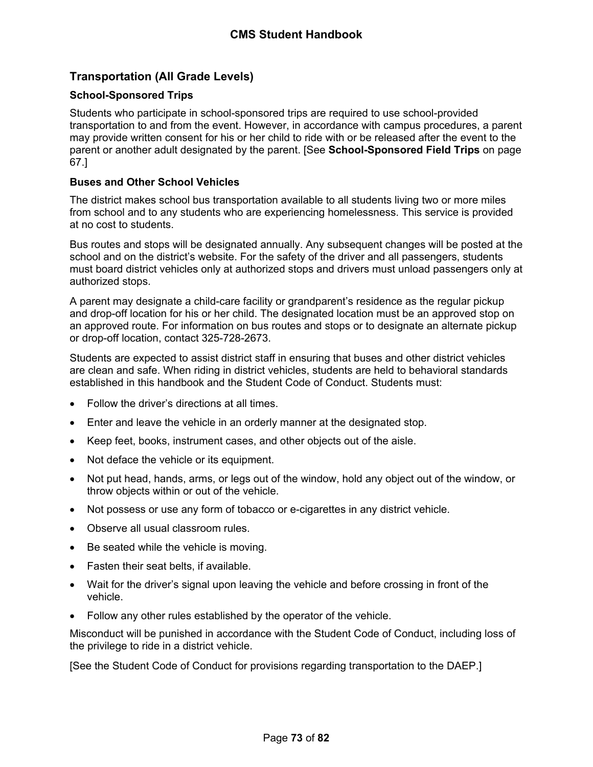## Transportation (All Grade Levels)

### School-Sponsored Trips

Students who participate in school-sponsored trips are required to use school-provided transportation to and from the event. However, in accordance with campus procedures, a parent may provide written consent for his or her child to ride with or be released after the event to the parent or another adult designated by the parent. [See **School-Sponsored Field Trips** on page 67.]

### Buses and Other School Vehicles

The district makes school bus transportation available to all students living two or more miles from school and to any students who are experiencing homelessness. This service is provided at no cost to students.

Bus routes and stops will be designated annually. Any subsequent changes will be posted at the school and on the district's website. For the safety of the driver and all passengers, students must board district vehicles only at authorized stops and drivers must unload passengers only at authorized stops.

A parent may designate a child-care facility or grandparent's residence as the regular pickup and drop-off location for his or her child. The designated location must be an approved stop on an approved route. For information on bus routes and stops or to designate an alternate pickup or drop-off location, contact 325-728-2673.

Students are expected to assist district staff in ensuring that buses and other district vehicles are clean and safe. When riding in district vehicles, students are held to behavioral standards established in this handbook and the Student Code of Conduct. Students must:

- Follow the driver's directions at all times.
- Enter and leave the vehicle in an orderly manner at the designated stop.
- Keep feet, books, instrument cases, and other objects out of the aisle.
- Not deface the vehicle or its equipment.
- Not put head, hands, arms, or legs out of the window, hold any object out of the window, or throw objects within or out of the vehicle.
- Not possess or use any form of tobacco or e-cigarettes in any district vehicle.
- Observe all usual classroom rules.
- Be seated while the vehicle is moving.
- Fasten their seat belts, if available.
- Wait for the driver's signal upon leaving the vehicle and before crossing in front of the vehicle.
- Follow any other rules established by the operator of the vehicle.

Misconduct will be punished in accordance with the Student Code of Conduct, including loss of the privilege to ride in a district vehicle.

[See the Student Code of Conduct for provisions regarding transportation to the DAEP.]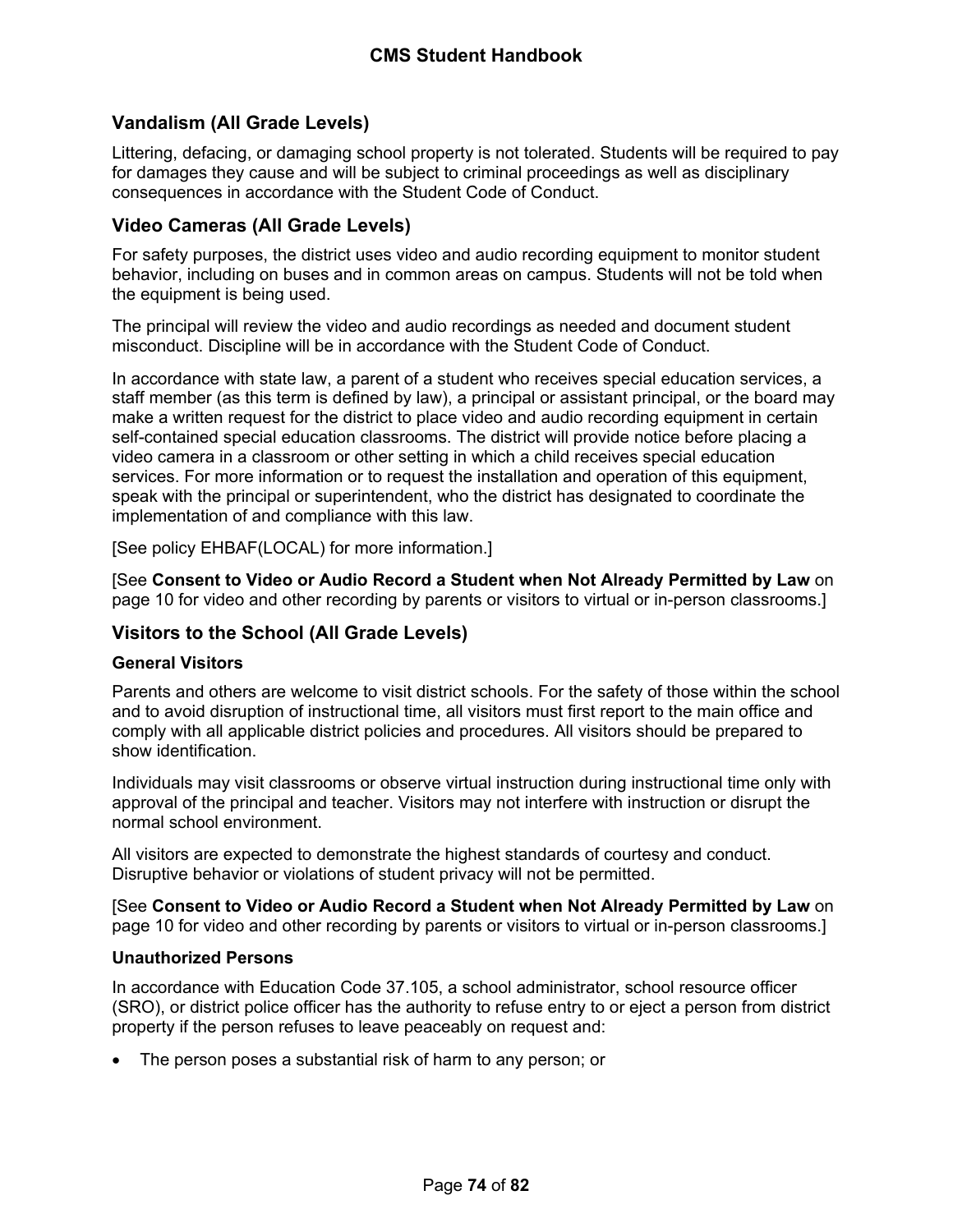## Vandalism (All Grade Levels)

Littering, defacing, or damaging school property is not tolerated. Students will be required to pay for damages they cause and will be subject to criminal proceedings as well as disciplinary consequences in accordance with the Student Code of Conduct.

## Video Cameras (All Grade Levels)

For safety purposes, the district uses video and audio recording equipment to monitor student behavior, including on buses and in common areas on campus. Students will not be told when the equipment is being used.

The principal will review the video and audio recordings as needed and document student misconduct. Discipline will be in accordance with the Student Code of Conduct.

In accordance with state law, a parent of a student who receives special education services, a staff member (as this term is defined by law), a principal or assistant principal, or the board may make a written request for the district to place video and audio recording equipment in certain self-contained special education classrooms. The district will provide notice before placing a video camera in a classroom or other setting in which a child receives special education services. For more information or to request the installation and operation of this equipment, speak with the principal or superintendent, who the district has designated to coordinate the implementation of and compliance with this law.

[See policy EHBAF(LOCAL) for more information.]

[See **Consent to Video or Audio Record a Student when Not Already Permitted by Law** on page 10 for video and other recording by parents or visitors to virtual or in-person classrooms.]

## Visitors to the School (All Grade Levels)

### General Visitors

Parents and others are welcome to visit district schools. For the safety of those within the school and to avoid disruption of instructional time, all visitors must first report to the main office and comply with all applicable district policies and procedures. All visitors should be prepared to show identification.

Individuals may visit classrooms or observe virtual instruction during instructional time only with approval of the principal and teacher. Visitors may not interfere with instruction or disrupt the normal school environment.

All visitors are expected to demonstrate the highest standards of courtesy and conduct. Disruptive behavior or violations of student privacy will not be permitted.

[See **Consent to Video or Audio Record a Student when Not Already Permitted by Law** on page 10 for video and other recording by parents or visitors to virtual or in-person classrooms.]

### Unauthorized Persons

In accordance with Education Code 37.105, a school administrator, school resource officer (SRO), or district police officer has the authority to refuse entry to or eject a person from district property if the person refuses to leave peaceably on request and:

- The person poses a substantial risk of harm to any person; or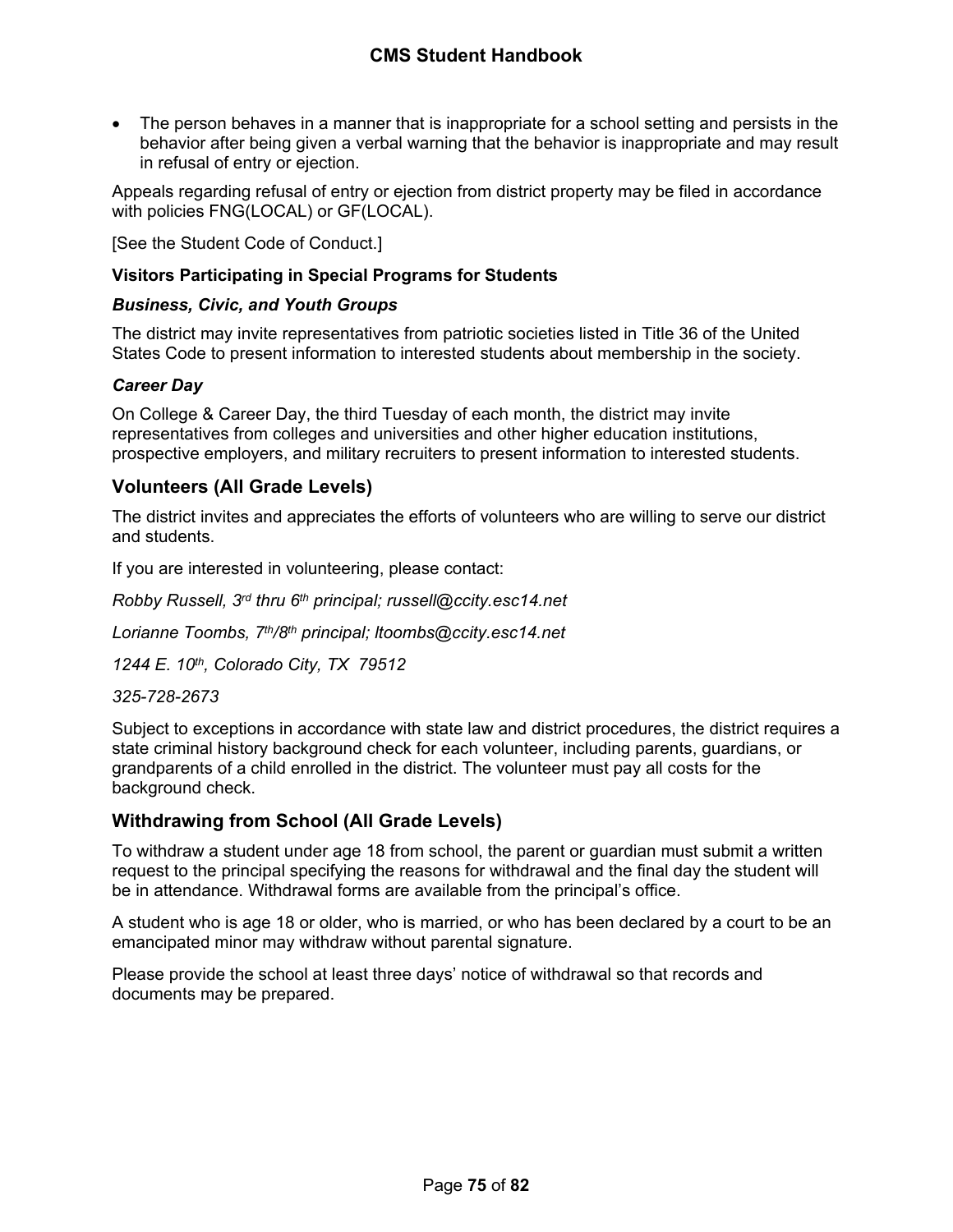- The person behaves in a manner that is inappropriate for a school setting and persists in the behavior after being given a verbal warning that the behavior is inappropriate and may result in refusal of entry or ejection.

Appeals regarding refusal of entry or ejection from district property may be filed in accordance with policies FNG(LOCAL) or GF(LOCAL).

[See the Student Code of Conduct.]

**Visitors Participating in Special Programs for Students**

***Business, Civic, and Youth Groups***

The district may invite representatives from patriotic societies listed in Title 36 of the United States Code to present information to interested students about membership in the society.

***Career Day***

On College & Career Day, the third Tuesday of each month, the district may invite representatives from colleges and universities and other higher education institutions, prospective employers, and military recruiters to present information to interested students.

## Volunteers (All Grade Levels)

The district invites and appreciates the efforts of volunteers who are willing to serve our district and students.

If you are interested in volunteering, please contact:

*Robby Russell, 3rd thru 6th principal; russell@ccity.esc14.net*

*Lorianne Toombs, 7th/8th principal; ltoombs@ccity.esc14.net*

*1244 E. 10th, Colorado City, TX 79512*

*325-728-2673*

Subject to exceptions in accordance with state law and district procedures, the district requires a state criminal history background check for each volunteer, including parents, guardians, or grandparents of a child enrolled in the district. The volunteer must pay all costs for the background check.

## Withdrawing from School (All Grade Levels)

To withdraw a student under age 18 from school, the parent or guardian must submit a written request to the principal specifying the reasons for withdrawal and the final day the student will be in attendance. Withdrawal forms are available from the principal's office.

A student who is age 18 or older, who is married, or who has been declared by a court to be an emancipated minor may withdraw without parental signature.

Please provide the school at least three days' notice of withdrawal so that records and documents may be prepared.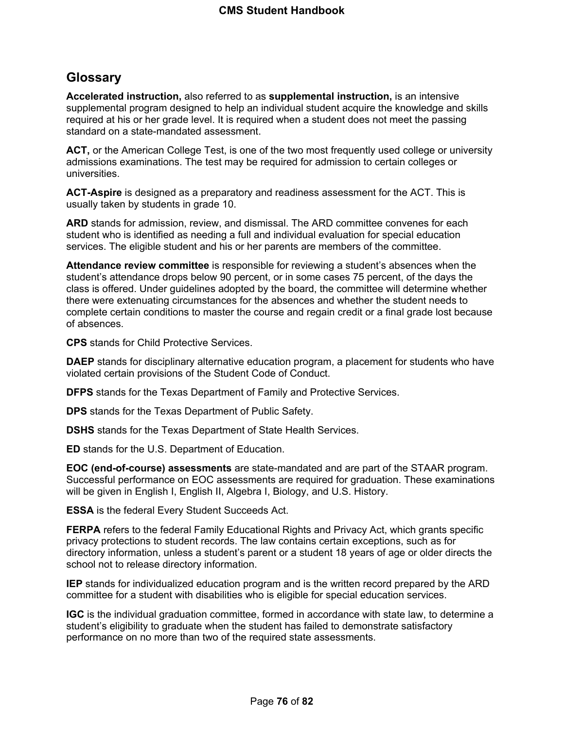## Glossary

**Accelerated instruction,** also referred to as **supplemental instruction,** is an intensive supplemental program designed to help an individual student acquire the knowledge and skills required at his or her grade level. It is required when a student does not meet the passing standard on a state-mandated assessment.

**ACT,** or the American College Test, is one of the two most frequently used college or university admissions examinations. The test may be required for admission to certain colleges or universities.

**ACT-Aspire** is designed as a preparatory and readiness assessment for the ACT. This is usually taken by students in grade 10.

**ARD** stands for admission, review, and dismissal. The ARD committee convenes for each student who is identified as needing a full and individual evaluation for special education services. The eligible student and his or her parents are members of the committee.

**Attendance review committee** is responsible for reviewing a student's absences when the student's attendance drops below 90 percent, or in some cases 75 percent, of the days the class is offered. Under guidelines adopted by the board, the committee will determine whether there were extenuating circumstances for the absences and whether the student needs to complete certain conditions to master the course and regain credit or a final grade lost because of absences.

**CPS** stands for Child Protective Services.

**DAEP** stands for disciplinary alternative education program, a placement for students who have violated certain provisions of the Student Code of Conduct.

**DFPS** stands for the Texas Department of Family and Protective Services.

**DPS** stands for the Texas Department of Public Safety.

**DSHS** stands for the Texas Department of State Health Services.

**ED** stands for the U.S. Department of Education.

**EOC (end-of-course) assessments** are state-mandated and are part of the STAAR program. Successful performance on EOC assessments are required for graduation. These examinations will be given in English I, English II, Algebra I, Biology, and U.S. History.

**ESSA** is the federal Every Student Succeeds Act.

**FERPA** refers to the federal Family Educational Rights and Privacy Act, which grants specific privacy protections to student records. The law contains certain exceptions, such as for directory information, unless a student's parent or a student 18 years of age or older directs the school not to release directory information.

**IEP** stands for individualized education program and is the written record prepared by the ARD committee for a student with disabilities who is eligible for special education services.

**IGC** is the individual graduation committee, formed in accordance with state law, to determine a student's eligibility to graduate when the student has failed to demonstrate satisfactory performance on no more than two of the required state assessments.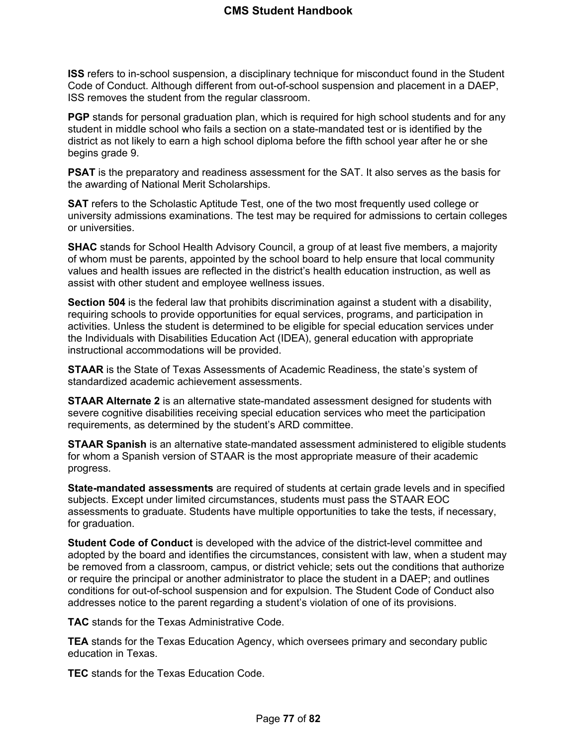**ISS** refers to in-school suspension, a disciplinary technique for misconduct found in the Student Code of Conduct. Although different from out-of-school suspension and placement in a DAEP, ISS removes the student from the regular classroom.

**PGP** stands for personal graduation plan, which is required for high school students and for any student in middle school who fails a section on a state-mandated test or is identified by the district as not likely to earn a high school diploma before the fifth school year after he or she begins grade 9.

**PSAT** is the preparatory and readiness assessment for the SAT. It also serves as the basis for the awarding of National Merit Scholarships.

**SAT** refers to the Scholastic Aptitude Test, one of the two most frequently used college or university admissions examinations. The test may be required for admissions to certain colleges or universities.

**SHAC** stands for School Health Advisory Council, a group of at least five members, a majority of whom must be parents, appointed by the school board to help ensure that local community values and health issues are reflected in the district's health education instruction, as well as assist with other student and employee wellness issues.

**Section 504** is the federal law that prohibits discrimination against a student with a disability, requiring schools to provide opportunities for equal services, programs, and participation in activities. Unless the student is determined to be eligible for special education services under the Individuals with Disabilities Education Act (IDEA), general education with appropriate instructional accommodations will be provided.

**STAAR** is the State of Texas Assessments of Academic Readiness, the state's system of standardized academic achievement assessments.

**STAAR Alternate 2** is an alternative state-mandated assessment designed for students with severe cognitive disabilities receiving special education services who meet the participation requirements, as determined by the student's ARD committee.

**STAAR Spanish** is an alternative state-mandated assessment administered to eligible students for whom a Spanish version of STAAR is the most appropriate measure of their academic progress.

**State-mandated assessments** are required of students at certain grade levels and in specified subjects. Except under limited circumstances, students must pass the STAAR EOC assessments to graduate. Students have multiple opportunities to take the tests, if necessary, for graduation.

**Student Code of Conduct** is developed with the advice of the district-level committee and adopted by the board and identifies the circumstances, consistent with law, when a student may be removed from a classroom, campus, or district vehicle; sets out the conditions that authorize or require the principal or another administrator to place the student in a DAEP; and outlines conditions for out-of-school suspension and for expulsion. The Student Code of Conduct also addresses notice to the parent regarding a student's violation of one of its provisions.

**TAC** stands for the Texas Administrative Code.

**TEA** stands for the Texas Education Agency, which oversees primary and secondary public education in Texas.

**TEC** stands for the Texas Education Code.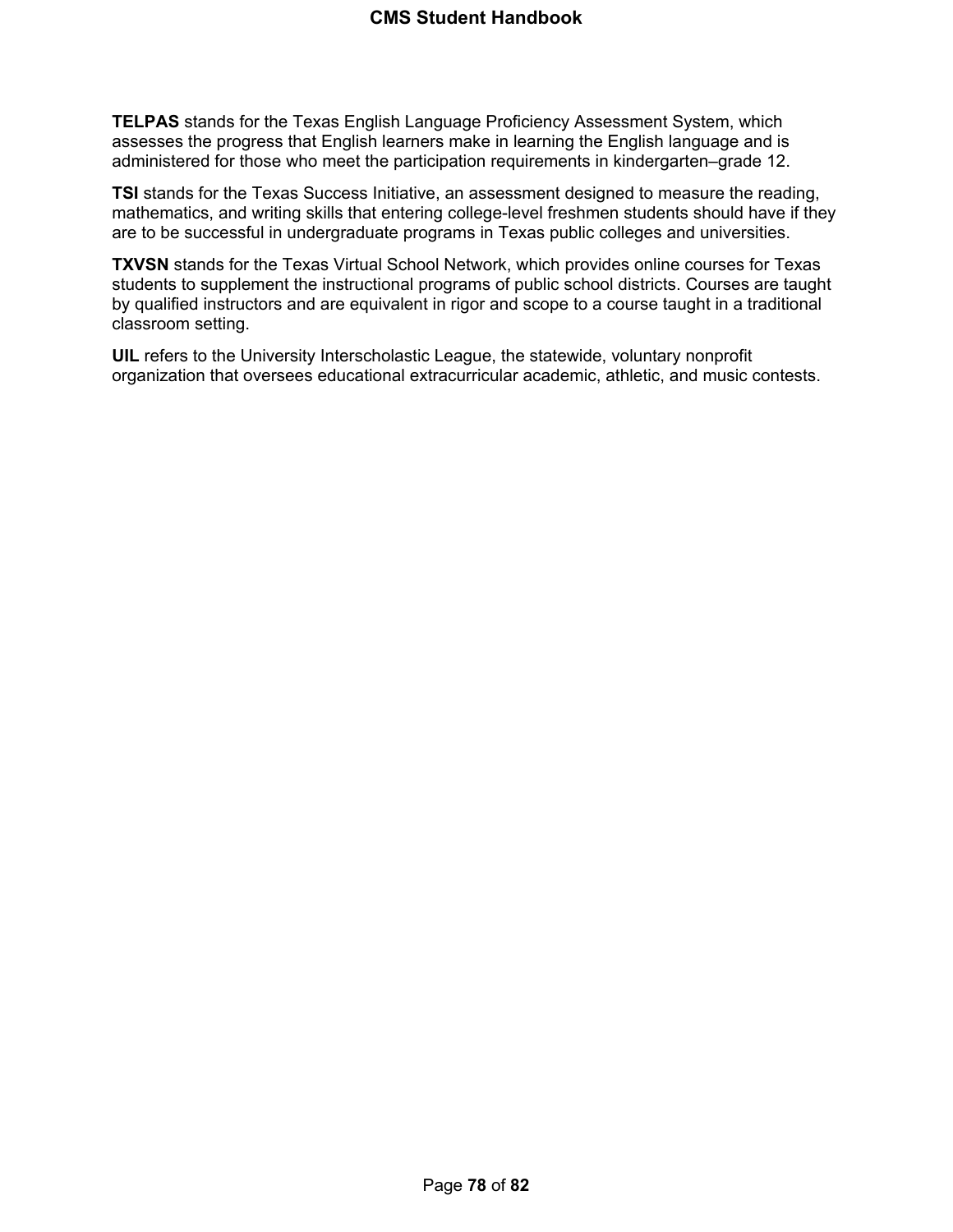**TELPAS** stands for the Texas English Language Proficiency Assessment System, which assesses the progress that English learners make in learning the English language and is administered for those who meet the participation requirements in kindergarten–grade 12.

**TSI** stands for the Texas Success Initiative, an assessment designed to measure the reading, mathematics, and writing skills that entering college-level freshmen students should have if they are to be successful in undergraduate programs in Texas public colleges and universities.

**TXVSN** stands for the Texas Virtual School Network, which provides online courses for Texas students to supplement the instructional programs of public school districts. Courses are taught by qualified instructors and are equivalent in rigor and scope to a course taught in a traditional classroom setting.

**UIL** refers to the University Interscholastic League, the statewide, voluntary nonprofit organization that oversees educational extracurricular academic, athletic, and music contests.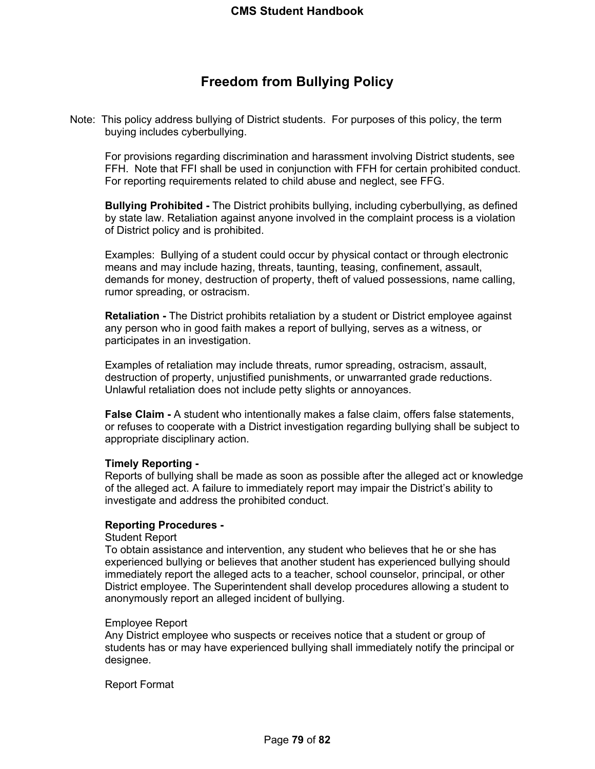## Freedom from Bullying Policy

Note: This policy address bullying of District students. For purposes of this policy, the term buying includes cyberbullying.

For provisions regarding discrimination and harassment involving District students, see FFH. Note that FFI shall be used in conjunction with FFH for certain prohibited conduct. For reporting requirements related to child abuse and neglect, see FFG.

**Bullying Prohibited -** The District prohibits bullying, including cyberbullying, as defined by state law. Retaliation against anyone involved in the complaint process is a violation of District policy and is prohibited.

Examples: Bullying of a student could occur by physical contact or through electronic means and may include hazing, threats, taunting, teasing, confinement, assault, demands for money, destruction of property, theft of valued possessions, name calling, rumor spreading, or ostracism.

**Retaliation -** The District prohibits retaliation by a student or District employee against any person who in good faith makes a report of bullying, serves as a witness, or participates in an investigation.

Examples of retaliation may include threats, rumor spreading, ostracism, assault, destruction of property, unjustified punishments, or unwarranted grade reductions. Unlawful retaliation does not include petty slights or annoyances.

**False Claim -** A student who intentionally makes a false claim, offers false statements, or refuses to cooperate with a District investigation regarding bullying shall be subject to appropriate disciplinary action.

**Timely Reporting -**
Reports of bullying shall be made as soon as possible after the alleged act or knowledge of the alleged act. A failure to immediately report may impair the District's ability to investigate and address the prohibited conduct.

**Reporting Procedures -**
Student Report
To obtain assistance and intervention, any student who believes that he or she has experienced bullying or believes that another student has experienced bullying should immediately report the alleged acts to a teacher, school counselor, principal, or other District employee. The Superintendent shall develop procedures allowing a student to anonymously report an alleged incident of bullying.

Employee Report
Any District employee who suspects or receives notice that a student or group of students has or may have experienced bullying shall immediately notify the principal or designee.

Report Format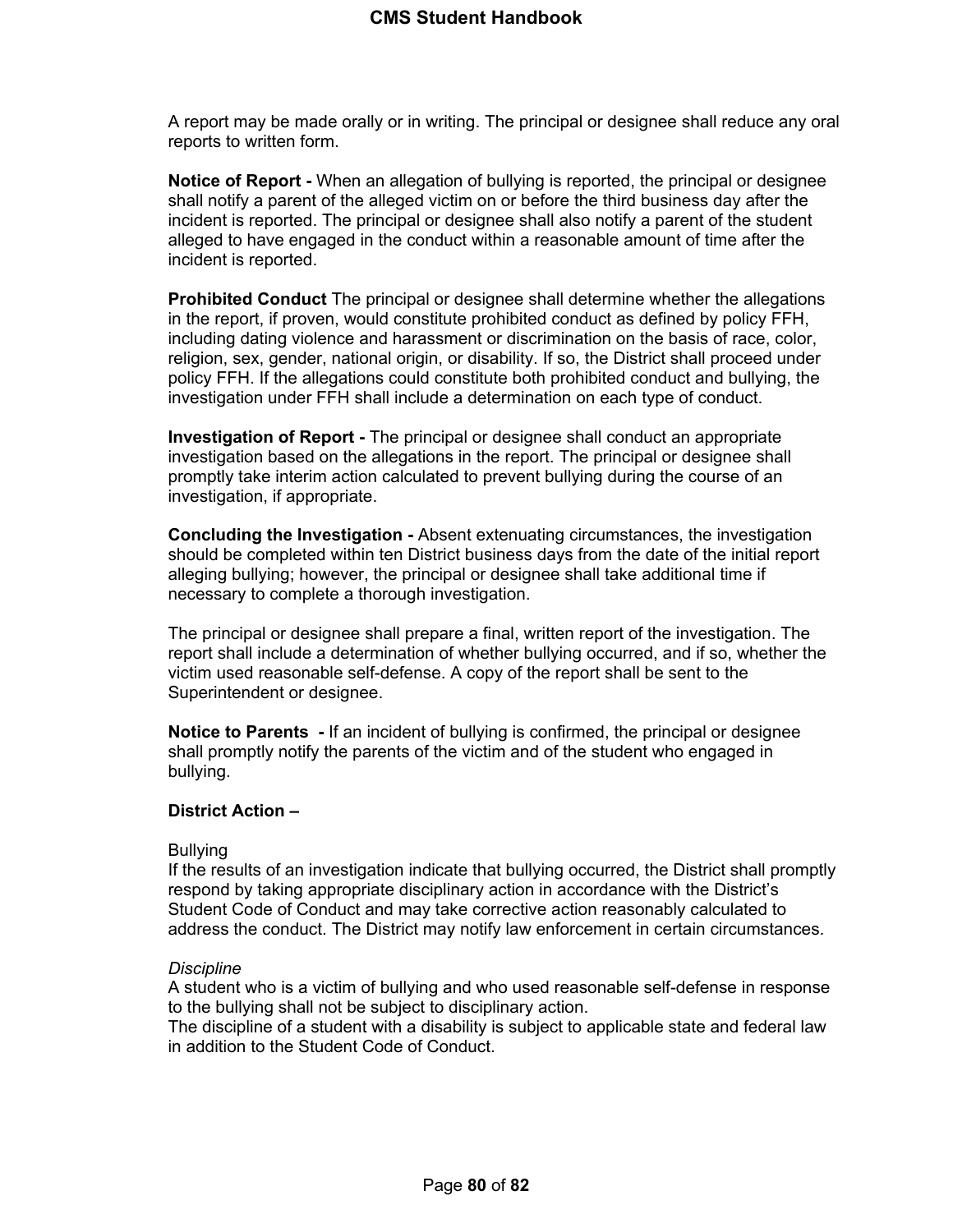A report may be made orally or in writing. The principal or designee shall reduce any oral reports to written form.

**Notice of Report -** When an allegation of bullying is reported, the principal or designee shall notify a parent of the alleged victim on or before the third business day after the incident is reported. The principal or designee shall also notify a parent of the student alleged to have engaged in the conduct within a reasonable amount of time after the incident is reported.

**Prohibited Conduct** The principal or designee shall determine whether the allegations in the report, if proven, would constitute prohibited conduct as defined by policy FFH, including dating violence and harassment or discrimination on the basis of race, color, religion, sex, gender, national origin, or disability. If so, the District shall proceed under policy FFH. If the allegations could constitute both prohibited conduct and bullying, the investigation under FFH shall include a determination on each type of conduct.

**Investigation of Report -** The principal or designee shall conduct an appropriate investigation based on the allegations in the report. The principal or designee shall promptly take interim action calculated to prevent bullying during the course of an investigation, if appropriate.

**Concluding the Investigation -** Absent extenuating circumstances, the investigation should be completed within ten District business days from the date of the initial report alleging bullying; however, the principal or designee shall take additional time if necessary to complete a thorough investigation.

The principal or designee shall prepare a final, written report of the investigation. The report shall include a determination of whether bullying occurred, and if so, whether the victim used reasonable self-defense. A copy of the report shall be sent to the Superintendent or designee.

**Notice to Parents -** If an incident of bullying is confirmed, the principal or designee shall promptly notify the parents of the victim and of the student who engaged in bullying.

**District Action –**

Bullying
If the results of an investigation indicate that bullying occurred, the District shall promptly respond by taking appropriate disciplinary action in accordance with the District's Student Code of Conduct and may take corrective action reasonably calculated to address the conduct. The District may notify law enforcement in certain circumstances.

*Discipline*
A student who is a victim of bullying and who used reasonable self-defense in response to the bullying shall not be subject to disciplinary action.
The discipline of a student with a disability is subject to applicable state and federal law in addition to the Student Code of Conduct.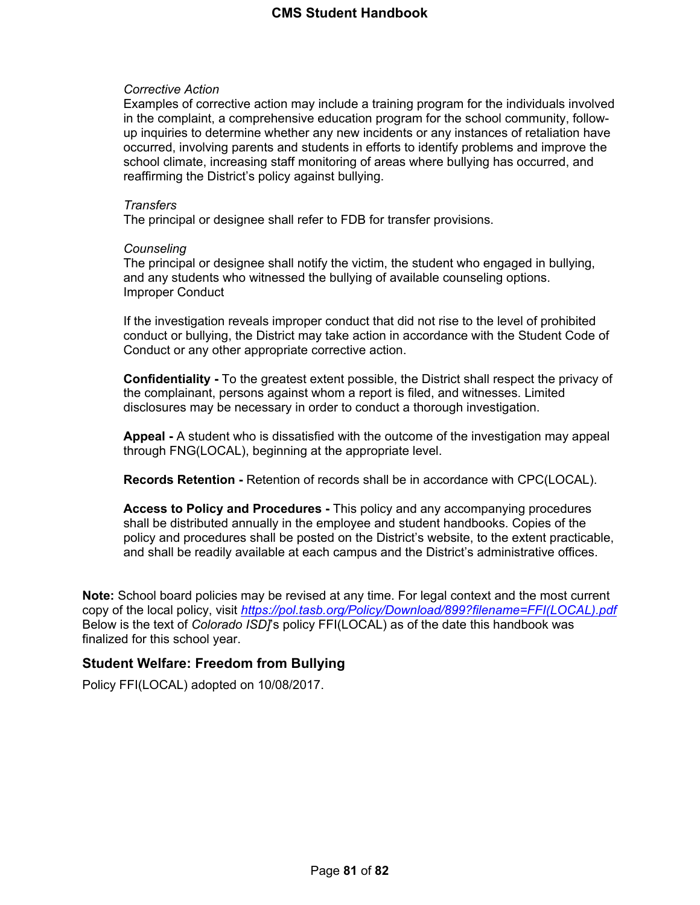*Corrective Action*
Examples of corrective action may include a training program for the individuals involved in the complaint, a comprehensive education program for the school community, follow-up inquiries to determine whether any new incidents or any instances of retaliation have occurred, involving parents and students in efforts to identify problems and improve the school climate, increasing staff monitoring of areas where bullying has occurred, and reaffirming the District's policy against bullying.

*Transfers*
The principal or designee shall refer to FDB for transfer provisions.

*Counseling*
The principal or designee shall notify the victim, the student who engaged in bullying, and any students who witnessed the bullying of available counseling options.
Improper Conduct

If the investigation reveals improper conduct that did not rise to the level of prohibited conduct or bullying, the District may take action in accordance with the Student Code of Conduct or any other appropriate corrective action.

**Confidentiality -** To the greatest extent possible, the District shall respect the privacy of the complainant, persons against whom a report is filed, and witnesses. Limited disclosures may be necessary in order to conduct a thorough investigation.

**Appeal -** A student who is dissatisfied with the outcome of the investigation may appeal through FNG(LOCAL), beginning at the appropriate level.

**Records Retention -** Retention of records shall be in accordance with CPC(LOCAL).

**Access to Policy and Procedures -** This policy and any accompanying procedures shall be distributed annually in the employee and student handbooks. Copies of the policy and procedures shall be posted on the District's website, to the extent practicable, and shall be readily available at each campus and the District's administrative offices.

**Note:** School board policies may be revised at any time. For legal context and the most current copy of the local policy, visit *https://pol.tasb.org/Policy/Download/899?filename=FFI(LOCAL).pdf*
Below is the text of *Colorado ISD]*'s policy FFI(LOCAL) as of the date this handbook was finalized for this school year.

## Student Welfare: Freedom from Bullying

Policy FFI(LOCAL) adopted on 10/08/2017.